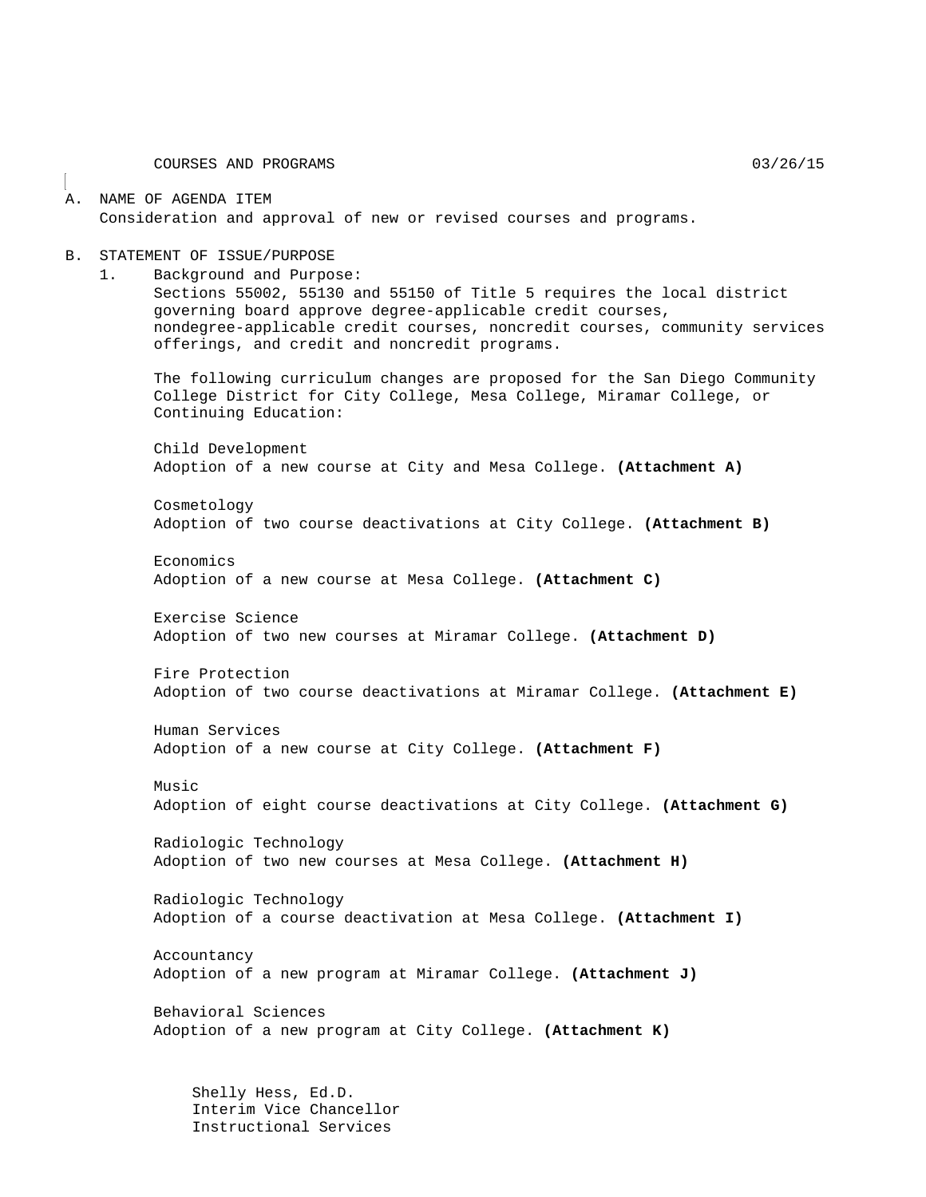COURSES AND PROGRAMS 03/26/15

A. NAME OF AGENDA ITEM
Consideration and approval of new or revised courses and programs.

B. STATEMENT OF ISSUE/PURPOSE

1. Background and Purpose:
Sections 55002, 55130 and 55150 of Title 5 requires the local district governing board approve degree-applicable credit courses, nondegree-applicable credit courses, noncredit courses, community services offerings, and credit and noncredit programs.

The following curriculum changes are proposed for the San Diego Community College District for City College, Mesa College, Miramar College, or Continuing Education:

Child Development
Adoption of a new course at City and Mesa College. **(Attachment A)**

Cosmetology
Adoption of two course deactivations at City College. **(Attachment B)**

Economics
Adoption of a new course at Mesa College. **(Attachment C)**

Exercise Science
Adoption of two new courses at Miramar College. **(Attachment D)**

Fire Protection
Adoption of two course deactivations at Miramar College. **(Attachment E)**

Human Services
Adoption of a new course at City College. **(Attachment F)**

Music
Adoption of eight course deactivations at City College. **(Attachment G)**

Radiologic Technology
Adoption of two new courses at Mesa College. **(Attachment H)**

Radiologic Technology
Adoption of a course deactivation at Mesa College. **(Attachment I)**

Accountancy
Adoption of a new program at Miramar College. **(Attachment J)**

Behavioral Sciences
Adoption of a new program at City College. **(Attachment K)**

Shelly Hess, Ed.D.
Interim Vice Chancellor
Instructional Services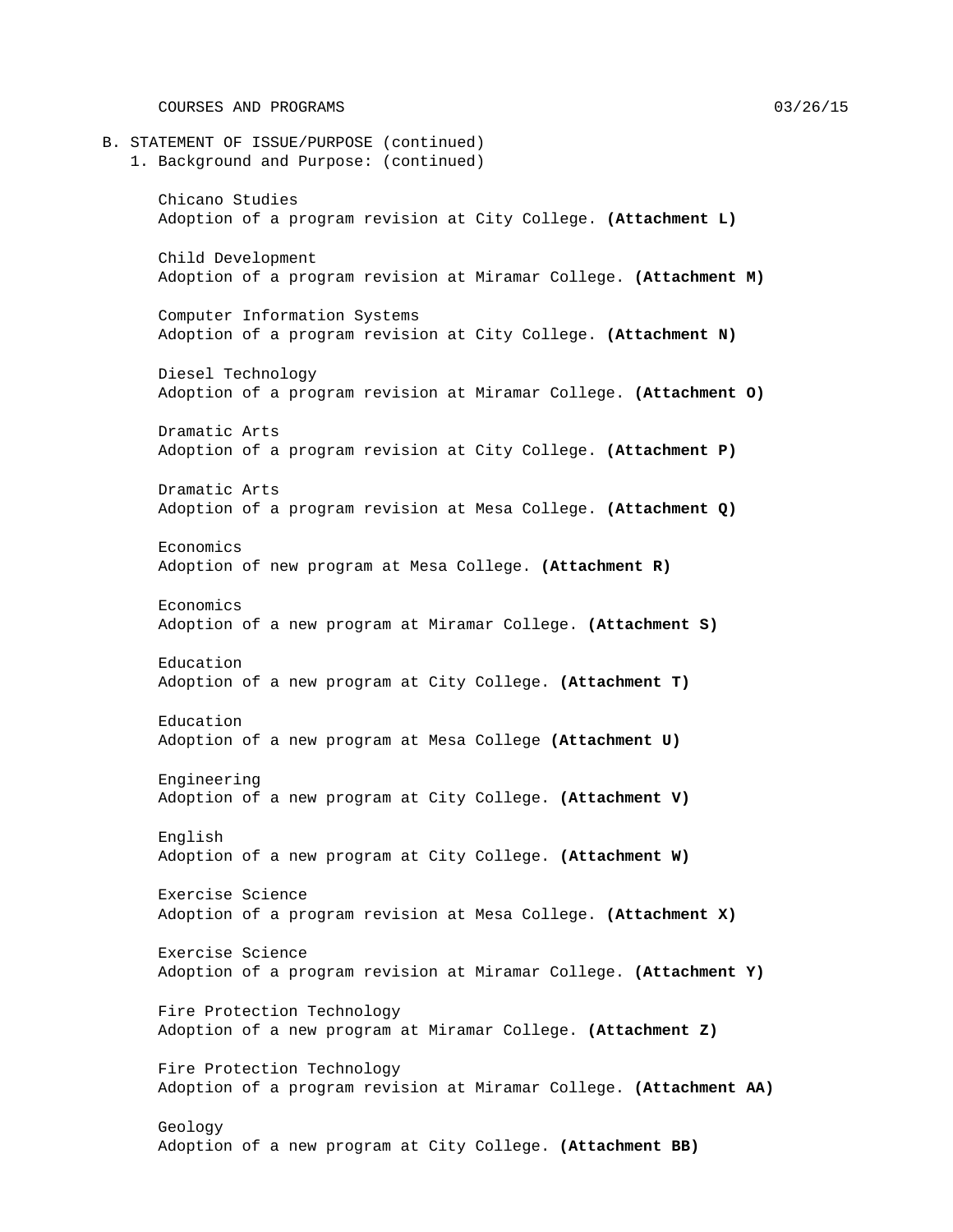B. STATEMENT OF ISSUE/PURPOSE (continued)

1. Background and Purpose: (continued)

Chicano Studies
Adoption of a program revision at City College. **(Attachment L)**

Child Development
Adoption of a program revision at Miramar College. **(Attachment M)**

Computer Information Systems
Adoption of a program revision at City College. **(Attachment N)**

Diesel Technology
Adoption of a program revision at Miramar College. **(Attachment O)**

Dramatic Arts
Adoption of a program revision at City College. **(Attachment P)**

Dramatic Arts
Adoption of a program revision at Mesa College. **(Attachment Q)**

Economics
Adoption of new program at Mesa College. **(Attachment R)**

Economics
Adoption of a new program at Miramar College. **(Attachment S)**

Education
Adoption of a new program at City College. **(Attachment T)**

Education
Adoption of a new program at Mesa College **(Attachment U)**

Engineering
Adoption of a new program at City College. **(Attachment V)**

English
Adoption of a new program at City College. **(Attachment W)**

Exercise Science
Adoption of a program revision at Mesa College. **(Attachment X)**

Exercise Science
Adoption of a program revision at Miramar College. **(Attachment Y)**

Fire Protection Technology
Adoption of a new program at Miramar College. **(Attachment Z)**

Fire Protection Technology
Adoption of a program revision at Miramar College. **(Attachment AA)**

Geology
Adoption of a new program at City College. **(Attachment BB)**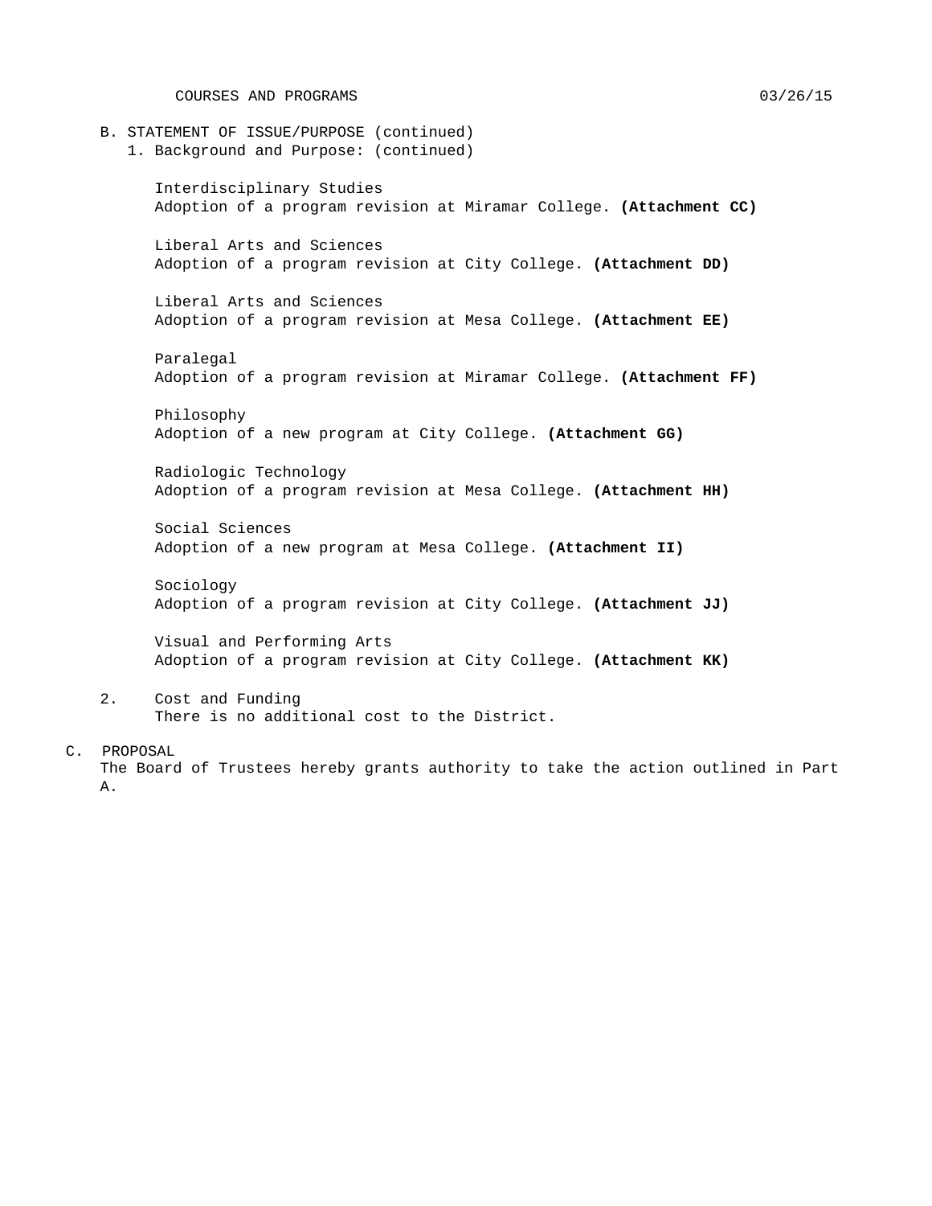B. STATEMENT OF ISSUE/PURPOSE (continued)

1. Background and Purpose: (continued)

Interdisciplinary Studies
Adoption of a program revision at Miramar College. **(Attachment CC)**

Liberal Arts and Sciences
Adoption of a program revision at City College. **(Attachment DD)**

Liberal Arts and Sciences
Adoption of a program revision at Mesa College. **(Attachment EE)**

Paralegal
Adoption of a program revision at Miramar College. **(Attachment FF)**

Philosophy
Adoption of a new program at City College. **(Attachment GG)**

Radiologic Technology
Adoption of a program revision at Mesa College. **(Attachment HH)**

Social Sciences
Adoption of a new program at Mesa College. **(Attachment II)**

Sociology
Adoption of a program revision at City College. **(Attachment JJ)**

Visual and Performing Arts
Adoption of a program revision at City College. **(Attachment KK)**

2. Cost and Funding
There is no additional cost to the District.

C. PROPOSAL

The Board of Trustees hereby grants authority to take the action outlined in Part A.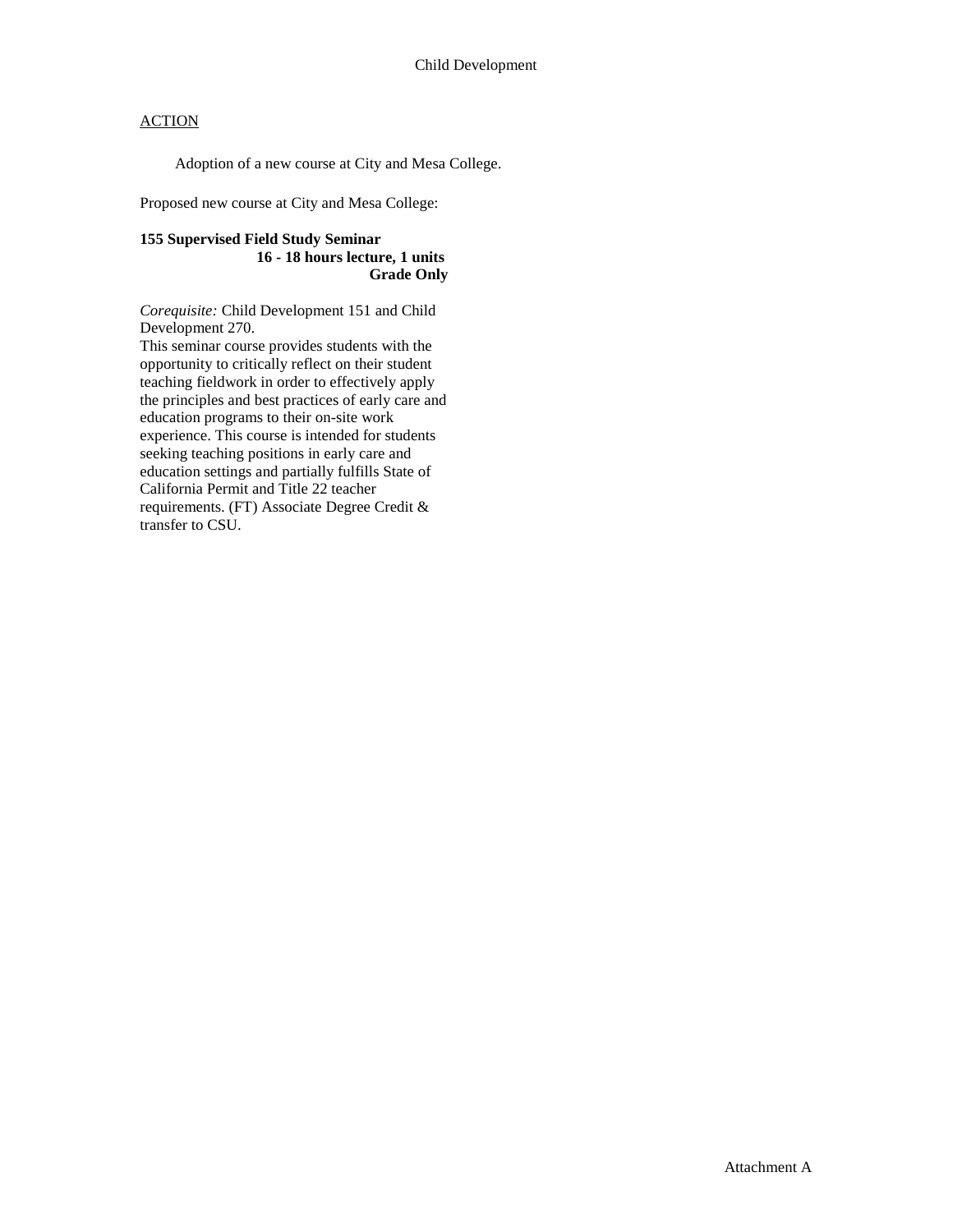# Child Development

ACTION

Adoption of a new course at City and Mesa College.

Proposed new course at City and Mesa College:

**155 Supervised Field Study Seminar**
**16 - 18 hours lecture, 1 units**
**Grade Only**

*Corequisite:* Child Development 151 and Child Development 270.
This seminar course provides students with the opportunity to critically reflect on their student teaching fieldwork in order to effectively apply the principles and best practices of early care and education programs to their on-site work experience. This course is intended for students seeking teaching positions in early care and education settings and partially fulfills State of California Permit and Title 22 teacher requirements. (FT) Associate Degree Credit & transfer to CSU.

Attachment A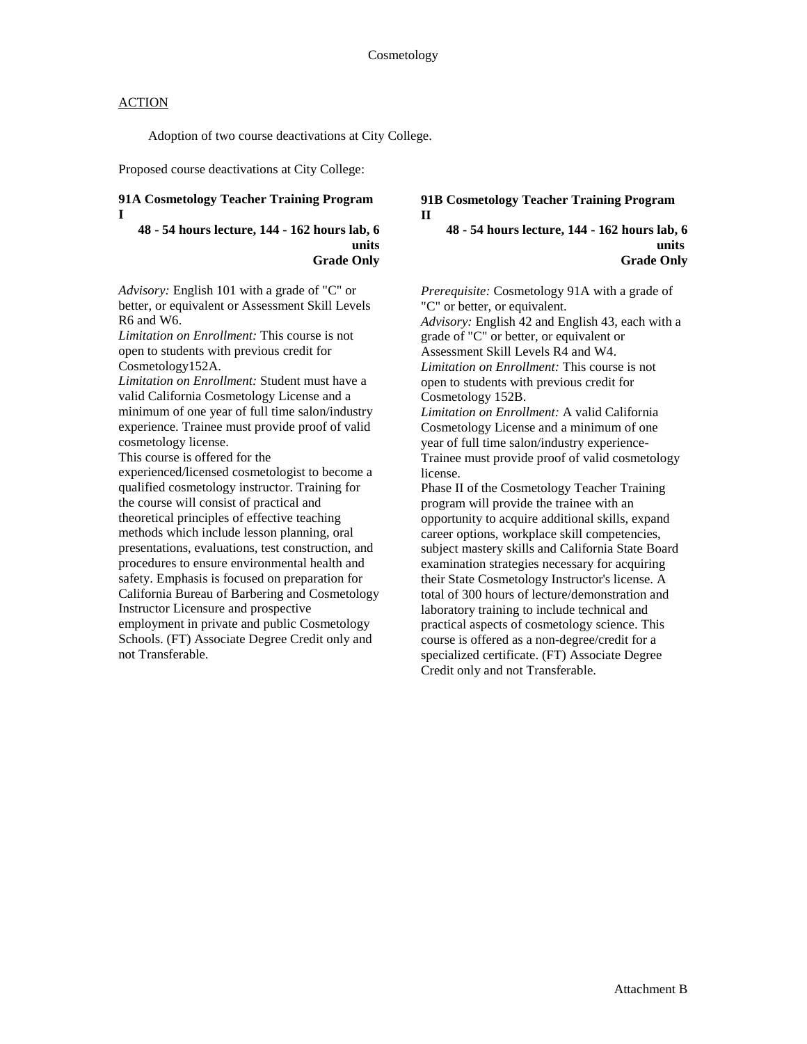Cosmetology

ACTION

Adoption of two course deactivations at City College.

Proposed course deactivations at City College:

**91A Cosmetology Teacher Training Program I**
**48 - 54 hours lecture, 144 - 162 hours lab, 6 units**
**Grade Only**

*Advisory:* English 101 with a grade of "C" or better, or equivalent or Assessment Skill Levels R6 and W6.
*Limitation on Enrollment:* This course is not open to students with previous credit for Cosmetology152A.
*Limitation on Enrollment:* Student must have a valid California Cosmetology License and a minimum of one year of full time salon/industry experience. Trainee must provide proof of valid cosmetology license.
This course is offered for the experienced/licensed cosmetologist to become a qualified cosmetology instructor. Training for the course will consist of practical and theoretical principles of effective teaching methods which include lesson planning, oral presentations, evaluations, test construction, and procedures to ensure environmental health and safety. Emphasis is focused on preparation for California Bureau of Barbering and Cosmetology Instructor Licensure and prospective employment in private and public Cosmetology Schools. (FT) Associate Degree Credit only and not Transferable.

**91B Cosmetology Teacher Training Program II**
**48 - 54 hours lecture, 144 - 162 hours lab, 6 units**
**Grade Only**

*Prerequisite:* Cosmetology 91A with a grade of "C" or better, or equivalent.
*Advisory:* English 42 and English 43, each with a grade of "C" or better, or equivalent or Assessment Skill Levels R4 and W4.
*Limitation on Enrollment:* This course is not open to students with previous credit for Cosmetology 152B.
*Limitation on Enrollment:* A valid California Cosmetology License and a minimum of one year of full time salon/industry experience-Trainee must provide proof of valid cosmetology license.
Phase II of the Cosmetology Teacher Training program will provide the trainee with an opportunity to acquire additional skills, expand career options, workplace skill competencies, subject mastery skills and California State Board examination strategies necessary for acquiring their State Cosmetology Instructor's license. A total of 300 hours of lecture/demonstration and laboratory training to include technical and practical aspects of cosmetology science. This course is offered as a non-degree/credit for a specialized certificate. (FT) Associate Degree Credit only and not Transferable.

Attachment B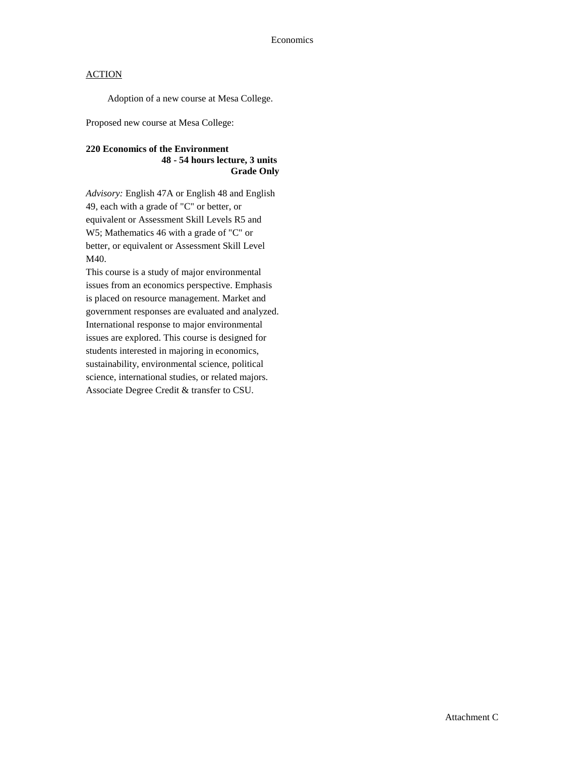ACTION

Adoption of a new course at Mesa College.

Proposed new course at Mesa College:

**220 Economics of the Environment**
**48 - 54 hours lecture, 3 units**
**Grade Only**

*Advisory:* English 47A or English 48 and English 49, each with a grade of "C" or better, or equivalent or Assessment Skill Levels R5 and W5; Mathematics 46 with a grade of "C" or better, or equivalent or Assessment Skill Level M40.

This course is a study of major environmental issues from an economics perspective. Emphasis is placed on resource management. Market and government responses are evaluated and analyzed. International response to major environmental issues are explored. This course is designed for students interested in majoring in economics, sustainability, environmental science, political science, international studies, or related majors. Associate Degree Credit & transfer to CSU.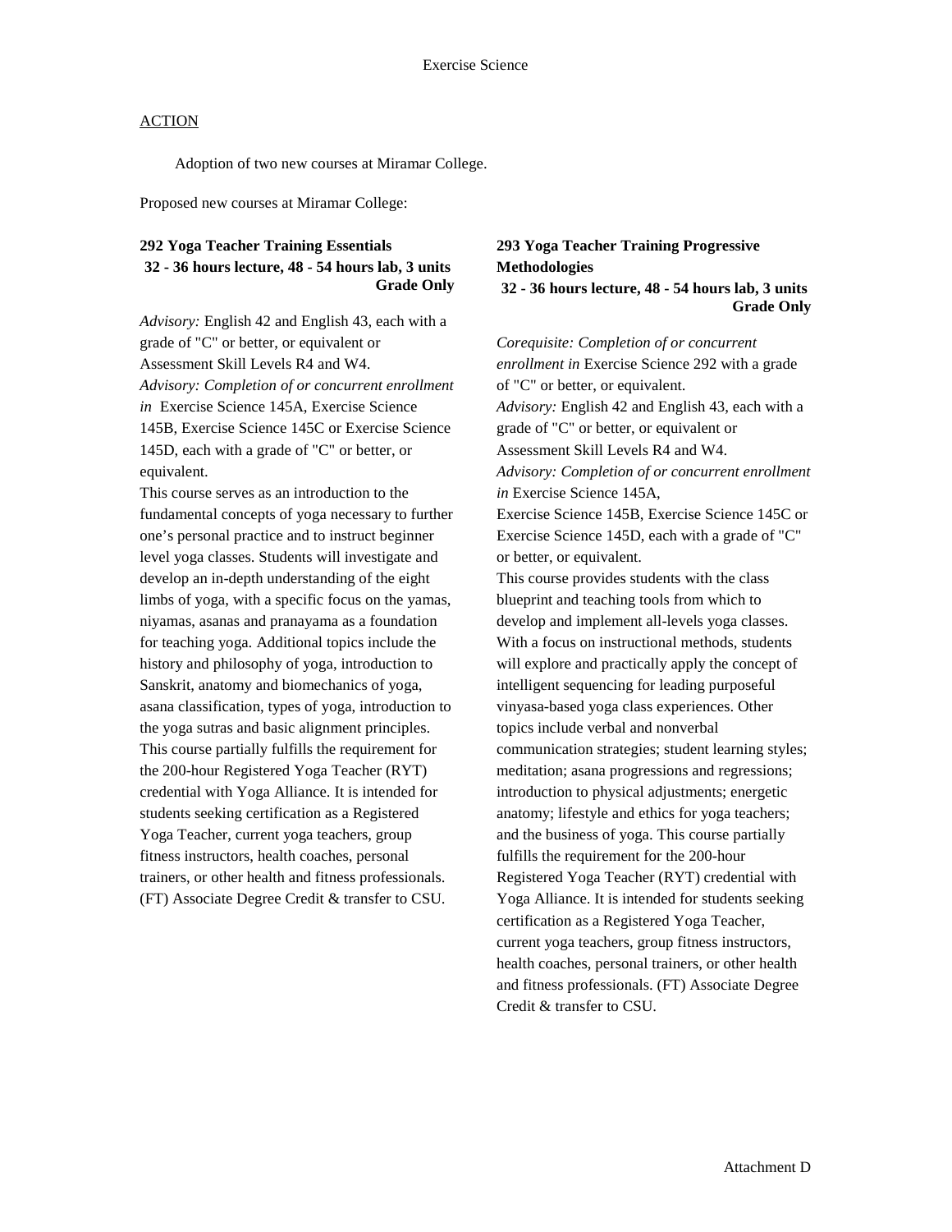Exercise Science

ACTION

Adoption of two new courses at Miramar College.

Proposed new courses at Miramar College:

**292 Yoga Teacher Training Essentials**
**32 - 36 hours lecture, 48 - 54 hours lab, 3 units**
**Grade Only**

*Advisory:* English 42 and English 43, each with a grade of "C" or better, or equivalent or Assessment Skill Levels R4 and W4.
*Advisory: Completion of or concurrent enrollment in* Exercise Science 145A, Exercise Science 145B, Exercise Science 145C or Exercise Science 145D, each with a grade of "C" or better, or equivalent.
This course serves as an introduction to the fundamental concepts of yoga necessary to further one's personal practice and to instruct beginner level yoga classes. Students will investigate and develop an in-depth understanding of the eight limbs of yoga, with a specific focus on the yamas, niyamas, asanas and pranayama as a foundation for teaching yoga. Additional topics include the history and philosophy of yoga, introduction to Sanskrit, anatomy and biomechanics of yoga, asana classification, types of yoga, introduction to the yoga sutras and basic alignment principles. This course partially fulfills the requirement for the 200-hour Registered Yoga Teacher (RYT) credential with Yoga Alliance. It is intended for students seeking certification as a Registered Yoga Teacher, current yoga teachers, group fitness instructors, health coaches, personal trainers, or other health and fitness professionals. (FT) Associate Degree Credit & transfer to CSU.

**293 Yoga Teacher Training Progressive Methodologies**
**32 - 36 hours lecture, 48 - 54 hours lab, 3 units**
**Grade Only**

*Corequisite: Completion of or concurrent enrollment in* Exercise Science 292 with a grade of "C" or better, or equivalent.
*Advisory:* English 42 and English 43, each with a grade of "C" or better, or equivalent or Assessment Skill Levels R4 and W4.
*Advisory: Completion of or concurrent enrollment in* Exercise Science 145A, Exercise Science 145B, Exercise Science 145C or Exercise Science 145D, each with a grade of "C" or better, or equivalent.
This course provides students with the class blueprint and teaching tools from which to develop and implement all-levels yoga classes. With a focus on instructional methods, students will explore and practically apply the concept of intelligent sequencing for leading purposeful vinyasa-based yoga class experiences. Other topics include verbal and nonverbal communication strategies; student learning styles; meditation; asana progressions and regressions; introduction to physical adjustments; energetic anatomy; lifestyle and ethics for yoga teachers; and the business of yoga. This course partially fulfills the requirement for the 200-hour Registered Yoga Teacher (RYT) credential with Yoga Alliance. It is intended for students seeking certification as a Registered Yoga Teacher, current yoga teachers, group fitness instructors, health coaches, personal trainers, or other health and fitness professionals. (FT) Associate Degree Credit & transfer to CSU.

Attachment D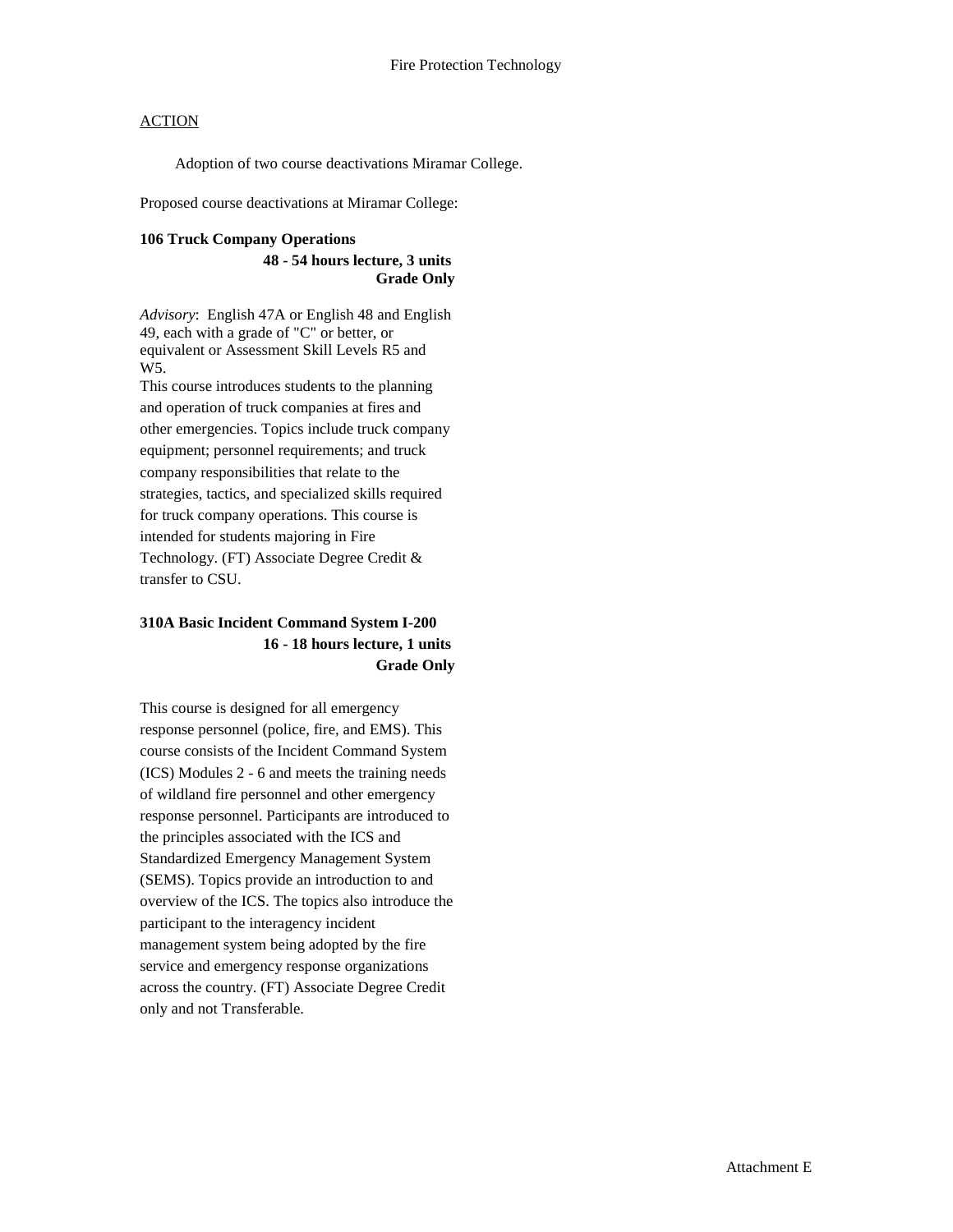Fire Protection Technology

ACTION

Adoption of two course deactivations Miramar College.

Proposed course deactivations at Miramar College:

**106 Truck Company Operations**
**48 - 54 hours lecture, 3 units**
**Grade Only**

*Advisory*: English 47A or English 48 and English 49, each with a grade of "C" or better, or equivalent or Assessment Skill Levels R5 and W5.
This course introduces students to the planning and operation of truck companies at fires and other emergencies. Topics include truck company equipment; personnel requirements; and truck company responsibilities that relate to the strategies, tactics, and specialized skills required for truck company operations. This course is intended for students majoring in Fire Technology. (FT) Associate Degree Credit & transfer to CSU.

**310A Basic Incident Command System I-200**
**16 - 18 hours lecture, 1 units**
**Grade Only**

This course is designed for all emergency response personnel (police, fire, and EMS). This course consists of the Incident Command System (ICS) Modules 2 - 6 and meets the training needs of wildland fire personnel and other emergency response personnel. Participants are introduced to the principles associated with the ICS and Standardized Emergency Management System (SEMS). Topics provide an introduction to and overview of the ICS. The topics also introduce the participant to the interagency incident management system being adopted by the fire service and emergency response organizations across the country. (FT) Associate Degree Credit only and not Transferable.

Attachment E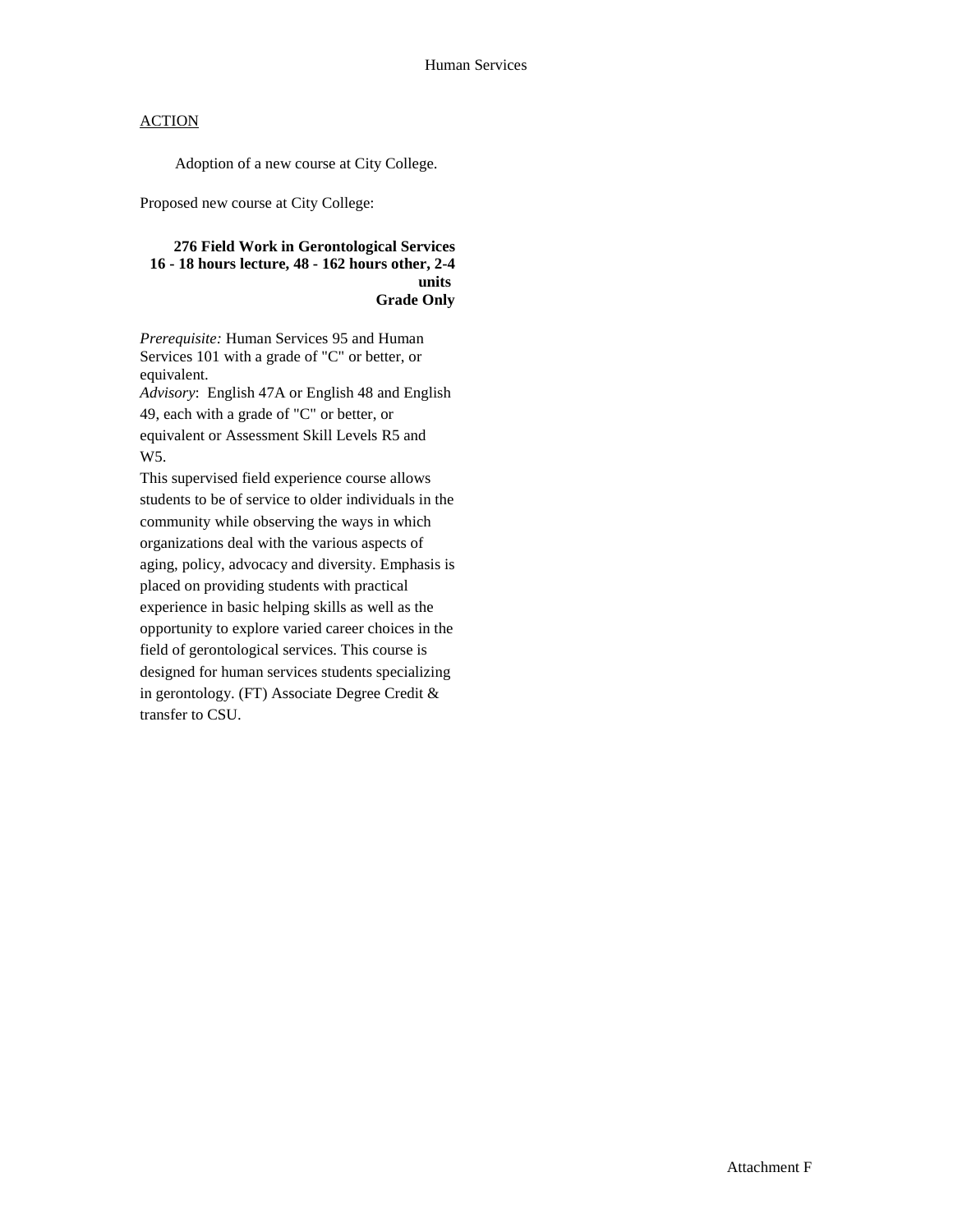Human Services

ACTION

Adoption of a new course at City College.

Proposed new course at City College:

**276 Field Work in Gerontological Services**
**16 - 18 hours lecture, 48 - 162 hours other, 2-4 units**
**Grade Only**

*Prerequisite:* Human Services 95 and Human Services 101 with a grade of "C" or better, or equivalent.
*Advisory*: English 47A or English 48 and English 49, each with a grade of "C" or better, or equivalent or Assessment Skill Levels R5 and W5.
This supervised field experience course allows students to be of service to older individuals in the community while observing the ways in which organizations deal with the various aspects of aging, policy, advocacy and diversity. Emphasis is placed on providing students with practical experience in basic helping skills as well as the opportunity to explore varied career choices in the field of gerontological services. This course is designed for human services students specializing in gerontology. (FT) Associate Degree Credit & transfer to CSU.

Attachment F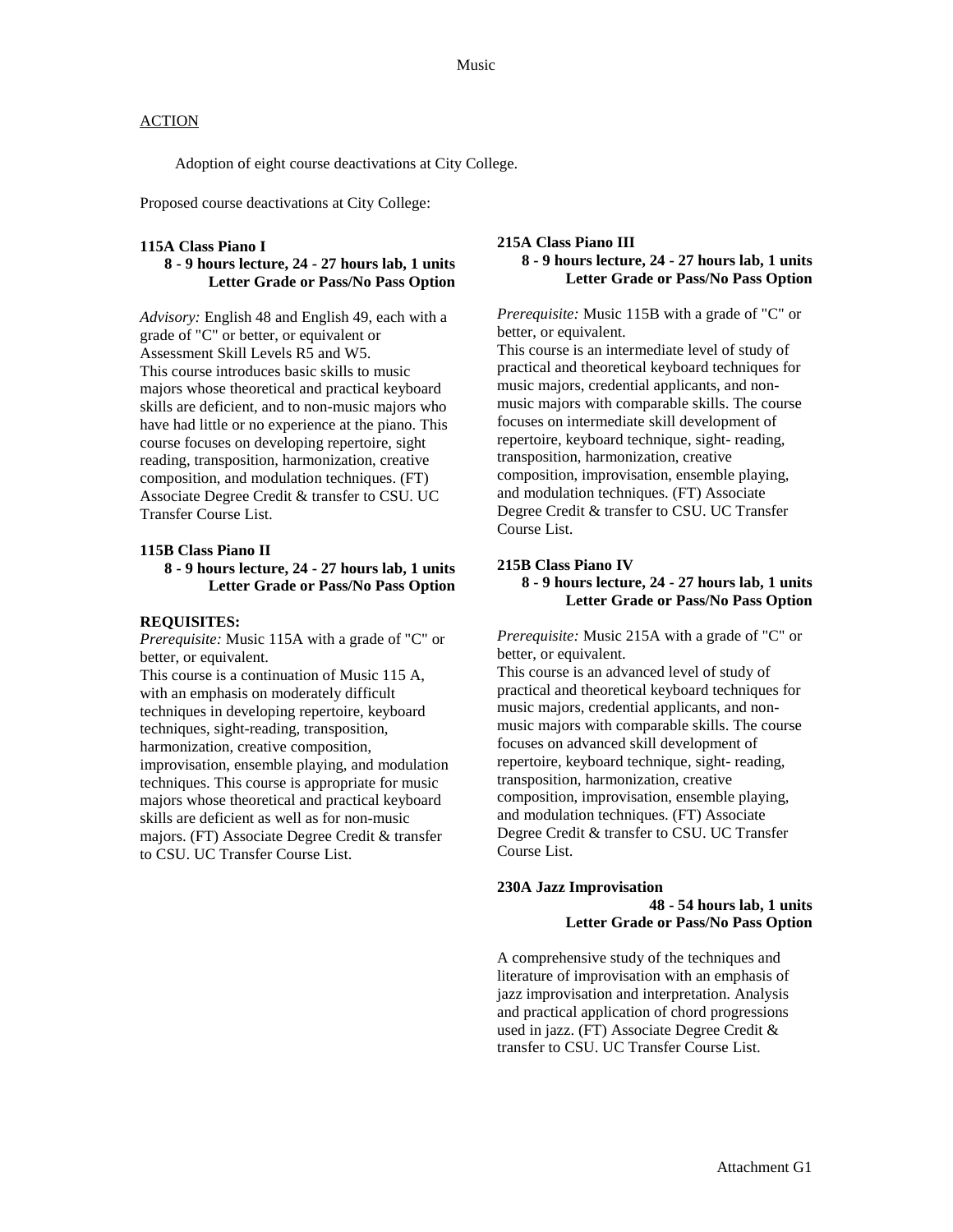ACTION

Adoption of eight course deactivations at City College.

Proposed course deactivations at City College:

**115A Class Piano I**
**8 - 9 hours lecture, 24 - 27 hours lab, 1 units**
**Letter Grade or Pass/No Pass Option**

*Advisory:* English 48 and English 49, each with a grade of "C" or better, or equivalent or Assessment Skill Levels R5 and W5.
This course introduces basic skills to music majors whose theoretical and practical keyboard skills are deficient, and to non-music majors who have had little or no experience at the piano. This course focuses on developing repertoire, sight reading, transposition, harmonization, creative composition, and modulation techniques. (FT) Associate Degree Credit & transfer to CSU. UC Transfer Course List.

**115B Class Piano II**
**8 - 9 hours lecture, 24 - 27 hours lab, 1 units**
**Letter Grade or Pass/No Pass Option**

**REQUISITES:**
*Prerequisite:* Music 115A with a grade of "C" or better, or equivalent.
This course is a continuation of Music 115 A, with an emphasis on moderately difficult techniques in developing repertoire, keyboard techniques, sight-reading, transposition, harmonization, creative composition, improvisation, ensemble playing, and modulation techniques. This course is appropriate for music majors whose theoretical and practical keyboard skills are deficient as well as for non-music majors. (FT) Associate Degree Credit & transfer to CSU. UC Transfer Course List.

**215A Class Piano III**
**8 - 9 hours lecture, 24 - 27 hours lab, 1 units**
**Letter Grade or Pass/No Pass Option**

*Prerequisite:* Music 115B with a grade of "C" or better, or equivalent.
This course is an intermediate level of study of practical and theoretical keyboard techniques for music majors, credential applicants, and non-music majors with comparable skills. The course focuses on intermediate skill development of repertoire, keyboard technique, sight- reading, transposition, harmonization, creative composition, improvisation, ensemble playing, and modulation techniques. (FT) Associate Degree Credit & transfer to CSU. UC Transfer Course List.

**215B Class Piano IV**
**8 - 9 hours lecture, 24 - 27 hours lab, 1 units**
**Letter Grade or Pass/No Pass Option**

*Prerequisite:* Music 215A with a grade of "C" or better, or equivalent.
This course is an advanced level of study of practical and theoretical keyboard techniques for music majors, credential applicants, and non-music majors with comparable skills. The course focuses on advanced skill development of repertoire, keyboard technique, sight- reading, transposition, harmonization, creative composition, improvisation, ensemble playing, and modulation techniques. (FT) Associate Degree Credit & transfer to CSU. UC Transfer Course List.

**230A Jazz Improvisation**
**48 - 54 hours lab, 1 units**
**Letter Grade or Pass/No Pass Option**

A comprehensive study of the techniques and literature of improvisation with an emphasis of jazz improvisation and interpretation. Analysis and practical application of chord progressions used in jazz. (FT) Associate Degree Credit & transfer to CSU. UC Transfer Course List.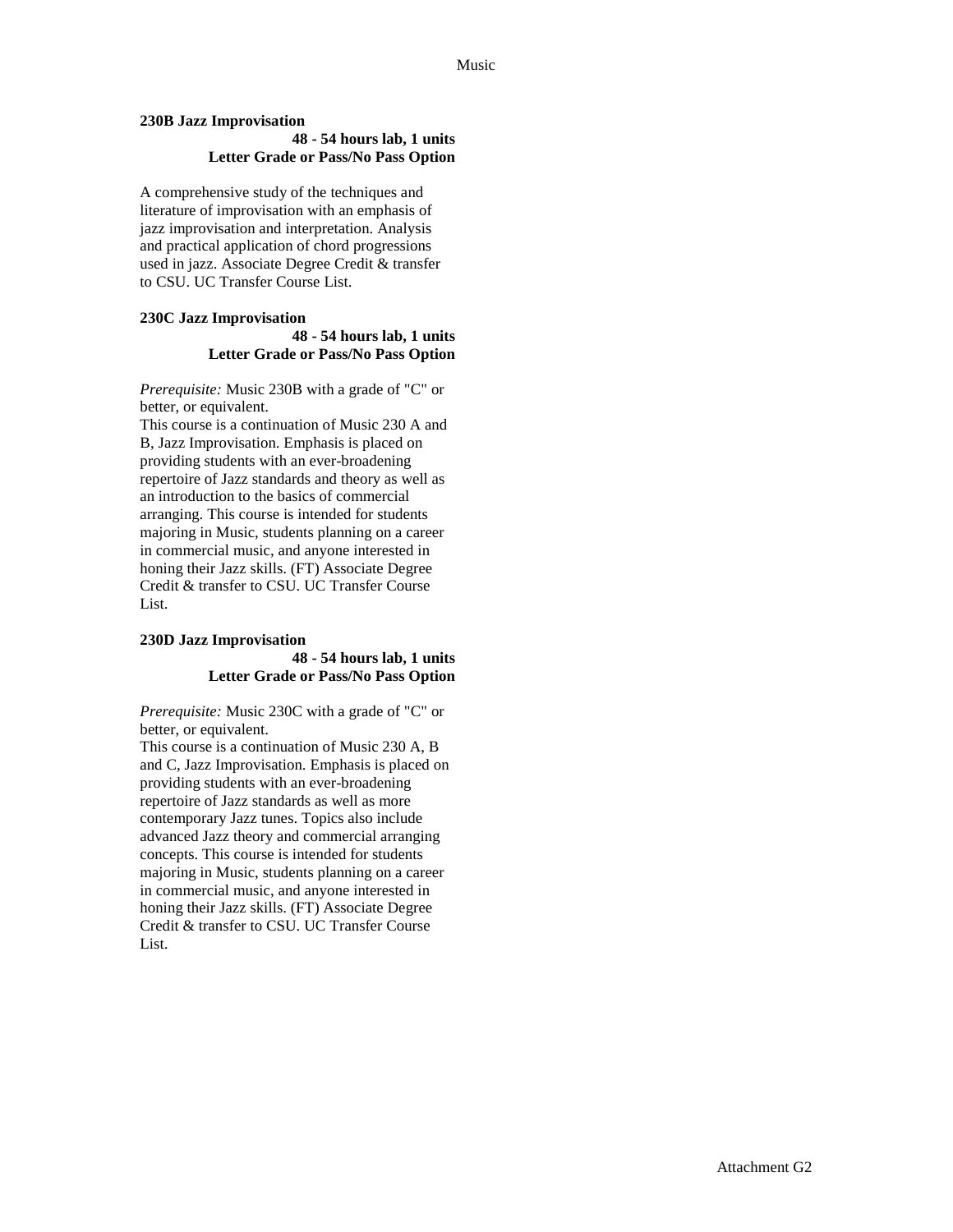**230B Jazz Improvisation**

**48 - 54 hours lab, 1 units**
**Letter Grade or Pass/No Pass Option**

A comprehensive study of the techniques and literature of improvisation with an emphasis of jazz improvisation and interpretation. Analysis and practical application of chord progressions used in jazz. Associate Degree Credit & transfer to CSU. UC Transfer Course List.

**230C Jazz Improvisation**

**48 - 54 hours lab, 1 units**
**Letter Grade or Pass/No Pass Option**

*Prerequisite:* Music 230B with a grade of "C" or better, or equivalent.
This course is a continuation of Music 230 A and B, Jazz Improvisation. Emphasis is placed on providing students with an ever-broadening repertoire of Jazz standards and theory as well as an introduction to the basics of commercial arranging. This course is intended for students majoring in Music, students planning on a career in commercial music, and anyone interested in honing their Jazz skills. (FT) Associate Degree Credit & transfer to CSU. UC Transfer Course List.

**230D Jazz Improvisation**

**48 - 54 hours lab, 1 units**
**Letter Grade or Pass/No Pass Option**

*Prerequisite:* Music 230C with a grade of "C" or better, or equivalent.
This course is a continuation of Music 230 A, B and C, Jazz Improvisation. Emphasis is placed on providing students with an ever-broadening repertoire of Jazz standards as well as more contemporary Jazz tunes. Topics also include advanced Jazz theory and commercial arranging concepts. This course is intended for students majoring in Music, students planning on a career in commercial music, and anyone interested in honing their Jazz skills. (FT) Associate Degree Credit & transfer to CSU. UC Transfer Course List.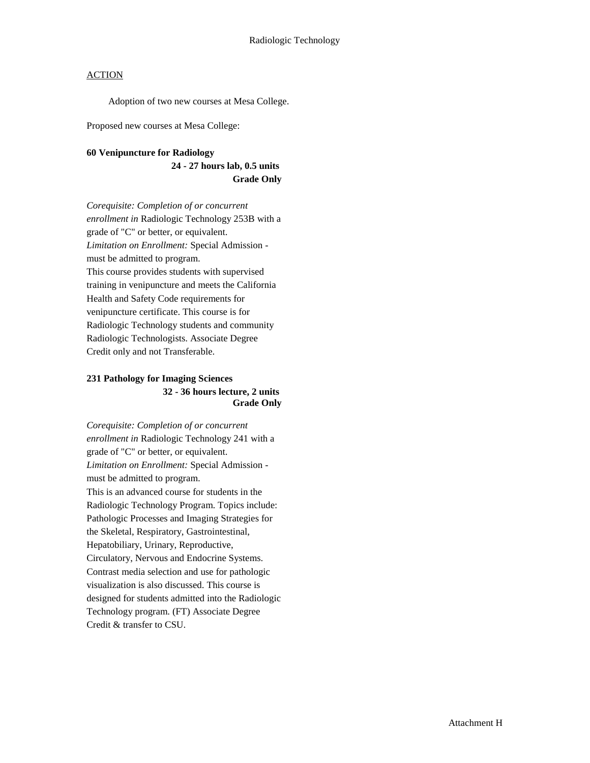Radiologic Technology

ACTION

Adoption of two new courses at Mesa College.

Proposed new courses at Mesa College:

**60 Venipuncture for Radiology**
**24 - 27 hours lab, 0.5 units**
**Grade Only**

*Corequisite: Completion of or concurrent enrollment in* Radiologic Technology 253B with a grade of "C" or better, or equivalent.
*Limitation on Enrollment:* Special Admission - must be admitted to program.
This course provides students with supervised training in venipuncture and meets the California Health and Safety Code requirements for venipuncture certificate. This course is for Radiologic Technology students and community Radiologic Technologists. Associate Degree Credit only and not Transferable.

**231 Pathology for Imaging Sciences**
**32 - 36 hours lecture, 2 units**
**Grade Only**

*Corequisite: Completion of or concurrent enrollment in* Radiologic Technology 241 with a grade of "C" or better, or equivalent.
*Limitation on Enrollment:* Special Admission - must be admitted to program.
This is an advanced course for students in the Radiologic Technology Program. Topics include: Pathologic Processes and Imaging Strategies for the Skeletal, Respiratory, Gastrointestinal, Hepatobiliary, Urinary, Reproductive, Circulatory, Nervous and Endocrine Systems. Contrast media selection and use for pathologic visualization is also discussed. This course is designed for students admitted into the Radiologic Technology program. (FT) Associate Degree Credit & transfer to CSU.

Attachment H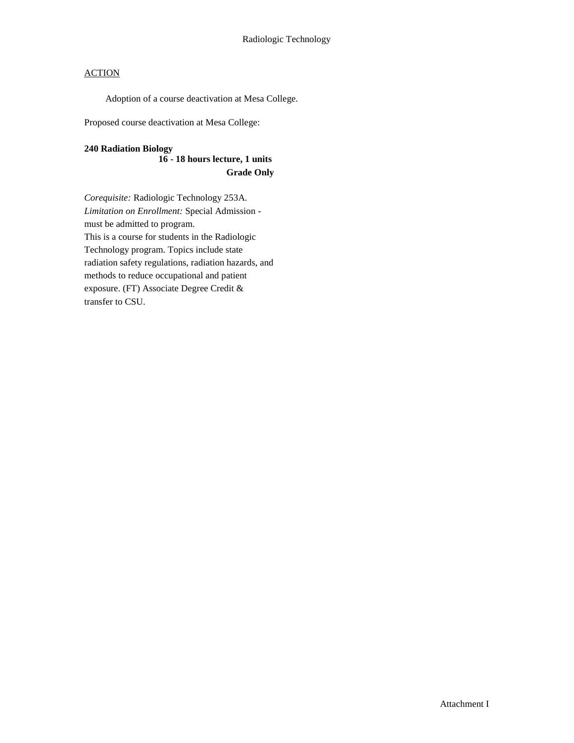Radiologic Technology

ACTION

Adoption of a course deactivation at Mesa College.

Proposed course deactivation at Mesa College:

**240 Radiation Biology**
**16 - 18 hours lecture, 1 units**
**Grade Only**

*Corequisite:* Radiologic Technology 253A.
*Limitation on Enrollment:* Special Admission - must be admitted to program.
This is a course for students in the Radiologic Technology program. Topics include state radiation safety regulations, radiation hazards, and methods to reduce occupational and patient exposure. (FT) Associate Degree Credit & transfer to CSU.

Attachment I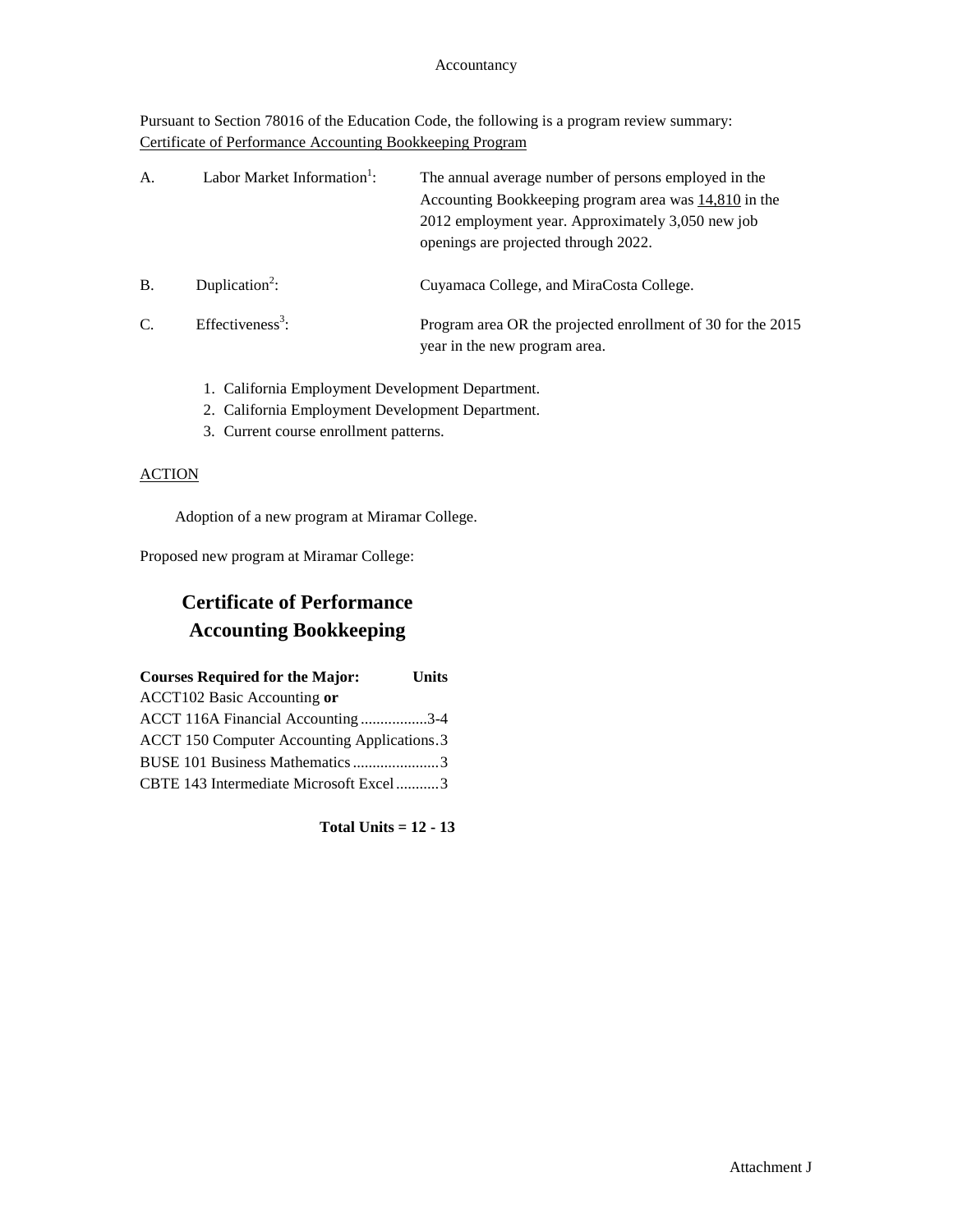Accountancy

Pursuant to Section 78016 of the Education Code, the following is a program review summary:
Certificate of Performance Accounting Bookkeeping Program

| | | |
|---|---|---|
| A. | Labor Market Information[1]: | The annual average number of persons employed in the Accounting Bookkeeping program area was 14,810 in the 2012 employment year. Approximately 3,050 new job openings are projected through 2022. |
| B. | Duplication[2]: | Cuyamaca College, and MiraCosta College. |
| C. | Effectiveness[3]: | Program area OR the projected enrollment of 30 for the 2015 year in the new program area. |

1. California Employment Development Department.
2. California Employment Development Department.
3. Current course enrollment patterns.

ACTION

Adoption of a new program at Miramar College.

Proposed new program at Miramar College:

## Certificate of Performance Accounting Bookkeeping

| **Courses Required for the Major:** | **Units** |
|---|---|
| ACCT102 Basic Accounting **or** | |
| ACCT 116A Financial Accounting | 3-4 |
| ACCT 150 Computer Accounting Applications | 3 |
| BUSE 101 Business Mathematics | 3 |
| CBTE 143 Intermediate Microsoft Excel | 3 |

**Total Units = 12 - 13**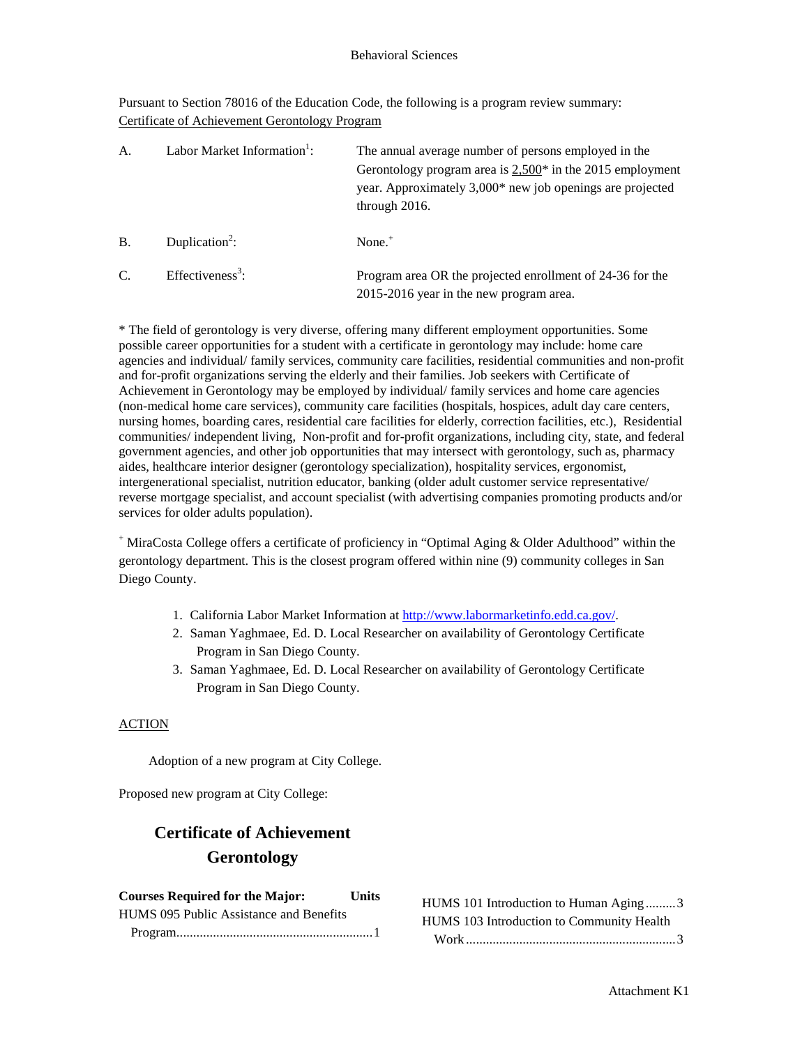Pursuant to Section 78016 of the Education Code, the following is a program review summary:
Certificate of Achievement Gerontology Program

A. Labor Market Information[1]: The annual average number of persons employed in the Gerontology program area is 2,500* in the 2015 employment year. Approximately 3,000* new job openings are projected through 2016.

B. Duplication[2]: None.[+]

C. Effectiveness[3]: Program area OR the projected enrollment of 24-36 for the 2015-2016 year in the new program area.

* The field of gerontology is very diverse, offering many different employment opportunities. Some possible career opportunities for a student with a certificate in gerontology may include: home care agencies and individual/ family services, community care facilities, residential communities and non-profit and for-profit organizations serving the elderly and their families. Job seekers with Certificate of Achievement in Gerontology may be employed by individual/ family services and home care agencies (non-medical home care services), community care facilities (hospitals, hospices, adult day care centers, nursing homes, boarding cares, residential care facilities for elderly, correction facilities, etc.), Residential communities/ independent living, Non-profit and for-profit organizations, including city, state, and federal government agencies, and other job opportunities that may intersect with gerontology, such as, pharmacy aides, healthcare interior designer (gerontology specialization), hospitality services, ergonomist, intergenerational specialist, nutrition educator, banking (older adult customer service representative/ reverse mortgage specialist, and account specialist (with advertising companies promoting products and/or services for older adults population).

[+] MiraCosta College offers a certificate of proficiency in "Optimal Aging & Older Adulthood" within the gerontology department. This is the closest program offered within nine (9) community colleges in San Diego County.

1. California Labor Market Information at http://www.labormarketinfo.edd.ca.gov/.
2. Saman Yaghmaee, Ed. D. Local Researcher on availability of Gerontology Certificate Program in San Diego County.
3. Saman Yaghmaee, Ed. D. Local Researcher on availability of Gerontology Certificate Program in San Diego County.

ACTION

Adoption of a new program at City College.

Proposed new program at City College:

## Certificate of Achievement Gerontology

| Courses Required for the Major: | Units |
|---|---|
| HUMS 095 Public Assistance and Benefits Program | 1 |
| HUMS 101 Introduction to Human Aging | 3 |
| HUMS 103 Introduction to Community Health Work | 3 |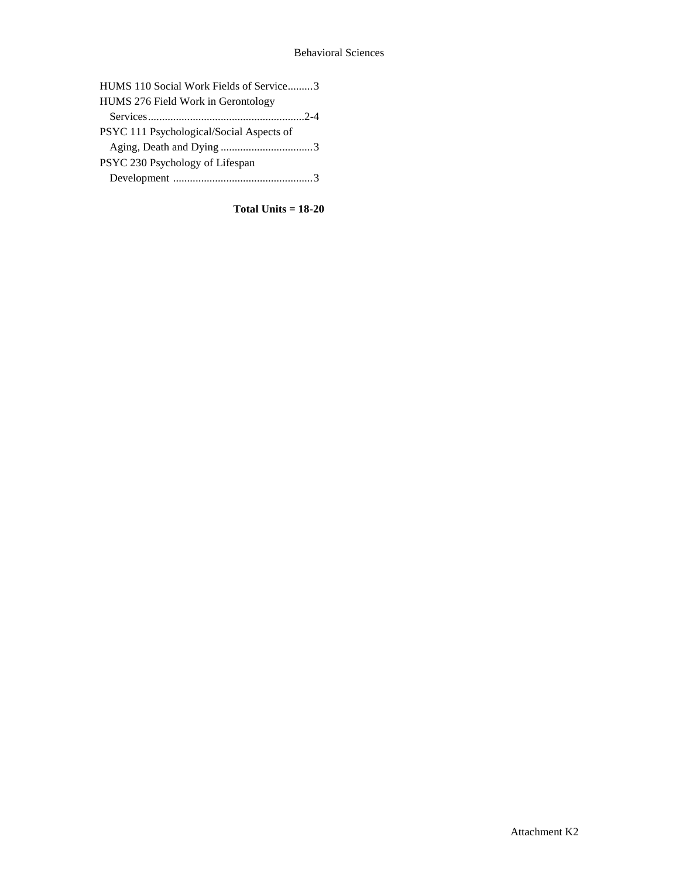HUMS 110 Social Work Fields of Service.........3
HUMS 276 Field Work in Gerontology Services........................................................2-4
PSYC 111 Psychological/Social Aspects of Aging, Death and Dying .................................3
PSYC 230 Psychology of Lifespan Development ..................................................3

**Total Units = 18-20**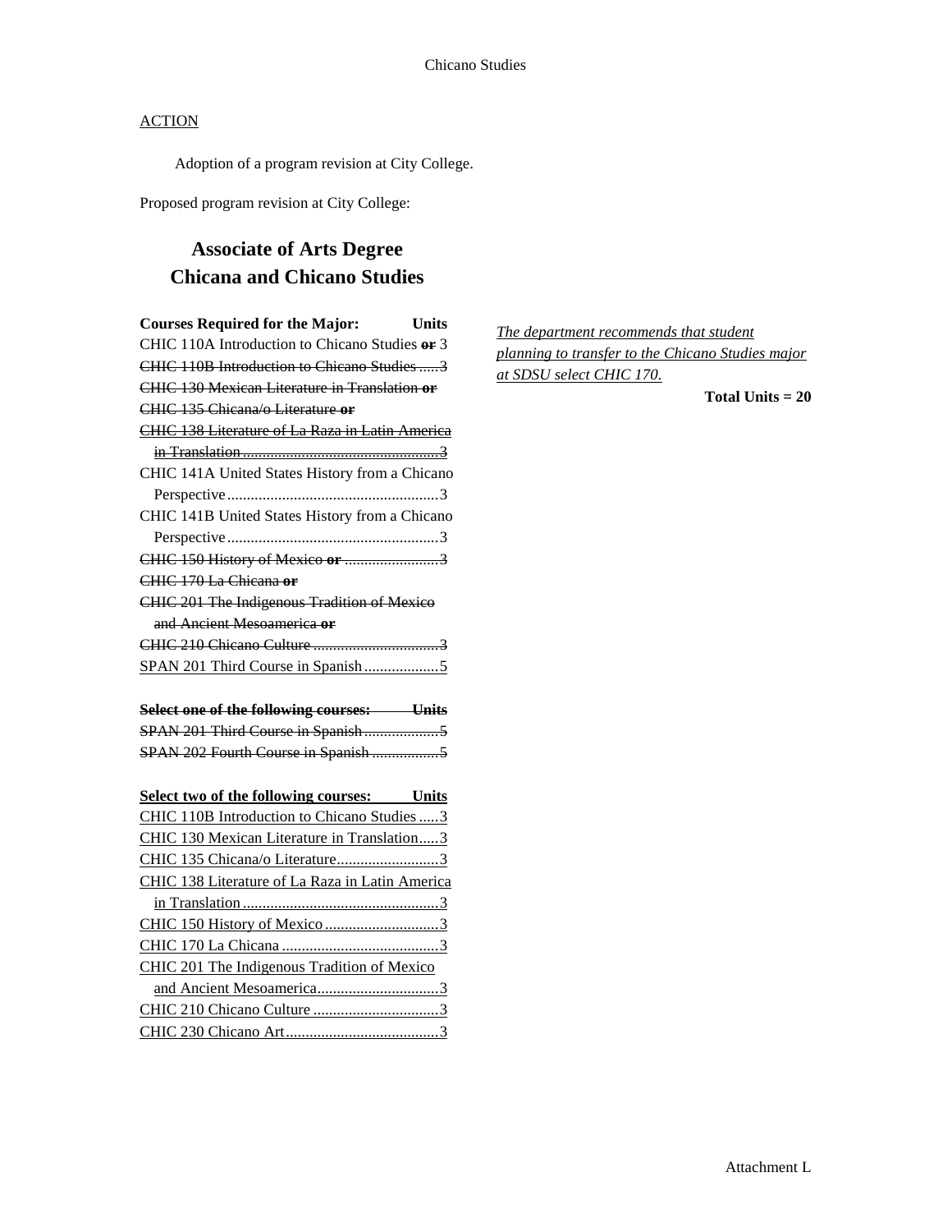## ACTION

Adoption of a program revision at City College.

Proposed program revision at City College:

# Associate of Arts Degree
# Chicana and Chicano Studies

| Courses Required for the Major: | Units |
|---|---|
| CHIC 110A Introduction to Chicano Studies ~~**or**~~ | 3 |
| ~~CHIC 110B Introduction to Chicano Studies~~ | ~~3~~ |
| ~~CHIC 130 Mexican Literature in Translation **or**~~ | |
| ~~CHIC 135 Chicana/o Literature **or**~~ | |
| ~~CHIC 138 Literature of La Raza in Latin America in Translation~~ | ~~3~~ |
| CHIC 141A United States History from a Chicano Perspective | 3 |
| CHIC 141B United States History from a Chicano Perspective | 3 |
| ~~CHIC 150 History of Mexico **or**~~ | ~~3~~ |
| ~~CHIC 170 La Chicana **or**~~ | |
| ~~CHIC 201 The Indigenous Tradition of Mexico and Ancient Mesoamerica **or**~~ | |
| ~~CHIC 210 Chicano Culture~~ | ~~3~~ |
| <u>SPAN 201 Third Course in Spanish</u> | <u>5</u> |

| ~~**Select one of the following courses:**~~ | ~~**Units**~~ |
|---|---|
| ~~SPAN 201 Third Course in Spanish~~ | ~~5~~ |
| ~~SPAN 202 Fourth Course in Spanish~~ | ~~5~~ |

| <u>**Select two of the following courses:**</u> | <u>**Units**</u> |
|---|---|
| <u>CHIC 110B Introduction to Chicano Studies</u> | <u>3</u> |
| <u>CHIC 130 Mexican Literature in Translation</u> | <u>3</u> |
| <u>CHIC 135 Chicana/o Literature</u> | <u>3</u> |
| <u>CHIC 138 Literature of La Raza in Latin America in Translation</u> | <u>3</u> |
| <u>CHIC 150 History of Mexico</u> | <u>3</u> |
| <u>CHIC 170 La Chicana</u> | <u>3</u> |
| <u>CHIC 201 The Indigenous Tradition of Mexico and Ancient Mesoamerica</u> | <u>3</u> |
| <u>CHIC 210 Chicano Culture</u> | <u>3</u> |
| <u>CHIC 230 Chicano Art</u> | <u>3</u> |

<u>*The department recommends that student planning to transfer to the Chicano Studies major at SDSU select CHIC 170.*</u>

**Total Units = 20**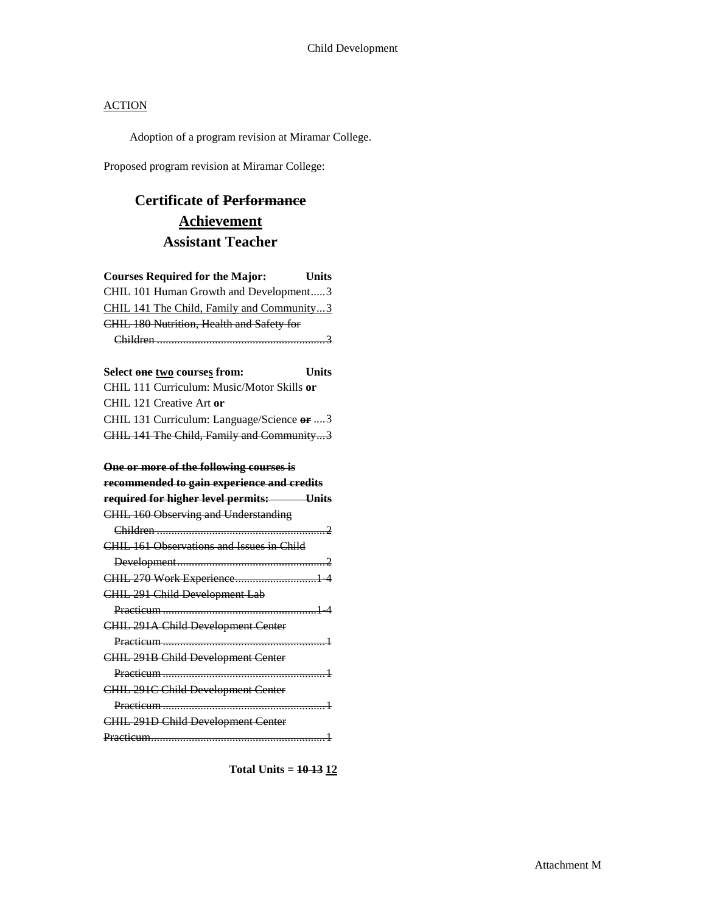ACTION

Adoption of a program revision at Miramar College.

Proposed program revision at Miramar College:

# Certificate of ~~Performance~~ <u>Achievement</u> Assistant Teacher

| **Courses Required for the Major:** | **Units** |
|---|---|
| CHIL 101 Human Growth and Development | 3 |
| <u>CHIL 141 The Child, Family and Community</u> | <u>3</u> |
| ~~CHIL 180 Nutrition, Health and Safety for Children~~ | ~~3~~ |

| **Select ~~one~~ <u>two</u> course<u>s</u> from:** | **Units** |
|---|---|
| CHIL 111 Curriculum: Music/Motor Skills **or** | |
| CHIL 121 Creative Art **or** | |
| CHIL 131 Curriculum: Language/Science ~~**or**~~ | 3 |
| ~~CHIL 141 The Child, Family and Community~~ | ~~3~~ |

| ~~**One or more of the following courses is recommended to gain experience and credits required for higher level permits:**~~ | ~~**Units**~~ |
|---|---|
| ~~CHIL 160 Observing and Understanding Children~~ | ~~2~~ |
| ~~CHIL 161 Observations and Issues in Child Development~~ | ~~2~~ |
| ~~CHIL 270 Work Experience~~ | ~~1-4~~ |
| ~~CHIL 291 Child Development Lab Practicum~~ | ~~1-4~~ |
| ~~CHIL 291A Child Development Center Practicum~~ | ~~1~~ |
| ~~CHIL 291B Child Development Center Practicum~~ | ~~1~~ |
| ~~CHIL 291C Child Development Center Practicum~~ | ~~1~~ |
| ~~CHIL 291D Child Development Center Practicum~~ | ~~1~~ |

**Total Units = ~~10-13~~ <u>12</u>**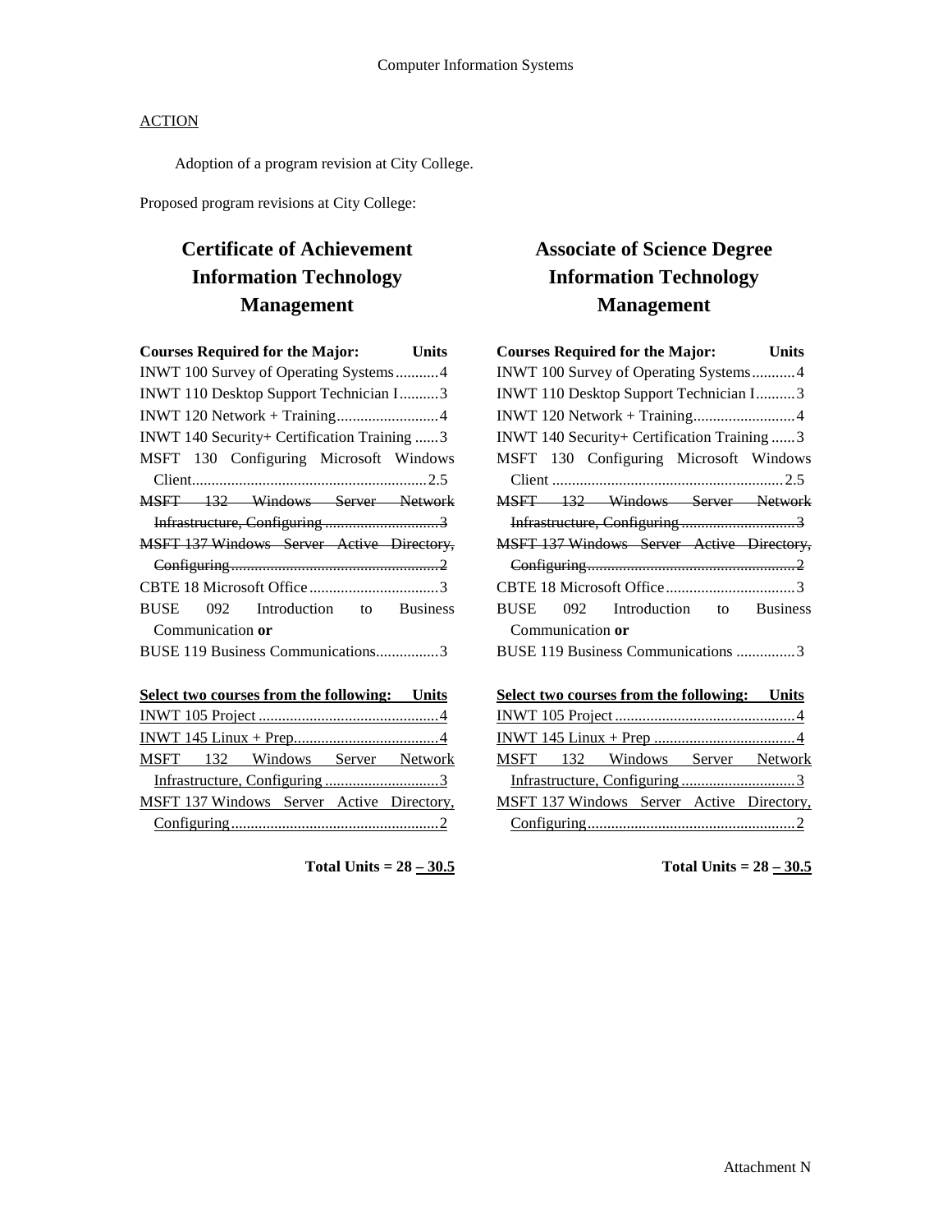ACTION

Adoption of a program revision at City College.

Proposed program revisions at City College:

## Certificate of Achievement Information Technology Management

| Courses Required for the Major: | Units |
|---|---|
| INWT 100 Survey of Operating Systems | 4 |
| INWT 110 Desktop Support Technician I | 3 |
| INWT 120 Network + Training | 4 |
| INWT 140 Security+ Certification Training | 3 |
| MSFT 130 Configuring Microsoft Windows Client | 2.5 |
| ~~MSFT 132 Windows Server Network Infrastructure, Configuring~~ | ~~3~~ |
| ~~MSFT 137 Windows Server Active Directory, Configuring~~ | ~~2~~ |
| CBTE 18 Microsoft Office | 3 |
| BUSE 092 Introduction to Business Communication **or** | |
| BUSE 119 Business Communications | 3 |

| <u>Select two courses from the following:</u> | <u>Units</u> |
|---|---|
| <u>INWT 105 Project</u> | <u>4</u> |
| <u>INWT 145 Linux + Prep</u> | <u>4</u> |
| <u>MSFT 132 Windows Server Network Infrastructure, Configuring</u> | <u>3</u> |
| <u>MSFT 137 Windows Server Active Directory, Configuring</u> | <u>2</u> |

**Total Units = 28 <u>– 30.5</u>**

## Associate of Science Degree Information Technology Management

| Courses Required for the Major: | Units |
|---|---|
| INWT 100 Survey of Operating Systems | 4 |
| INWT 110 Desktop Support Technician I | 3 |
| INWT 120 Network + Training | 4 |
| INWT 140 Security+ Certification Training | 3 |
| MSFT 130 Configuring Microsoft Windows Client | 2.5 |
| ~~MSFT 132 Windows Server Network Infrastructure, Configuring~~ | ~~3~~ |
| ~~MSFT 137 Windows Server Active Directory, Configuring~~ | ~~2~~ |
| CBTE 18 Microsoft Office | 3 |
| BUSE 092 Introduction to Business Communication **or** | |
| BUSE 119 Business Communications | 3 |

| <u>Select two courses from the following:</u> | <u>Units</u> |
|---|---|
| <u>INWT 105 Project</u> | <u>4</u> |
| <u>INWT 145 Linux + Prep</u> | <u>4</u> |
| <u>MSFT 132 Windows Server Network Infrastructure, Configuring</u> | <u>3</u> |
| <u>MSFT 137 Windows Server Active Directory, Configuring</u> | <u>2</u> |

**Total Units = 28 <u>– 30.5</u>**

Attachment N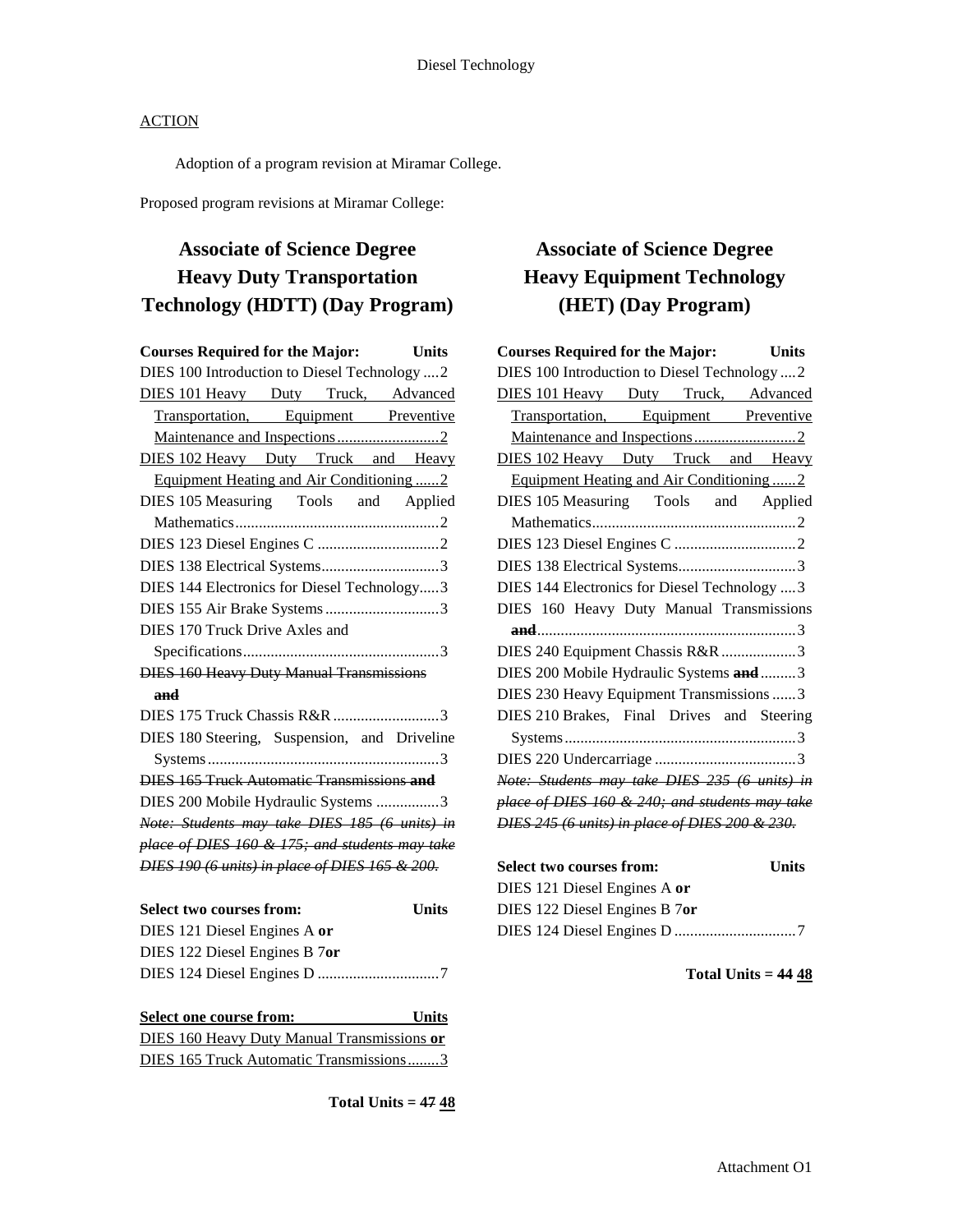ACTION

Adoption of a program revision at Miramar College.

Proposed program revisions at Miramar College:

## Associate of Science Degree Heavy Duty Transportation Technology (HDTT) (Day Program)

| Courses Required for the Major: | Units |
|---|---|
| DIES 100 Introduction to Diesel Technology | 2 |
| <u>DIES 101 Heavy Duty Truck, Advanced Transportation, Equipment Preventive Maintenance and Inspections</u> | <u>2</u> |
| <u>DIES 102 Heavy Duty Truck and Heavy Equipment Heating and Air Conditioning</u> | <u>2</u> |
| DIES 105 Measuring Tools and Applied Mathematics | 2 |
| DIES 123 Diesel Engines C | 2 |
| DIES 138 Electrical Systems | 3 |
| DIES 144 Electronics for Diesel Technology | 3 |
| DIES 155 Air Brake Systems | 3 |
| DIES 170 Truck Drive Axles and Specifications | 3 |
| ~~DIES 160 Heavy Duty Manual Transmissions **and**~~ | |
| DIES 175 Truck Chassis R&R | 3 |
| DIES 180 Steering, Suspension, and Driveline Systems | 3 |
| ~~DIES 165 Truck Automatic Transmissions **and**~~ | |
| DIES 200 Mobile Hydraulic Systems | 3 |

~~*Note: Students may take DIES 185 (6 units) in place of DIES 160 & 175; and students may take DIES 190 (6 units) in place of DIES 165 & 200.*~~

| Select two courses from: | Units |
|---|---|
| DIES 121 Diesel Engines A **or** | |
| DIES 122 Diesel Engines B 7**or** | |
| DIES 124 Diesel Engines D | 7 |

| <u>Select one course from:</u> | <u>Units</u> |
|---|---|
| <u>DIES 160 Heavy Duty Manual Transmissions **or**</u> | |
| <u>DIES 165 Truck Automatic Transmissions</u> | <u>3</u> |

**Total Units = ~~47~~ <u>48</u>**

## Associate of Science Degree Heavy Equipment Technology (HET) (Day Program)

| Courses Required for the Major: | Units |
|---|---|
| DIES 100 Introduction to Diesel Technology | 2 |
| <u>DIES 101 Heavy Duty Truck, Advanced Transportation, Equipment Preventive Maintenance and Inspections</u> | <u>2</u> |
| <u>DIES 102 Heavy Duty Truck and Heavy Equipment Heating and Air Conditioning</u> | <u>2</u> |
| DIES 105 Measuring Tools and Applied Mathematics | 2 |
| DIES 123 Diesel Engines C | 2 |
| DIES 138 Electrical Systems | 3 |
| DIES 144 Electronics for Diesel Technology | 3 |
| DIES 160 Heavy Duty Manual Transmissions ~~**and**~~ | 3 |
| DIES 240 Equipment Chassis R&R | 3 |
| DIES 200 Mobile Hydraulic Systems ~~**and**~~ | 3 |
| DIES 230 Heavy Equipment Transmissions | 3 |
| DIES 210 Brakes, Final Drives and Steering Systems | 3 |
| DIES 220 Undercarriage | 3 |

~~*Note: Students may take DIES 235 (6 units) in place of DIES 160 & 240; and students may take DIES 245 (6 units) in place of DIES 200 & 230.*~~

| Select two courses from: | Units |
|---|---|
| DIES 121 Diesel Engines A **or** | |
| DIES 122 Diesel Engines B 7**or** | |
| DIES 124 Diesel Engines D | 7 |

**Total Units = ~~44~~ <u>48</u>**

Attachment O1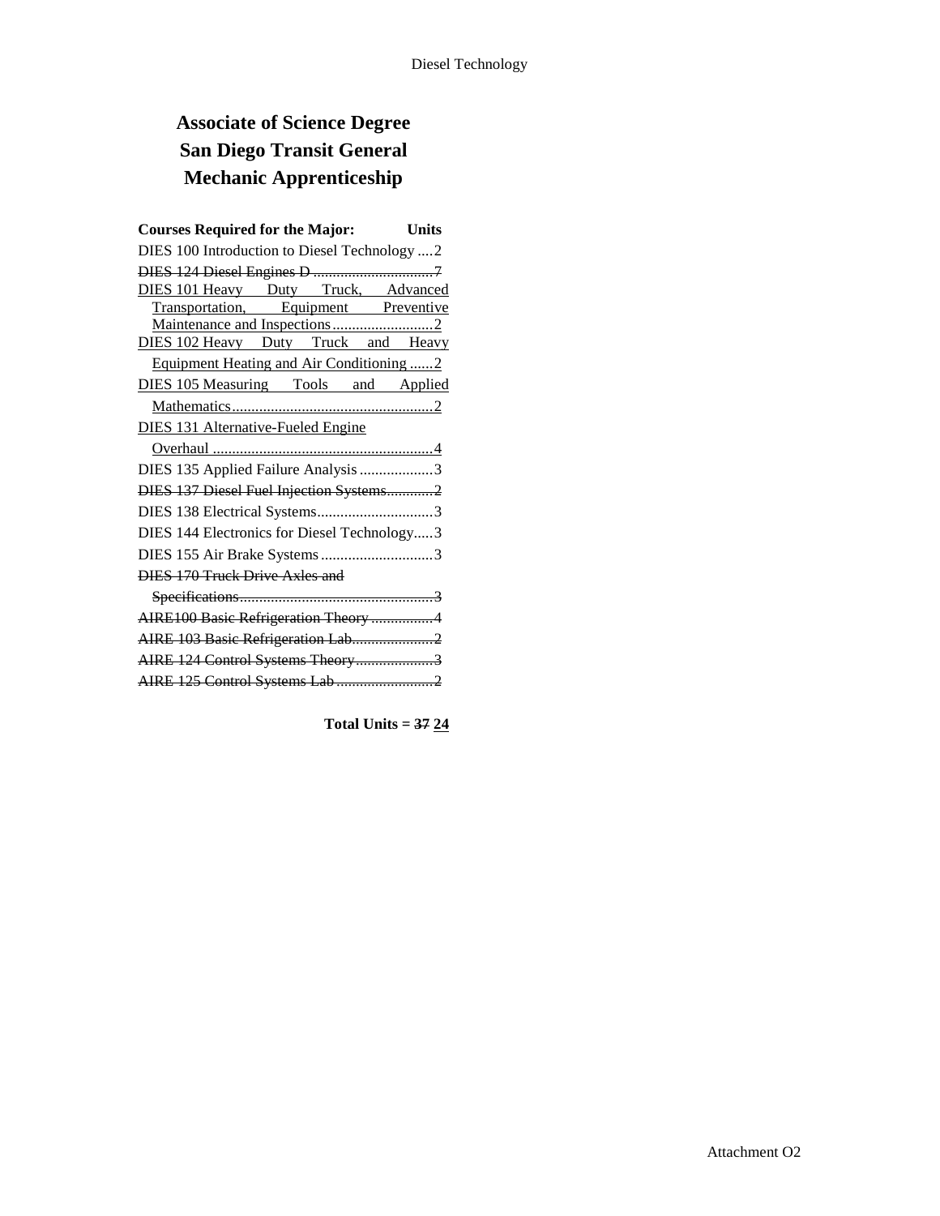# Associate of Science Degree San Diego Transit General Mechanic Apprenticeship

| Courses Required for the Major: | Units |
|---|---|
| DIES 100 Introduction to Diesel Technology | 2 |
| ~~DIES 124 Diesel Engines D~~ | ~~7~~ |
| <u>DIES 101 Heavy Duty Truck, Advanced Transportation, Equipment Preventive Maintenance and Inspections</u> | <u>2</u> |
| <u>DIES 102 Heavy Duty Truck and Heavy Equipment Heating and Air Conditioning</u> | <u>2</u> |
| <u>DIES 105 Measuring Tools and Applied Mathematics</u> | <u>2</u> |
| <u>DIES 131 Alternative-Fueled Engine Overhaul</u> | <u>4</u> |
| DIES 135 Applied Failure Analysis | 3 |
| ~~DIES 137 Diesel Fuel Injection Systems~~ | ~~2~~ |
| DIES 138 Electrical Systems | 3 |
| DIES 144 Electronics for Diesel Technology | 3 |
| DIES 155 Air Brake Systems | 3 |
| ~~DIES 170 Truck Drive Axles and Specifications~~ | ~~3~~ |
| ~~AIRE100 Basic Refrigeration Theory~~ | ~~4~~ |
| ~~AIRE 103 Basic Refrigeration Lab~~ | ~~2~~ |
| ~~AIRE 124 Control Systems Theory~~ | ~~3~~ |
| ~~AIRE 125 Control Systems Lab~~ | ~~2~~ |

**Total Units = ~~37~~ <u>24</u>**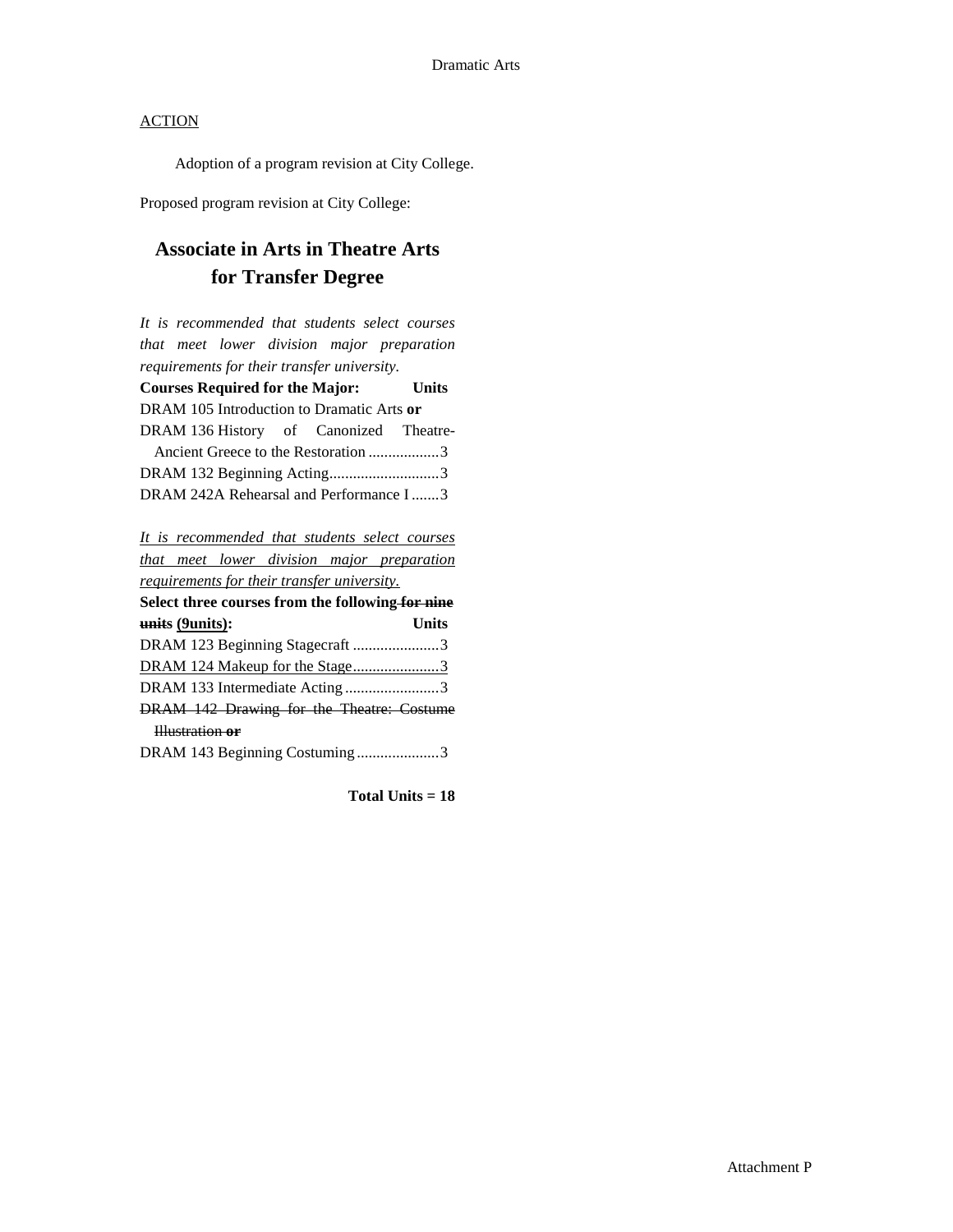Dramatic Arts

<u>ACTION</u>

Adoption of a program revision at City College.

Proposed program revision at City College:

## Associate in Arts in Theatre Arts for Transfer Degree

*It is recommended that students select courses that meet lower division major preparation requirements for their transfer university.*

| **Courses Required for the Major:** | **Units** |
|---|---|
| DRAM 105 Introduction to Dramatic Arts **or** | |
| DRAM 136 History of Canonized Theatre-Ancient Greece to the Restoration | 3 |
| DRAM 132 Beginning Acting | 3 |
| DRAM 242A Rehearsal and Performance I | 3 |

<u>*It is recommended that students select courses that meet lower division major preparation requirements for their transfer university.*</u>

| **Select three courses from the following ~~for nine units~~ <u>(9units)</u>:** | **Units** |
|---|---|
| DRAM 123 Beginning Stagecraft | 3 |
| <u>DRAM 124 Makeup for the Stage</u> | <u>3</u> |
| DRAM 133 Intermediate Acting | 3 |
| ~~DRAM 142 Drawing for the Theatre: Costume Illustration **or**~~ | |
| DRAM 143 Beginning Costuming | 3 |

**Total Units = 18**

Attachment P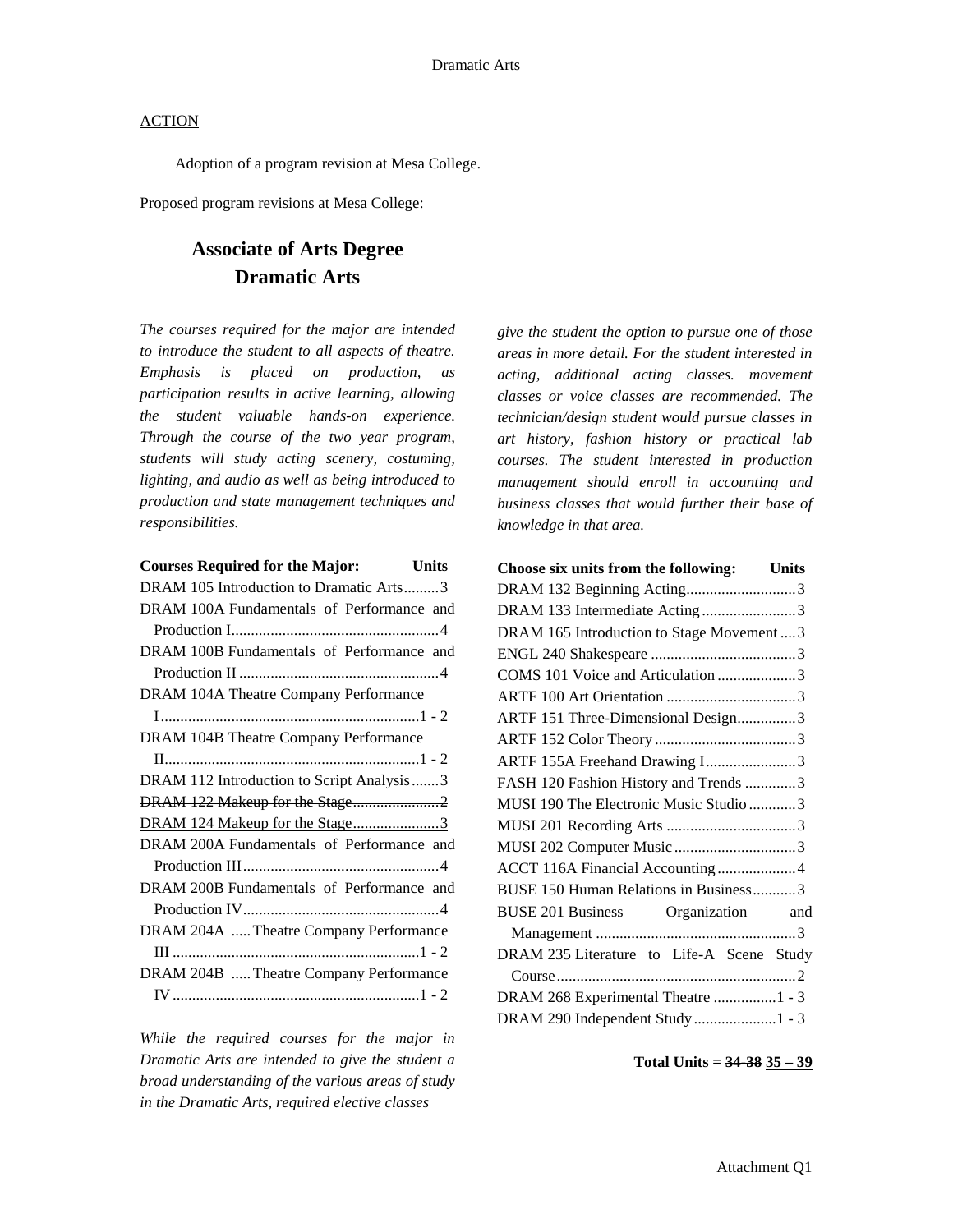ACTION

Adoption of a program revision at Mesa College.

Proposed program revisions at Mesa College:

## Associate of Arts Degree
## Dramatic Arts

*The courses required for the major are intended to introduce the student to all aspects of theatre. Emphasis is placed on production, as participation results in active learning, allowing the student valuable hands-on experience. Through the course of the two year program, students will study acting scenery, costuming, lighting, and audio as well as being introduced to production and state management techniques and responsibilities.*

| Courses Required for the Major: | Units |
|---|---|
| DRAM 105 Introduction to Dramatic Arts | 3 |
| DRAM 100A Fundamentals of Performance and Production I | 4 |
| DRAM 100B Fundamentals of Performance and Production II | 4 |
| DRAM 104A Theatre Company Performance I | 1 - 2 |
| DRAM 104B Theatre Company Performance II | 1 - 2 |
| DRAM 112 Introduction to Script Analysis | 3 |
| ~~DRAM 122 Makeup for the Stage~~ | ~~2~~ |
| <u>DRAM 124 Makeup for the Stage</u> | <u>3</u> |
| DRAM 200A Fundamentals of Performance and Production III | 4 |
| DRAM 200B Fundamentals of Performance and Production IV | 4 |
| DRAM 204A Theatre Company Performance III | 1 - 2 |
| DRAM 204B Theatre Company Performance IV | 1 - 2 |

*While the required courses for the major in Dramatic Arts are intended to give the student a broad understanding of the various areas of study in the Dramatic Arts, required elective classes give the student the option to pursue one of those areas in more detail. For the student interested in acting, additional acting classes. movement classes or voice classes are recommended. The technician/design student would pursue classes in art history, fashion history or practical lab courses. The student interested in production management should enroll in accounting and business classes that would further their base of knowledge in that area.*

| Choose six units from the following: | Units |
|---|---|
| DRAM 132 Beginning Acting | 3 |
| DRAM 133 Intermediate Acting | 3 |
| DRAM 165 Introduction to Stage Movement | 3 |
| ENGL 240 Shakespeare | 3 |
| COMS 101 Voice and Articulation | 3 |
| ARTF 100 Art Orientation | 3 |
| ARTF 151 Three-Dimensional Design | 3 |
| ARTF 152 Color Theory | 3 |
| ARTF 155A Freehand Drawing I | 3 |
| FASH 120 Fashion History and Trends | 3 |
| MUSI 190 The Electronic Music Studio | 3 |
| MUSI 201 Recording Arts | 3 |
| MUSI 202 Computer Music | 3 |
| ACCT 116A Financial Accounting | 4 |
| BUSE 150 Human Relations in Business | 3 |
| BUSE 201 Business Organization and Management | 3 |
| DRAM 235 Literature to Life-A Scene Study Course | 2 |
| DRAM 268 Experimental Theatre | 1 - 3 |
| DRAM 290 Independent Study | 1 - 3 |

**Total Units = ~~34-38~~ <u>35 – 39</u>**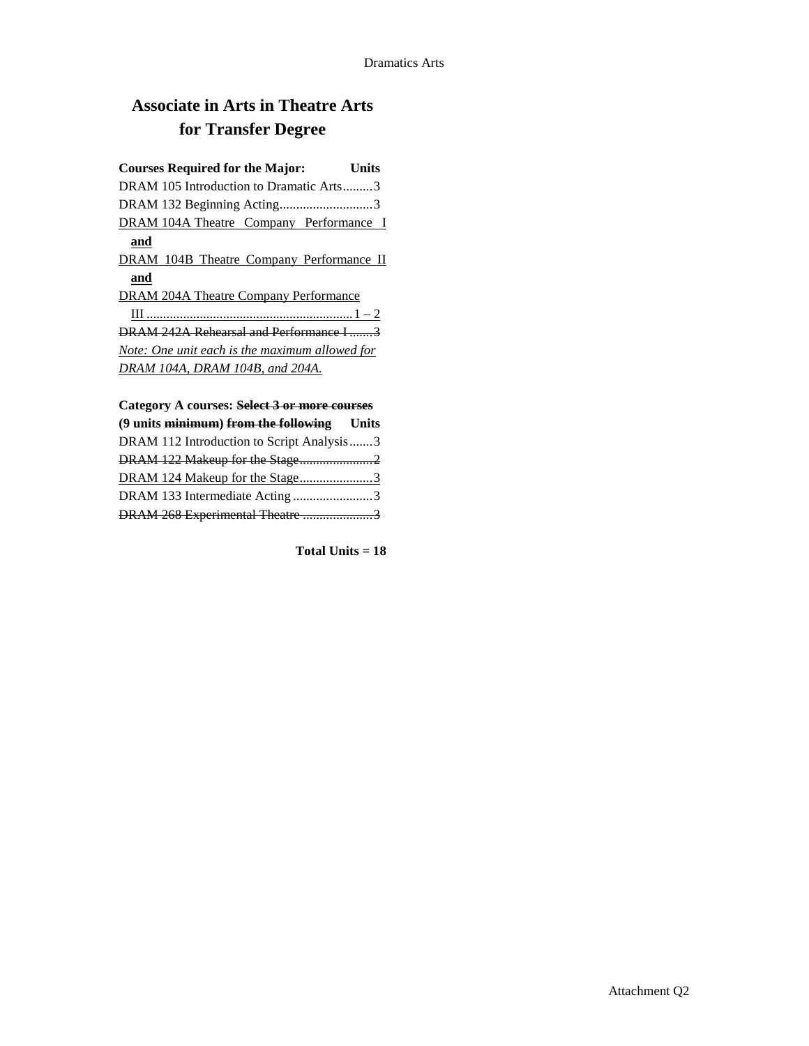# Associate in Arts in Theatre Arts for Transfer Degree

| Courses Required for the Major: | Units |
|---|---|
| DRAM 105 Introduction to Dramatic Arts | 3 |
| DRAM 132 Beginning Acting | 3 |
| <u>DRAM 104A Theatre Company Performance I</u> **<u>and</u>** <u>DRAM 104B Theatre Company Performance II</u> **<u>and</u>** <u>DRAM 204A Theatre Company Performance III</u> | <u>1 – 2</u> |
| ~~DRAM 242A Rehearsal and Performance I~~ | ~~3~~ |

*<u>Note: One unit each is the maximum allowed for DRAM 104A, DRAM 104B, and 204A.</u>*

| Category A courses: ~~Select 3 or more courses~~ (9 units ~~minimum~~) ~~from the following~~ | Units |
|---|---|
| DRAM 112 Introduction to Script Analysis | 3 |
| ~~DRAM 122 Makeup for the Stage~~ | ~~2~~ |
| <u>DRAM 124 Makeup for the Stage</u> | <u>3</u> |
| DRAM 133 Intermediate Acting | 3 |
| ~~DRAM 268 Experimental Theatre~~ | ~~3~~ |

**Total Units = 18**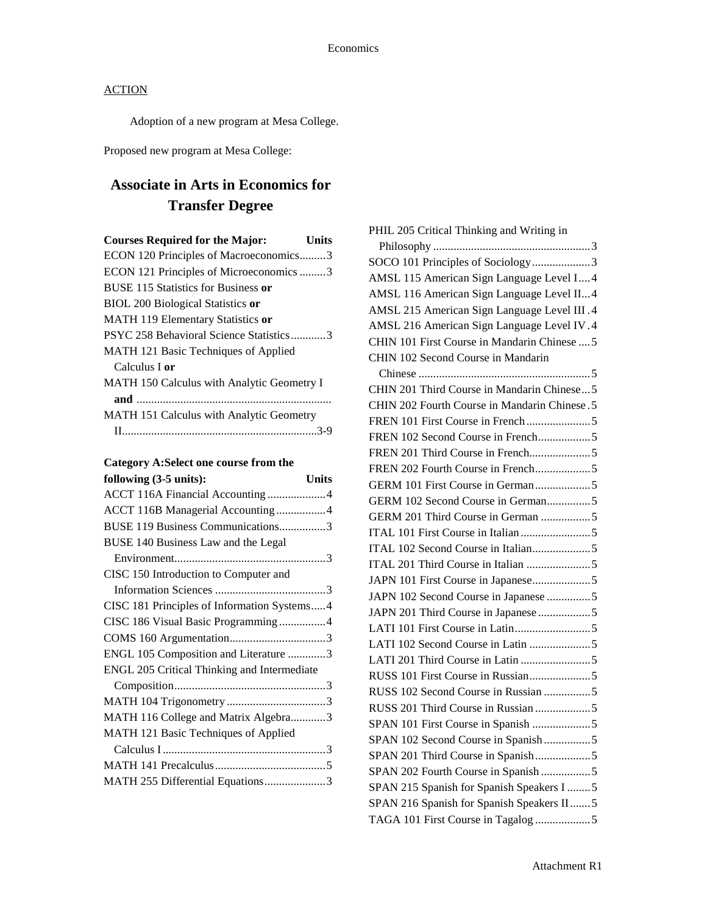## ACTION

Adoption of a new program at Mesa College.

Proposed new program at Mesa College:

# Associate in Arts in Economics for Transfer Degree

| Courses Required for the Major: | Units |
|---|---|
| ECON 120 Principles of Macroeconomics | 3 |
| ECON 121 Principles of Microeconomics | 3 |
| BUSE 115 Statistics for Business **or** | |
| BIOL 200 Biological Statistics **or** | |
| MATH 119 Elementary Statistics **or** | |
| PSYC 258 Behavioral Science Statistics | 3 |
| MATH 121 Basic Techniques of Applied Calculus I **or** | |
| MATH 150 Calculus with Analytic Geometry I **and** | |
| MATH 151 Calculus with Analytic Geometry II | 3-9 |

| Category A: Select one course from the following (3-5 units): | Units |
|---|---|
| ACCT 116A Financial Accounting | 4 |
| ACCT 116B Managerial Accounting | 4 |
| BUSE 119 Business Communications | 3 |
| BUSE 140 Business Law and the Legal Environment | 3 |
| CISC 150 Introduction to Computer and Information Sciences | 3 |
| CISC 181 Principles of Information Systems | 4 |
| CISC 186 Visual Basic Programming | 4 |
| COMS 160 Argumentation | 3 |
| ENGL 105 Composition and Literature | 3 |
| ENGL 205 Critical Thinking and Intermediate Composition | 3 |
| MATH 104 Trigonometry | 3 |
| MATH 116 College and Matrix Algebra | 3 |
| MATH 121 Basic Techniques of Applied Calculus I | 3 |
| MATH 141 Precalculus | 5 |
| MATH 255 Differential Equations | 3 |
| PHIL 205 Critical Thinking and Writing in Philosophy | 3 |
| SOCO 101 Principles of Sociology | 3 |
| AMSL 115 American Sign Language Level I | 4 |
| AMSL 116 American Sign Language Level II | 4 |
| AMSL 215 American Sign Language Level III | 4 |
| AMSL 216 American Sign Language Level IV | 4 |
| CHIN 101 First Course in Mandarin Chinese | 5 |
| CHIN 102 Second Course in Mandarin Chinese | 5 |
| CHIN 201 Third Course in Mandarin Chinese | 5 |
| CHIN 202 Fourth Course in Mandarin Chinese | 5 |
| FREN 101 First Course in French | 5 |
| FREN 102 Second Course in French | 5 |
| FREN 201 Third Course in French | 5 |
| FREN 202 Fourth Course in French | 5 |
| GERM 101 First Course in German | 5 |
| GERM 102 Second Course in German | 5 |
| GERM 201 Third Course in German | 5 |
| ITAL 101 First Course in Italian | 5 |
| ITAL 102 Second Course in Italian | 5 |
| ITAL 201 Third Course in Italian | 5 |
| JAPN 101 First Course in Japanese | 5 |
| JAPN 102 Second Course in Japanese | 5 |
| JAPN 201 Third Course in Japanese | 5 |
| LATI 101 First Course in Latin | 5 |
| LATI 102 Second Course in Latin | 5 |
| LATI 201 Third Course in Latin | 5 |
| RUSS 101 First Course in Russian | 5 |
| RUSS 102 Second Course in Russian | 5 |
| RUSS 201 Third Course in Russian | 5 |
| SPAN 101 First Course in Spanish | 5 |
| SPAN 102 Second Course in Spanish | 5 |
| SPAN 201 Third Course in Spanish | 5 |
| SPAN 202 Fourth Course in Spanish | 5 |
| SPAN 215 Spanish for Spanish Speakers I | 5 |
| SPAN 216 Spanish for Spanish Speakers II | 5 |
| TAGA 101 First Course in Tagalog | 5 |

Attachment R1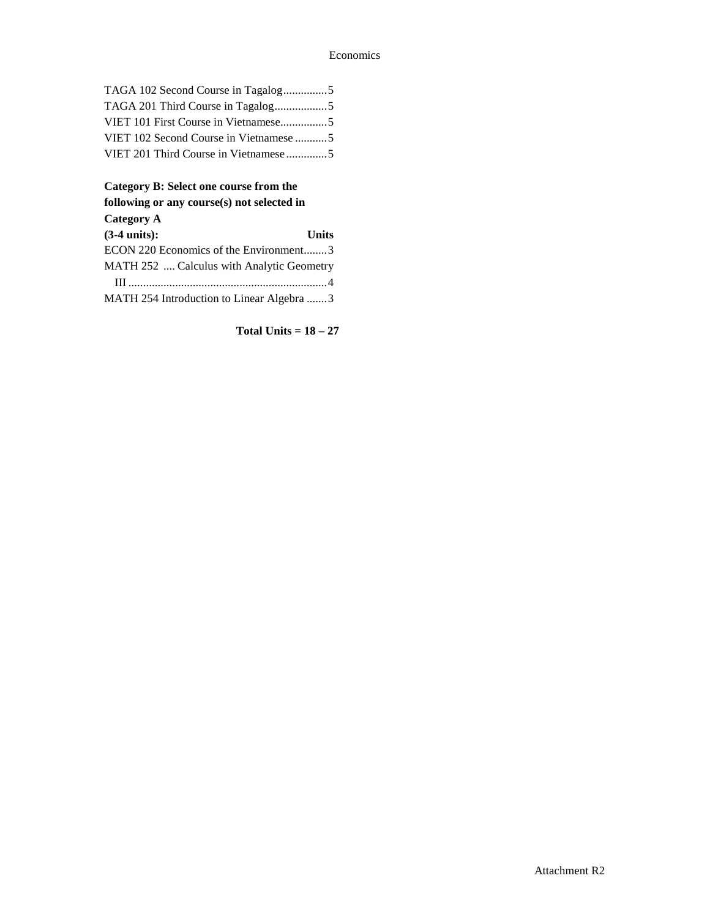TAGA 102 Second Course in Tagalog...............5
TAGA 201 Third Course in Tagalog..................5
VIET 101 First Course in Vietnamese................5
VIET 102 Second Course in Vietnamese ...........5
VIET 201 Third Course in Vietnamese..............5

**Category B: Select one course from the following or any course(s) not selected in Category A**
**(3-4 units): Units**

ECON 220 Economics of the Environment........3
MATH 252 .... Calculus with Analytic Geometry III....................................................................4
MATH 254 Introduction to Linear Algebra .......3

**Total Units = 18 – 27**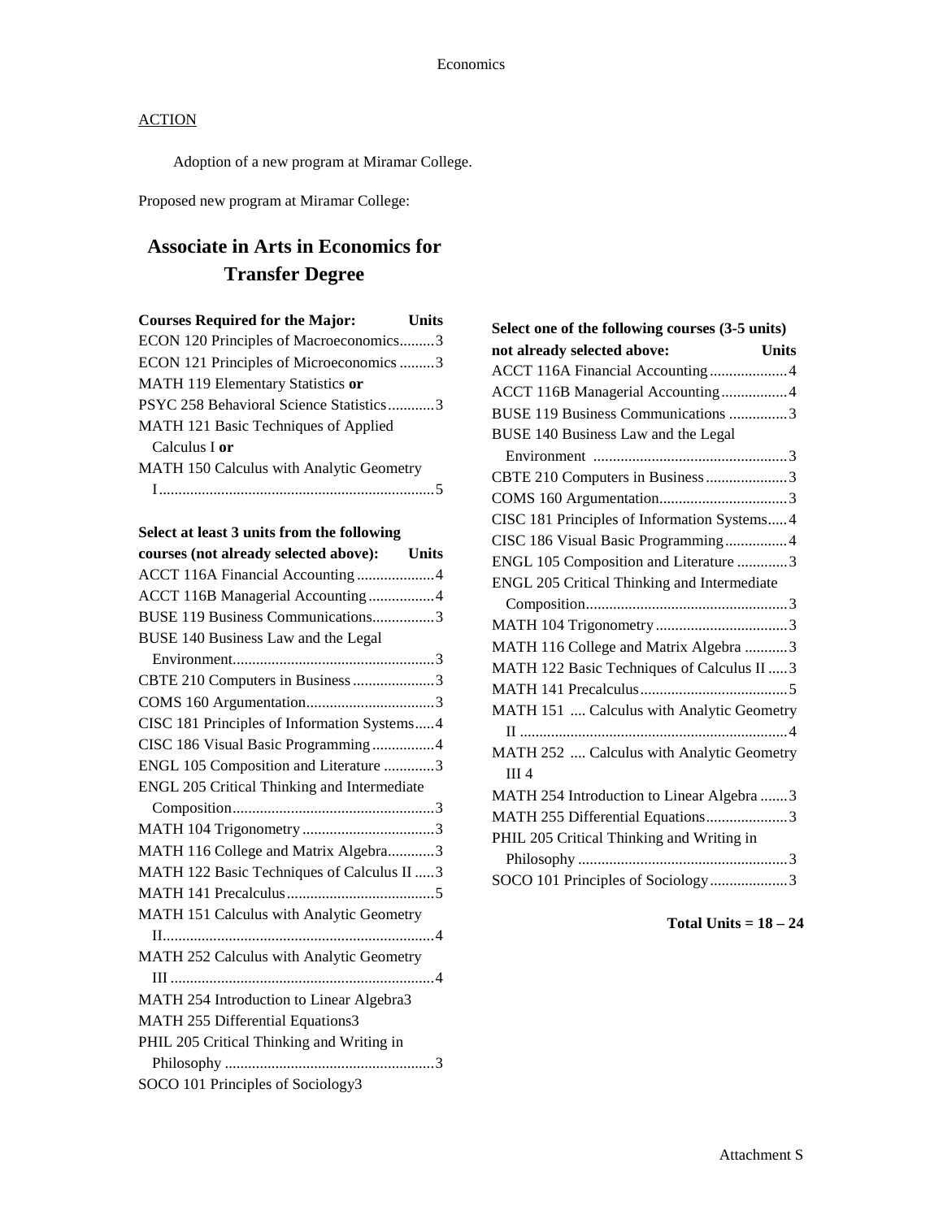ACTION

Adoption of a new program at Miramar College.

Proposed new program at Miramar College:

## Associate in Arts in Economics for Transfer Degree

| Courses Required for the Major: | Units |
|---|---|
| ECON 120 Principles of Macroeconomics | 3 |
| ECON 121 Principles of Microeconomics | 3 |
| MATH 119 Elementary Statistics **or** PSYC 258 Behavioral Science Statistics | 3 |
| MATH 121 Basic Techniques of Applied Calculus I **or** MATH 150 Calculus with Analytic Geometry I | 5 |

| Select at least 3 units from the following courses (not already selected above): | Units |
|---|---|
| ACCT 116A Financial Accounting | 4 |
| ACCT 116B Managerial Accounting | 4 |
| BUSE 119 Business Communications | 3 |
| BUSE 140 Business Law and the Legal Environment | 3 |
| CBTE 210 Computers in Business | 3 |
| COMS 160 Argumentation | 3 |
| CISC 181 Principles of Information Systems | 4 |
| CISC 186 Visual Basic Programming | 4 |
| ENGL 105 Composition and Literature | 3 |
| ENGL 205 Critical Thinking and Intermediate Composition | 3 |
| MATH 104 Trigonometry | 3 |
| MATH 116 College and Matrix Algebra | 3 |
| MATH 122 Basic Techniques of Calculus II | 3 |
| MATH 141 Precalculus | 5 |
| MATH 151 Calculus with Analytic Geometry II | 4 |
| MATH 252 Calculus with Analytic Geometry III | 4 |
| MATH 254 Introduction to Linear Algebra | 3 |
| MATH 255 Differential Equations | 3 |
| PHIL 205 Critical Thinking and Writing in Philosophy | 3 |
| SOCO 101 Principles of Sociology | 3 |

| Select one of the following courses (3-5 units) not already selected above: | Units |
|---|---|
| ACCT 116A Financial Accounting | 4 |
| ACCT 116B Managerial Accounting | 4 |
| BUSE 119 Business Communications | 3 |
| BUSE 140 Business Law and the Legal Environment | 3 |
| CBTE 210 Computers in Business | 3 |
| COMS 160 Argumentation | 3 |
| CISC 181 Principles of Information Systems | 4 |
| CISC 186 Visual Basic Programming | 4 |
| ENGL 105 Composition and Literature | 3 |
| ENGL 205 Critical Thinking and Intermediate Composition | 3 |
| MATH 104 Trigonometry | 3 |
| MATH 116 College and Matrix Algebra | 3 |
| MATH 122 Basic Techniques of Calculus II | 3 |
| MATH 141 Precalculus | 5 |
| MATH 151 Calculus with Analytic Geometry II | 4 |
| MATH 252 Calculus with Analytic Geometry III | 4 |
| MATH 254 Introduction to Linear Algebra | 3 |
| MATH 255 Differential Equations | 3 |
| PHIL 205 Critical Thinking and Writing in Philosophy | 3 |
| SOCO 101 Principles of Sociology | 3 |

**Total Units = 18 – 24**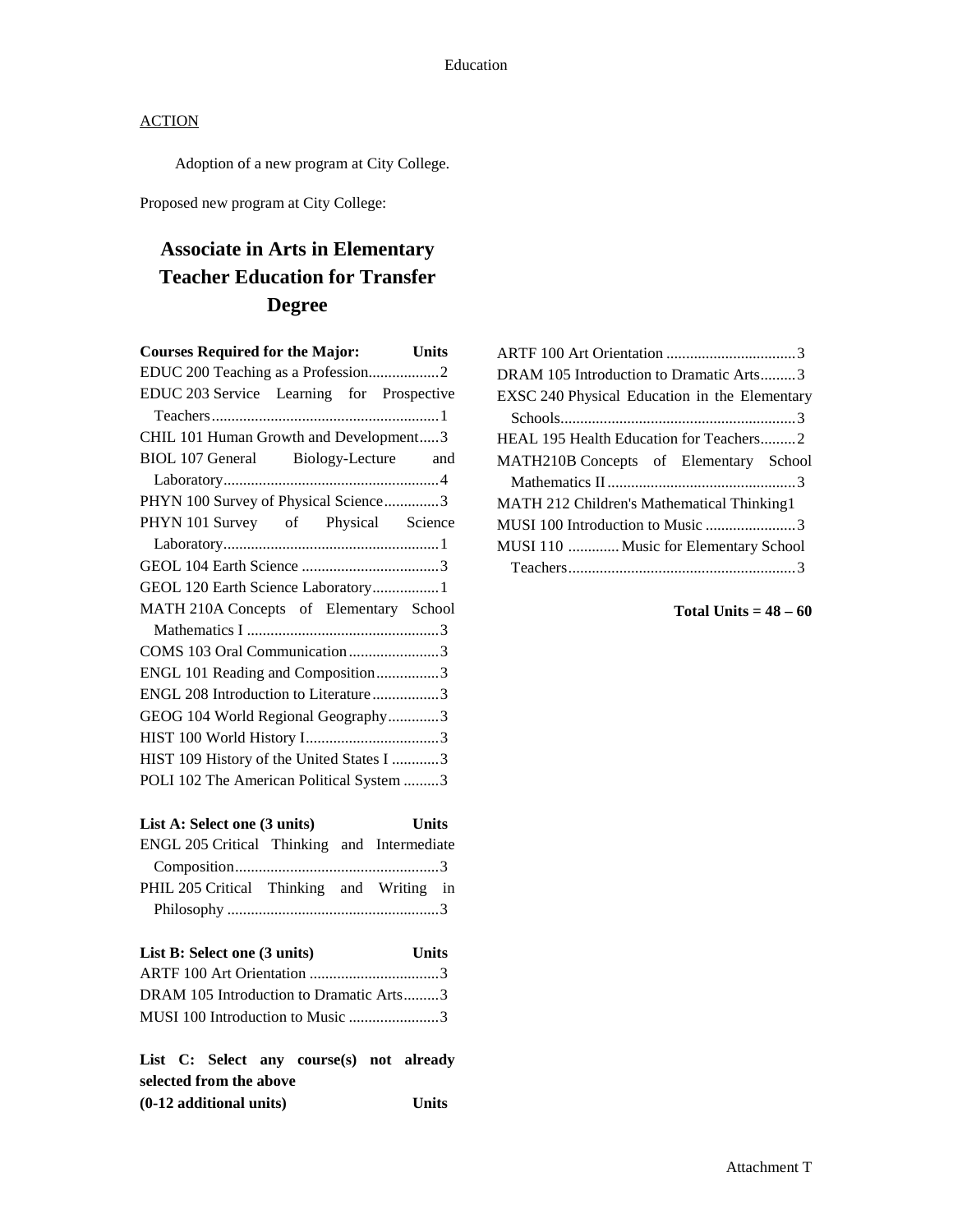ACTION

Adoption of a new program at City College.

Proposed new program at City College:

## Associate in Arts in Elementary Teacher Education for Transfer Degree

| Courses Required for the Major: | Units |
|---|---|
| EDUC 200 Teaching as a Profession | 2 |
| EDUC 203 Service Learning for Prospective Teachers | 1 |
| CHIL 101 Human Growth and Development | 3 |
| BIOL 107 General Biology-Lecture and Laboratory | 4 |
| PHYN 100 Survey of Physical Science | 3 |
| PHYN 101 Survey of Physical Science Laboratory | 1 |
| GEOL 104 Earth Science | 3 |
| GEOL 120 Earth Science Laboratory | 1 |
| MATH 210A Concepts of Elementary School Mathematics I | 3 |
| COMS 103 Oral Communication | 3 |
| ENGL 101 Reading and Composition | 3 |
| ENGL 208 Introduction to Literature | 3 |
| GEOG 104 World Regional Geography | 3 |
| HIST 100 World History I | 3 |
| HIST 109 History of the United States I | 3 |
| POLI 102 The American Political System | 3 |

| List A: Select one (3 units) | Units |
|---|---|
| ENGL 205 Critical Thinking and Intermediate Composition | 3 |
| PHIL 205 Critical Thinking and Writing in Philosophy | 3 |

| List B: Select one (3 units) | Units |
|---|---|
| ARTF 100 Art Orientation | 3 |
| DRAM 105 Introduction to Dramatic Arts | 3 |
| MUSI 100 Introduction to Music | 3 |

| List C: Select any course(s) not already selected from the above (0-12 additional units) | Units |
|---|---|
| ARTF 100 Art Orientation | 3 |
| DRAM 105 Introduction to Dramatic Arts | 3 |
| EXSC 240 Physical Education in the Elementary Schools | 3 |
| HEAL 195 Health Education for Teachers | 2 |
| MATH210B Concepts of Elementary School Mathematics II | 3 |
| MATH 212 Children's Mathematical Thinking | 1 |
| MUSI 100 Introduction to Music | 3 |
| MUSI 110 Music for Elementary School Teachers | 3 |

**Total Units = 48 – 60**

Attachment T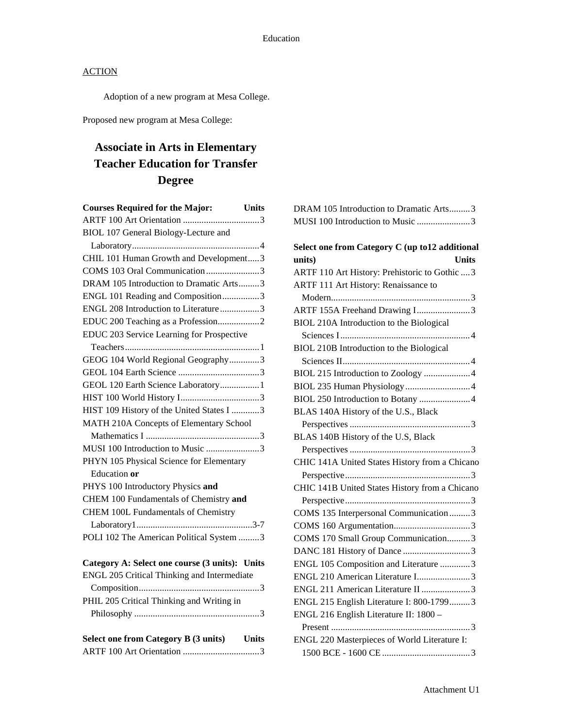## ACTION

Adoption of a new program at Mesa College.

Proposed new program at Mesa College:

# Associate in Arts in Elementary Teacher Education for Transfer Degree

| Courses Required for the Major: | Units |
|---|---|
| ARTF 100 Art Orientation | 3 |
| BIOL 107 General Biology-Lecture and Laboratory | 4 |
| CHIL 101 Human Growth and Development | 3 |
| COMS 103 Oral Communication | 3 |
| DRAM 105 Introduction to Dramatic Arts | 3 |
| ENGL 101 Reading and Composition | 3 |
| ENGL 208 Introduction to Literature | 3 |
| EDUC 200 Teaching as a Profession | 2 |
| EDUC 203 Service Learning for Prospective Teachers | 1 |
| GEOG 104 World Regional Geography | 3 |
| GEOL 104 Earth Science | 3 |
| GEOL 120 Earth Science Laboratory | 1 |
| HIST 100 World History I | 3 |
| HIST 109 History of the United States I | 3 |
| MATH 210A Concepts of Elementary School Mathematics I | 3 |
| MUSI 100 Introduction to Music | 3 |
| PHYN 105 Physical Science for Elementary Education **or** PHYS 100 Introductory Physics **and** CHEM 100 Fundamentals of Chemistry **and** CHEM 100L Fundamentals of Chemistry Laboratory1 | 3-7 |
| POLI 102 The American Political System | 3 |

| Category A: Select one course (3 units): | Units |
|---|---|
| ENGL 205 Critical Thinking and Intermediate Composition | 3 |
| PHIL 205 Critical Thinking and Writing in Philosophy | 3 |

| Select one from Category B (3 units) | Units |
|---|---|
| ARTF 100 Art Orientation | 3 |
| DRAM 105 Introduction to Dramatic Arts | 3 |
| MUSI 100 Introduction to Music | 3 |

| Select one from Category C (up to12 additional units) | Units |
|---|---|
| ARTF 110 Art History: Prehistoric to Gothic | 3 |
| ARTF 111 Art History: Renaissance to Modern | 3 |
| ARTF 155A Freehand Drawing I | 3 |
| BIOL 210A Introduction to the Biological Sciences I | 4 |
| BIOL 210B Introduction to the Biological Sciences II | 4 |
| BIOL 215 Introduction to Zoology | 4 |
| BIOL 235 Human Physiology | 4 |
| BIOL 250 Introduction to Botany | 4 |
| BLAS 140A History of the U.S., Black Perspectives | 3 |
| BLAS 140B History of the U.S, Black Perspectives | 3 |
| CHIC 141A United States History from a Chicano Perspective | 3 |
| CHIC 141B United States History from a Chicano Perspective | 3 |
| COMS 135 Interpersonal Communication | 3 |
| COMS 160 Argumentation | 3 |
| COMS 170 Small Group Communication | 3 |
| DANC 181 History of Dance | 3 |
| ENGL 105 Composition and Literature | 3 |
| ENGL 210 American Literature I | 3 |
| ENGL 211 American Literature II | 3 |
| ENGL 215 English Literature I: 800-1799 | 3 |
| ENGL 216 English Literature II: 1800 – Present | 3 |
| ENGL 220 Masterpieces of World Literature I: 1500 BCE - 1600 CE | 3 |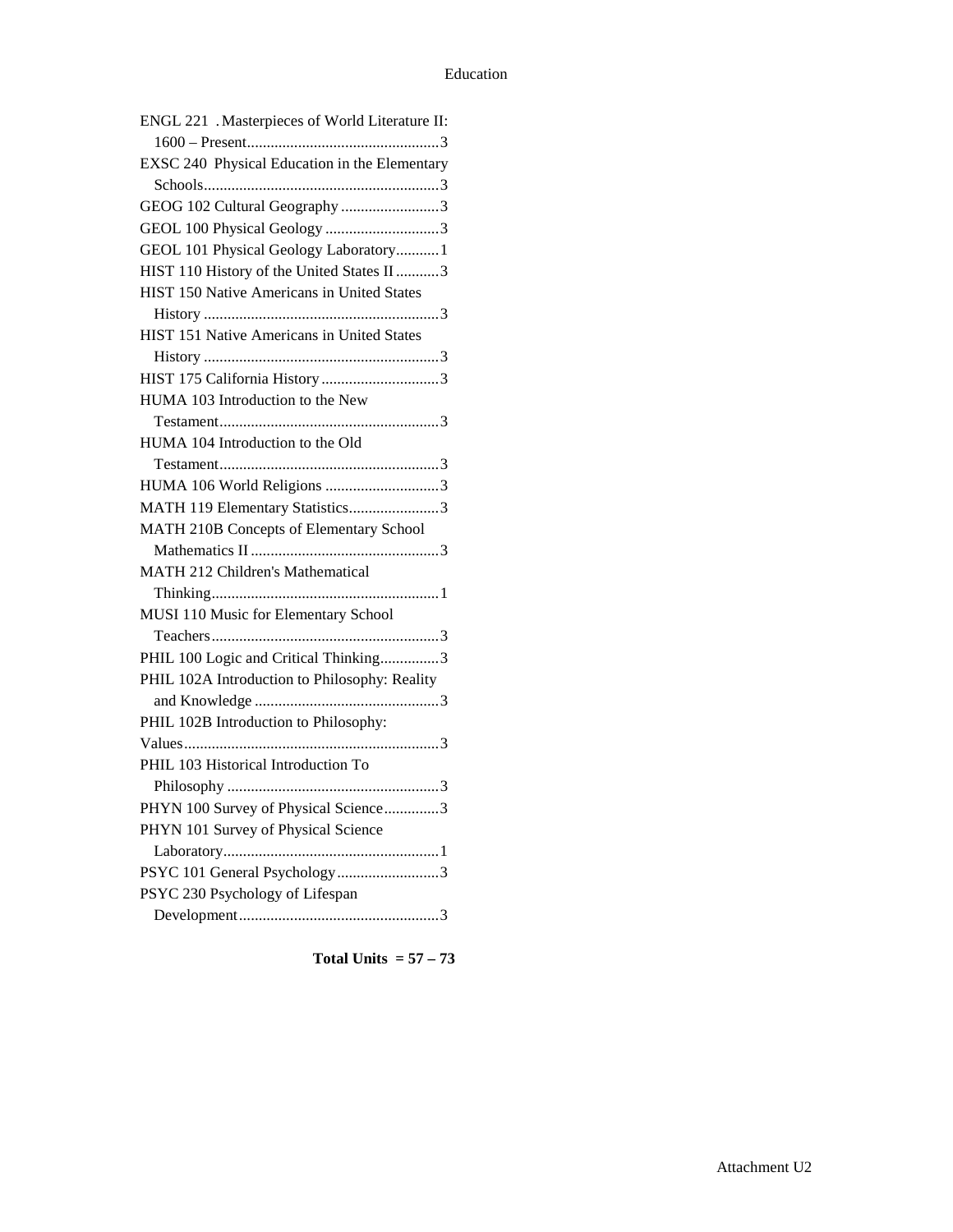ENGL 221 . Masterpieces of World Literature II: 1600 – Present................................................3

EXSC 240 Physical Education in the Elementary Schools..........................................................3

GEOG 102 Cultural Geography .........................3

GEOL 100 Physical Geology .............................3

GEOL 101 Physical Geology Laboratory...........1

HIST 110 History of the United States II ...........3

HIST 150 Native Americans in United States History ...........................................................3

HIST 151 Native Americans in United States History ...........................................................3

HIST 175 California History ..............................3

HUMA 103 Introduction to the New Testament........................................................3

HUMA 104 Introduction to the Old Testament........................................................3

HUMA 106 World Religions .............................3

MATH 119 Elementary Statistics.......................3

MATH 210B Concepts of Elementary School Mathematics II ................................................3

MATH 212 Children's Mathematical Thinking..........................................................1

MUSI 110 Music for Elementary School Teachers..........................................................3

PHIL 100 Logic and Critical Thinking...............3

PHIL 102A Introduction to Philosophy: Reality and Knowledge ...............................................3

PHIL 102B Introduction to Philosophy: Values.................................................................3

PHIL 103 Historical Introduction To Philosophy ......................................................3

PHYN 100 Survey of Physical Science..............3

PHYN 101 Survey of Physical Science Laboratory.......................................................1

PSYC 101 General Psychology..........................3

PSYC 230 Psychology of Lifespan Development...................................................3

**Total Units = 57 – 73**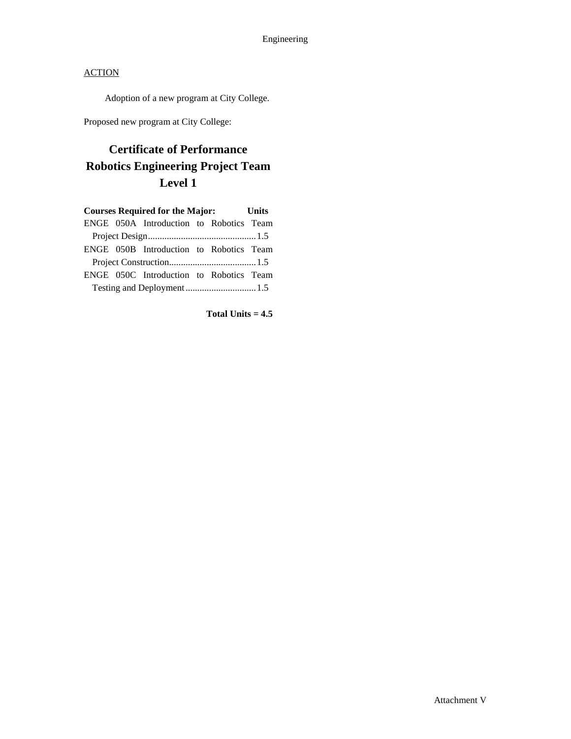ACTION

Adoption of a new program at City College.

Proposed new program at City College:

# Certificate of Performance Robotics Engineering Project Team Level 1

| Courses Required for the Major: | Units |
|---|---|
| ENGE 050A Introduction to Robotics Team Project Design | 1.5 |
| ENGE 050B Introduction to Robotics Team Project Construction | 1.5 |
| ENGE 050C Introduction to Robotics Team Testing and Deployment | 1.5 |

**Total Units = 4.5**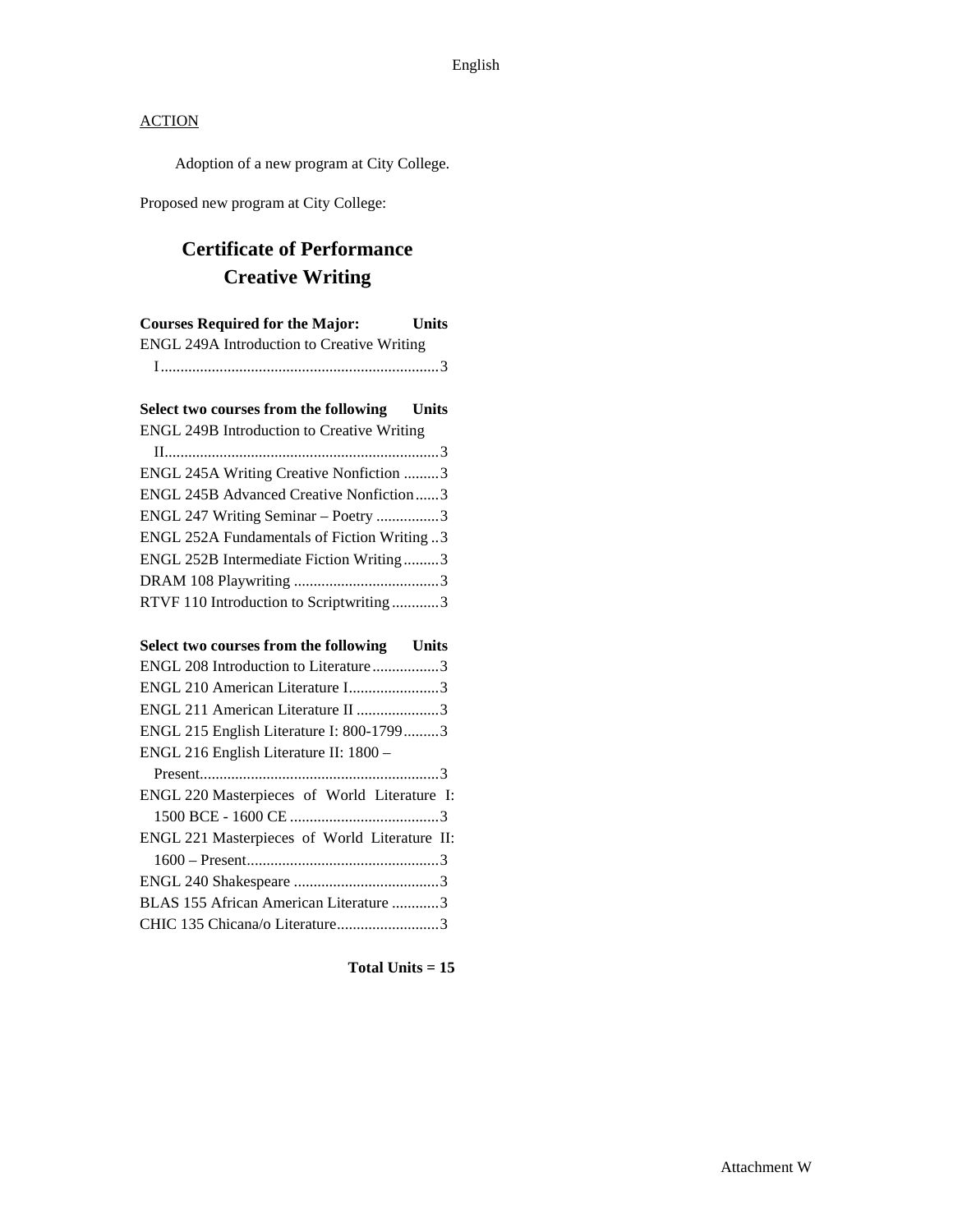ACTION

Adoption of a new program at City College.

Proposed new program at City College:

## Certificate of Performance
## Creative Writing

| Courses Required for the Major: | Units |
|---|---|
| ENGL 249A Introduction to Creative Writing I | 3 |

| Select two courses from the following | Units |
|---|---|
| ENGL 249B Introduction to Creative Writing II | 3 |
| ENGL 245A Writing Creative Nonfiction | 3 |
| ENGL 245B Advanced Creative Nonfiction | 3 |
| ENGL 247 Writing Seminar – Poetry | 3 |
| ENGL 252A Fundamentals of Fiction Writing | 3 |
| ENGL 252B Intermediate Fiction Writing | 3 |
| DRAM 108 Playwriting | 3 |
| RTVF 110 Introduction to Scriptwriting | 3 |

| Select two courses from the following | Units |
|---|---|
| ENGL 208 Introduction to Literature | 3 |
| ENGL 210 American Literature I | 3 |
| ENGL 211 American Literature II | 3 |
| ENGL 215 English Literature I: 800-1799 | 3 |
| ENGL 216 English Literature II: 1800 – Present | 3 |
| ENGL 220 Masterpieces of World Literature I: 1500 BCE - 1600 CE | 3 |
| ENGL 221 Masterpieces of World Literature II: 1600 – Present | 3 |
| ENGL 240 Shakespeare | 3 |
| BLAS 155 African American Literature | 3 |
| CHIC 135 Chicana/o Literature | 3 |

**Total Units = 15**

Attachment W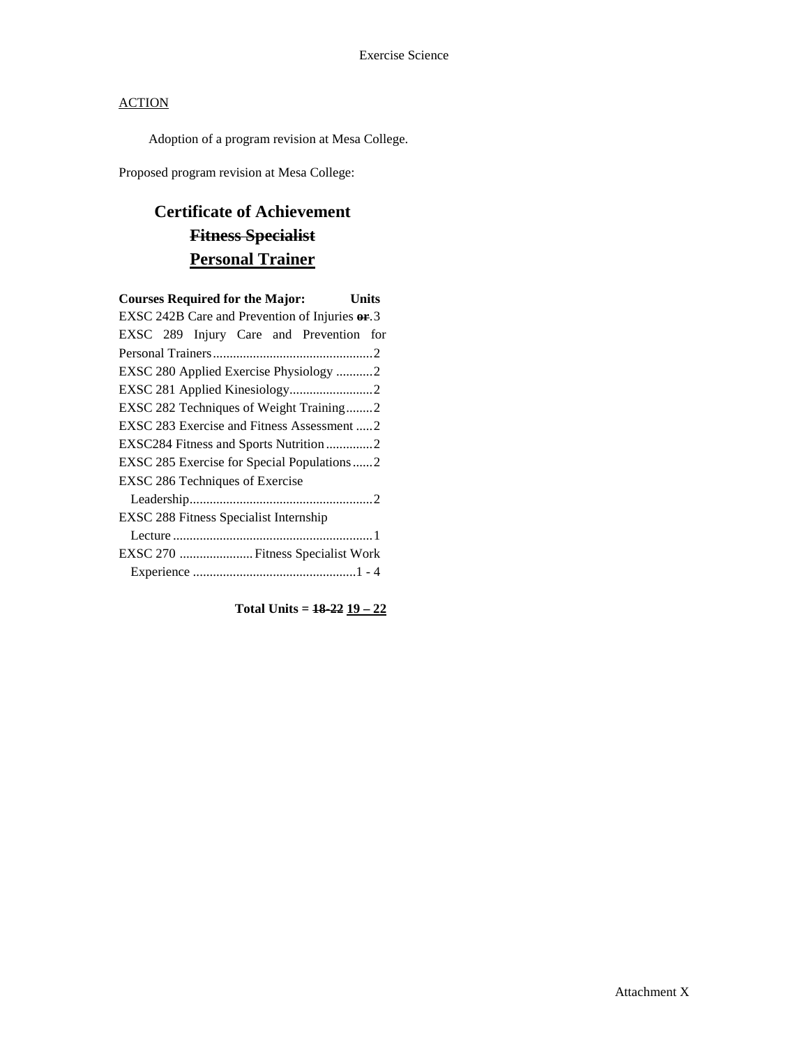Exercise Science

ACTION

Adoption of a program revision at Mesa College.

Proposed program revision at Mesa College:

# Certificate of Achievement
## ~~Fitness Specialist~~
## <u>Personal Trainer</u>

| Courses Required for the Major: | Units |
|---|---|
| EXSC 242B Care and Prevention of Injuries ~~or~~ | 3 |
| EXSC 289 Injury Care and Prevention for Personal Trainers | 2 |
| EXSC 280 Applied Exercise Physiology | 2 |
| EXSC 281 Applied Kinesiology | 2 |
| EXSC 282 Techniques of Weight Training | 2 |
| EXSC 283 Exercise and Fitness Assessment | 2 |
| EXSC284 Fitness and Sports Nutrition | 2 |
| EXSC 285 Exercise for Special Populations | 2 |
| EXSC 286 Techniques of Exercise Leadership | 2 |
| EXSC 288 Fitness Specialist Internship Lecture | 1 |
| EXSC 270 Fitness Specialist Work Experience | 1 - 4 |

**Total Units = ~~18-22~~ <u>19 – 22</u>**

Attachment X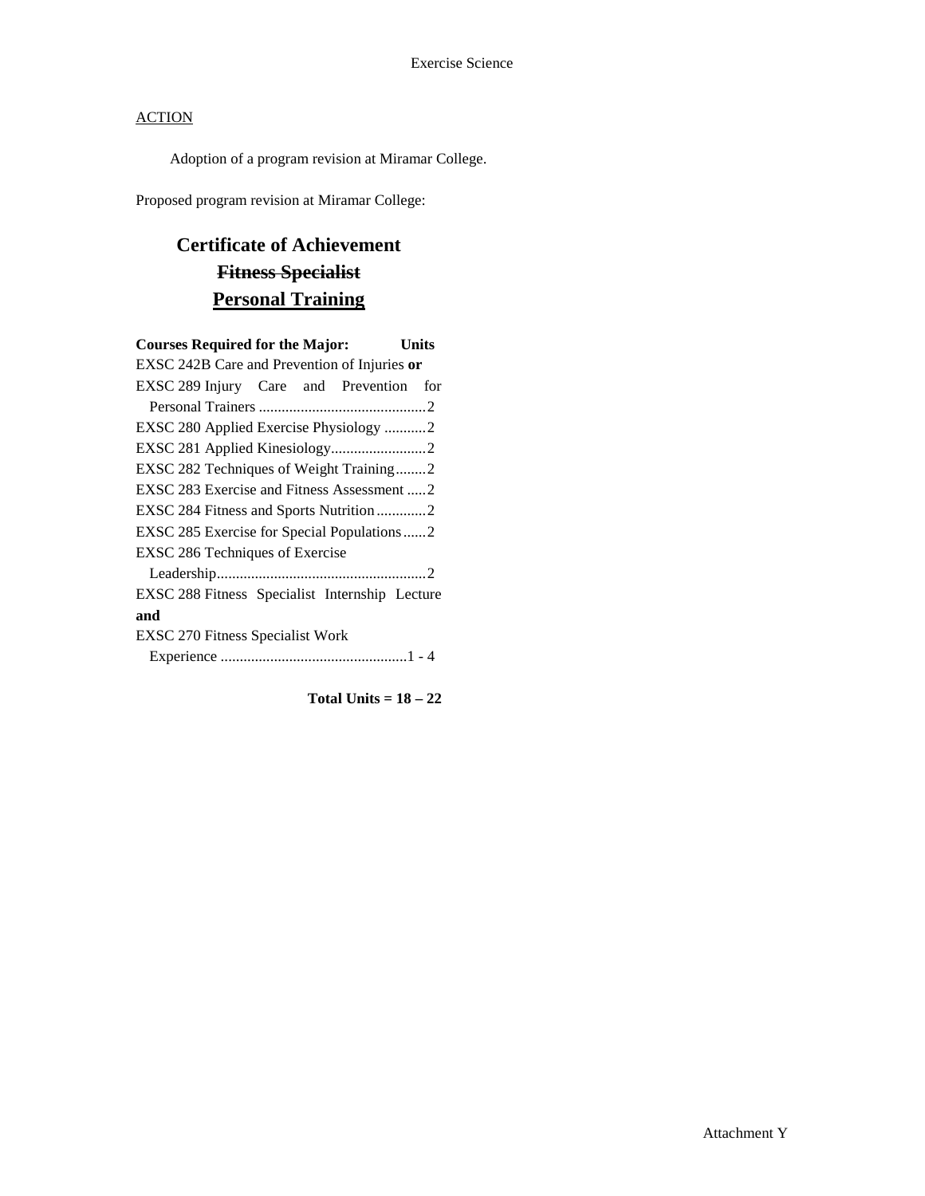ACTION

Adoption of a program revision at Miramar College.

Proposed program revision at Miramar College:

## Certificate of Achievement
## ~~Fitness Specialist~~
## <u>Personal Training</u>

**Courses Required for the Major: Units**

EXSC 242B Care and Prevention of Injuries **or**
EXSC 289 Injury Care and Prevention for Personal Trainers ............................................2
EXSC 280 Applied Exercise Physiology ...........2
EXSC 281 Applied Kinesiology.........................2
EXSC 282 Techniques of Weight Training........2
EXSC 283 Exercise and Fitness Assessment .....2
EXSC 284 Fitness and Sports Nutrition.............2
EXSC 285 Exercise for Special Populations......2
EXSC 286 Techniques of Exercise Leadership.......................................................2
EXSC 288 Fitness Specialist Internship Lecture
**and**
EXSC 270 Fitness Specialist Work Experience .................................................1 - 4

**Total Units = 18 – 22**

Attachment Y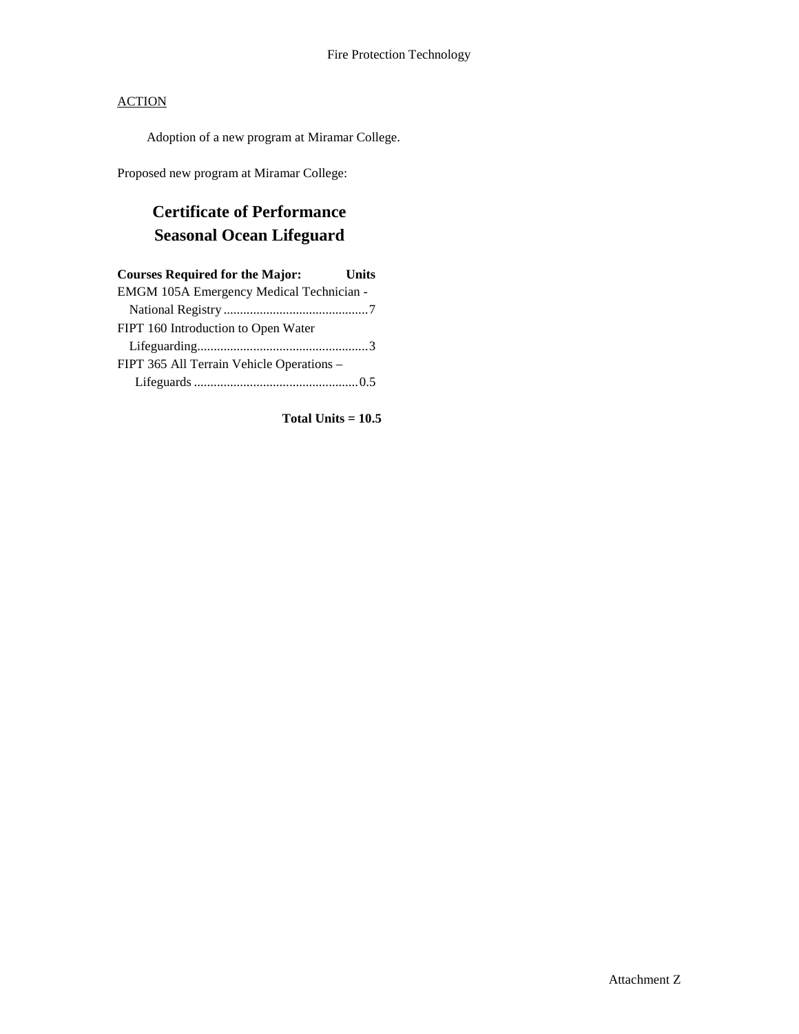Fire Protection Technology

ACTION

Adoption of a new program at Miramar College.

Proposed new program at Miramar College:

## Certificate of Performance
## Seasonal Ocean Lifeguard

| Courses Required for the Major: | Units |
|---|---|
| EMGM 105A Emergency Medical Technician - National Registry | 7 |
| FIPT 160 Introduction to Open Water Lifeguarding | 3 |
| FIPT 365 All Terrain Vehicle Operations – Lifeguards | 0.5 |

**Total Units = 10.5**

Attachment Z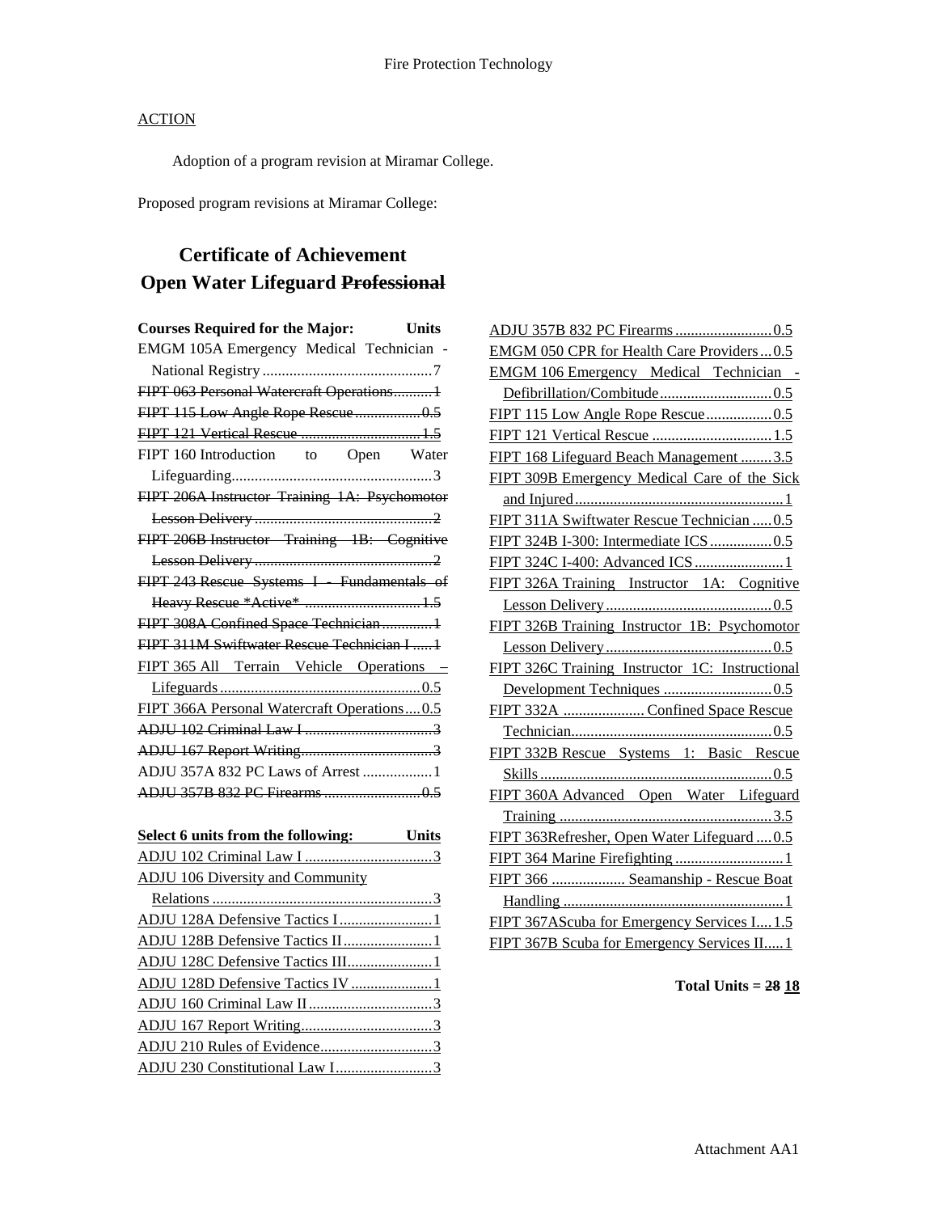ACTION

Adoption of a program revision at Miramar College.

Proposed program revisions at Miramar College:

## Certificate of Achievement
## Open Water Lifeguard ~~Professional~~

| Courses Required for the Major: | Units |
|---|---|
| EMGM 105A Emergency Medical Technician - National Registry | 7 |
| ~~FIPT 063 Personal Watercraft Operations~~ | ~~1~~ |
| ~~FIPT 115 Low Angle Rope Rescue~~ | ~~0.5~~ |
| ~~FIPT 121 Vertical Rescue~~ | ~~1.5~~ |
| FIPT 160 Introduction to Open Water Lifeguarding | 3 |
| ~~FIPT 206A Instructor Training 1A: Psychomotor Lesson Delivery~~ | ~~2~~ |
| ~~FIPT 206B Instructor Training 1B: Cognitive Lesson Delivery~~ | ~~2~~ |
| ~~FIPT 243 Rescue Systems I - Fundamentals of Heavy Rescue *Active*~~ | ~~1.5~~ |
| ~~FIPT 308A Confined Space Technician~~ | ~~1~~ |
| ~~FIPT 311M Swiftwater Rescue Technician I~~ | ~~1~~ |
| <u>FIPT 365 All Terrain Vehicle Operations – Lifeguards</u> | <u>0.5</u> |
| <u>FIPT 366A Personal Watercraft Operations</u> | <u>0.5</u> |
| ~~ADJU 102 Criminal Law I~~ | ~~3~~ |
| ~~ADJU 167 Report Writing~~ | ~~3~~ |
| ADJU 357A 832 PC Laws of Arrest | 1 |
| ~~ADJU 357B 832 PC Firearms~~ | ~~0.5~~ |

| <u>Select 6 units from the following:</u> | <u>Units</u> |
|---|---|
| <u>ADJU 102 Criminal Law I</u> | <u>3</u> |
| <u>ADJU 106 Diversity and Community Relations</u> | <u>3</u> |
| <u>ADJU 128A Defensive Tactics I</u> | <u>1</u> |
| <u>ADJU 128B Defensive Tactics II</u> | <u>1</u> |
| <u>ADJU 128C Defensive Tactics III</u> | <u>1</u> |
| <u>ADJU 128D Defensive Tactics IV</u> | <u>1</u> |
| <u>ADJU 160 Criminal Law II</u> | <u>3</u> |
| <u>ADJU 167 Report Writing</u> | <u>3</u> |
| <u>ADJU 210 Rules of Evidence</u> | <u>3</u> |
| <u>ADJU 230 Constitutional Law I</u> | <u>3</u> |
| <u>ADJU 357B 832 PC Firearms</u> | <u>0.5</u> |
| <u>EMGM 050 CPR for Health Care Providers</u> | <u>0.5</u> |
| <u>EMGM 106 Emergency Medical Technician - Defibrillation/Combitude</u> | <u>0.5</u> |
| <u>FIPT 115 Low Angle Rope Rescue</u> | <u>0.5</u> |
| <u>FIPT 121 Vertical Rescue</u> | <u>1.5</u> |
| <u>FIPT 168 Lifeguard Beach Management</u> | <u>3.5</u> |
| <u>FIPT 309B Emergency Medical Care of the Sick and Injured</u> | <u>1</u> |
| <u>FIPT 311A Swiftwater Rescue Technician</u> | <u>0.5</u> |
| <u>FIPT 324B I-300: Intermediate ICS</u> | <u>0.5</u> |
| <u>FIPT 324C I-400: Advanced ICS</u> | <u>1</u> |
| <u>FIPT 326A Training Instructor 1A: Cognitive Lesson Delivery</u> | <u>0.5</u> |
| <u>FIPT 326B Training Instructor 1B: Psychomotor Lesson Delivery</u> | <u>0.5</u> |
| <u>FIPT 326C Training Instructor 1C: Instructional Development Techniques</u> | <u>0.5</u> |
| <u>FIPT 332A Confined Space Rescue Technician</u> | <u>0.5</u> |
| <u>FIPT 332B Rescue Systems 1: Basic Rescue Skills</u> | <u>0.5</u> |
| <u>FIPT 360A Advanced Open Water Lifeguard Training</u> | <u>3.5</u> |
| <u>FIPT 363Refresher, Open Water Lifeguard</u> | <u>0.5</u> |
| <u>FIPT 364 Marine Firefighting</u> | <u>1</u> |
| <u>FIPT 366 Seamanship - Rescue Boat Handling</u> | <u>1</u> |
| <u>FIPT 367AScuba for Emergency Services I</u> | <u>1.5</u> |
| <u>FIPT 367B Scuba for Emergency Services II</u> | <u>1</u> |

**Total Units = ~~28~~ <u>18</u>**

Attachment AA1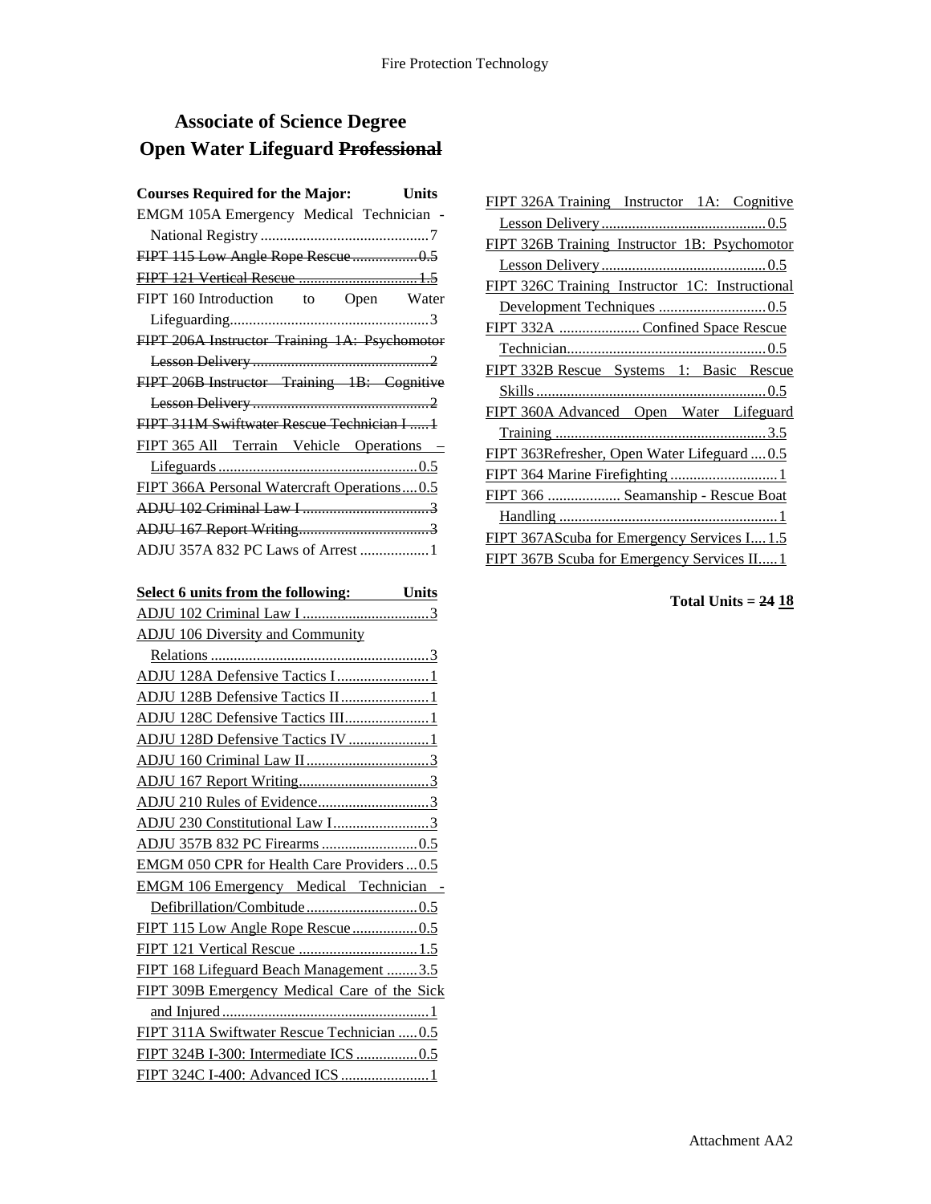# Associate of Science Degree
# Open Water Lifeguard ~~Professional~~

| Courses Required for the Major: | Units |
|---|---|
| EMGM 105A Emergency Medical Technician - National Registry | 7 |
| ~~FIPT 115 Low Angle Rope Rescue~~ | ~~0.5~~ |
| ~~FIPT 121 Vertical Rescue~~ | ~~1.5~~ |
| FIPT 160 Introduction to Open Water Lifeguarding | 3 |
| ~~FIPT 206A Instructor Training 1A: Psychomotor Lesson Delivery~~ | ~~2~~ |
| ~~FIPT 206B Instructor Training 1B: Cognitive Lesson Delivery~~ | ~~2~~ |
| ~~FIPT 311M Swiftwater Rescue Technician I~~ | ~~1~~ |
| <u>FIPT 365 All Terrain Vehicle Operations – Lifeguards</u> | <u>0.5</u> |
| <u>FIPT 366A Personal Watercraft Operations</u> | <u>0.5</u> |
| ~~ADJU 102 Criminal Law I~~ | ~~3~~ |
| ~~ADJU 167 Report Writing~~ | ~~3~~ |
| ADJU 357A 832 PC Laws of Arrest | 1 |

| <u>Select 6 units from the following:</u> | <u>Units</u> |
|---|---|
| <u>ADJU 102 Criminal Law I</u> | <u>3</u> |
| <u>ADJU 106 Diversity and Community Relations</u> | <u>3</u> |
| <u>ADJU 128A Defensive Tactics I</u> | <u>1</u> |
| <u>ADJU 128B Defensive Tactics II</u> | <u>1</u> |
| <u>ADJU 128C Defensive Tactics III</u> | <u>1</u> |
| <u>ADJU 128D Defensive Tactics IV</u> | <u>1</u> |
| <u>ADJU 160 Criminal Law II</u> | <u>3</u> |
| <u>ADJU 167 Report Writing</u> | <u>3</u> |
| <u>ADJU 210 Rules of Evidence</u> | <u>3</u> |
| <u>ADJU 230 Constitutional Law I</u> | <u>3</u> |
| <u>ADJU 357B 832 PC Firearms</u> | <u>0.5</u> |
| <u>EMGM 050 CPR for Health Care Providers</u> | <u>0.5</u> |
| <u>EMGM 106 Emergency Medical Technician - Defibrillation/Combitude</u> | <u>0.5</u> |
| <u>FIPT 115 Low Angle Rope Rescue</u> | <u>0.5</u> |
| <u>FIPT 121 Vertical Rescue</u> | <u>1.5</u> |
| <u>FIPT 168 Lifeguard Beach Management</u> | <u>3.5</u> |
| <u>FIPT 309B Emergency Medical Care of the Sick and Injured</u> | <u>1</u> |
| <u>FIPT 311A Swiftwater Rescue Technician</u> | <u>0.5</u> |
| <u>FIPT 324B I-300: Intermediate ICS</u> | <u>0.5</u> |
| <u>FIPT 324C I-400: Advanced ICS</u> | <u>1</u> |
| <u>FIPT 326A Training Instructor 1A: Cognitive Lesson Delivery</u> | <u>0.5</u> |
| <u>FIPT 326B Training Instructor 1B: Psychomotor Lesson Delivery</u> | <u>0.5</u> |
| <u>FIPT 326C Training Instructor 1C: Instructional Development Techniques</u> | <u>0.5</u> |
| <u>FIPT 332A Confined Space Rescue Technician</u> | <u>0.5</u> |
| <u>FIPT 332B Rescue Systems 1: Basic Rescue Skills</u> | <u>0.5</u> |
| <u>FIPT 360A Advanced Open Water Lifeguard Training</u> | <u>3.5</u> |
| <u>FIPT 363Refresher, Open Water Lifeguard</u> | <u>0.5</u> |
| <u>FIPT 364 Marine Firefighting</u> | <u>1</u> |
| <u>FIPT 366 Seamanship - Rescue Boat Handling</u> | <u>1</u> |
| <u>FIPT 367AScuba for Emergency Services I</u> | <u>1.5</u> |
| <u>FIPT 367B Scuba for Emergency Services II</u> | <u>1</u> |

**Total Units = ~~24~~ <u>18</u>**

Attachment AA2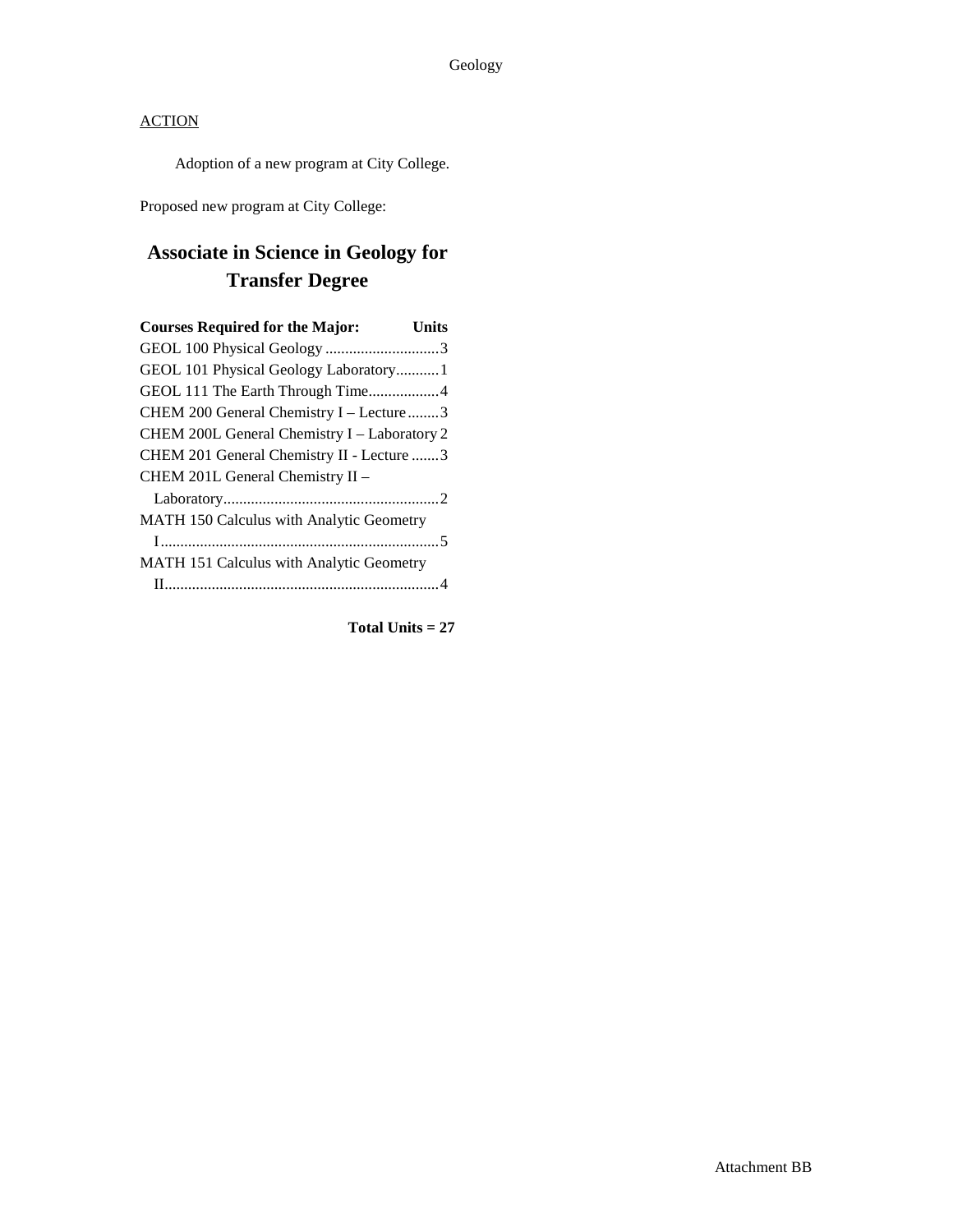Geology

ACTION

Adoption of a new program at City College.

Proposed new program at City College:

## Associate in Science in Geology for Transfer Degree

| Courses Required for the Major: | Units |
|---|---|
| GEOL 100 Physical Geology | 3 |
| GEOL 101 Physical Geology Laboratory | 1 |
| GEOL 111 The Earth Through Time | 4 |
| CHEM 200 General Chemistry I – Lecture | 3 |
| CHEM 200L General Chemistry I – Laboratory | 2 |
| CHEM 201 General Chemistry II - Lecture | 3 |
| CHEM 201L General Chemistry II – Laboratory | 2 |
| MATH 150 Calculus with Analytic Geometry I | 5 |
| MATH 151 Calculus with Analytic Geometry II | 4 |

**Total Units = 27**

Attachment BB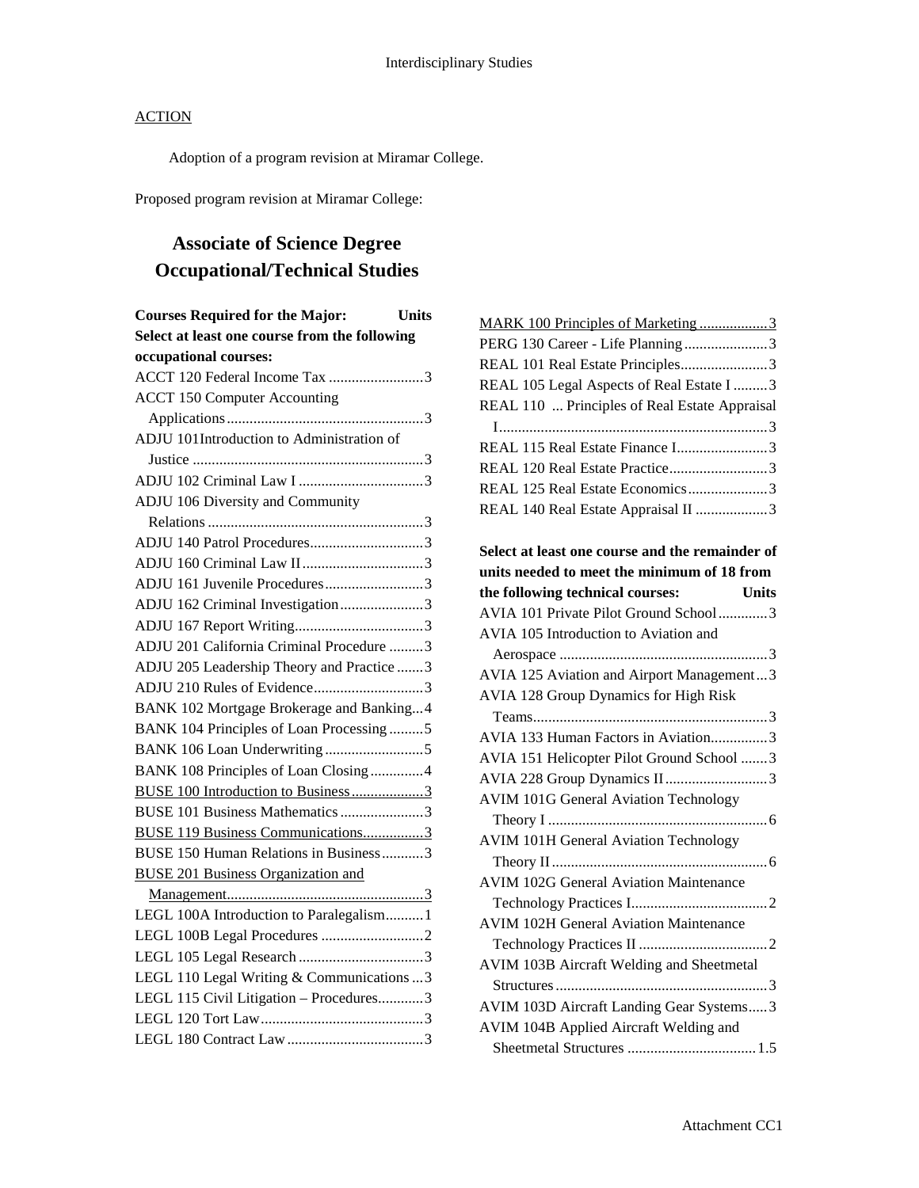ACTION

Adoption of a program revision at Miramar College.

Proposed program revision at Miramar College:

# Associate of Science Degree
# Occupational/Technical Studies

| Courses Required for the Major: Select at least one course from the following occupational courses: | Units |
|---|---|
| ACCT 120 Federal Income Tax | 3 |
| ACCT 150 Computer Accounting Applications | 3 |
| ADJU 101Introduction to Administration of Justice | 3 |
| ADJU 102 Criminal Law I | 3 |
| ADJU 106 Diversity and Community Relations | 3 |
| ADJU 140 Patrol Procedures | 3 |
| ADJU 160 Criminal Law II | 3 |
| ADJU 161 Juvenile Procedures | 3 |
| ADJU 162 Criminal Investigation | 3 |
| ADJU 167 Report Writing | 3 |
| ADJU 201 California Criminal Procedure | 3 |
| ADJU 205 Leadership Theory and Practice | 3 |
| ADJU 210 Rules of Evidence | 3 |
| BANK 102 Mortgage Brokerage and Banking | 4 |
| BANK 104 Principles of Loan Processing | 5 |
| BANK 106 Loan Underwriting | 5 |
| BANK 108 Principles of Loan Closing | 4 |
| <u>BUSE 100 Introduction to Business</u> | <u>3</u> |
| BUSE 101 Business Mathematics | 3 |
| <u>BUSE 119 Business Communications</u> | <u>3</u> |
| BUSE 150 Human Relations in Business | 3 |
| <u>BUSE 201 Business Organization and Management</u> | <u>3</u> |
| LEGL 100A Introduction to Paralegalism | 1 |
| LEGL 100B Legal Procedures | 2 |
| LEGL 105 Legal Research | 3 |
| LEGL 110 Legal Writing & Communications | 3 |
| LEGL 115 Civil Litigation – Procedures | 3 |
| LEGL 120 Tort Law | 3 |
| LEGL 180 Contract Law | 3 |
| <u>MARK 100 Principles of Marketing</u> | <u>3</u> |
| PERG 130 Career - Life Planning | 3 |
| REAL 101 Real Estate Principles | 3 |
| REAL 105 Legal Aspects of Real Estate I | 3 |
| REAL 110 ... Principles of Real Estate Appraisal I | 3 |
| REAL 115 Real Estate Finance I | 3 |
| REAL 120 Real Estate Practice | 3 |
| REAL 125 Real Estate Economics | 3 |
| REAL 140 Real Estate Appraisal II | 3 |

| Select at least one course and the remainder of units needed to meet the minimum of 18 from the following technical courses: | Units |
|---|---|
| AVIA 101 Private Pilot Ground School | 3 |
| AVIA 105 Introduction to Aviation and Aerospace | 3 |
| AVIA 125 Aviation and Airport Management | 3 |
| AVIA 128 Group Dynamics for High Risk Teams | 3 |
| AVIA 133 Human Factors in Aviation | 3 |
| AVIA 151 Helicopter Pilot Ground School | 3 |
| AVIA 228 Group Dynamics II | 3 |
| AVIM 101G General Aviation Technology Theory I | 6 |
| AVIM 101H General Aviation Technology Theory II | 6 |
| AVIM 102G General Aviation Maintenance Technology Practices I | 2 |
| AVIM 102H General Aviation Maintenance Technology Practices II | 2 |
| AVIM 103B Aircraft Welding and Sheetmetal Structures | 3 |
| AVIM 103D Aircraft Landing Gear Systems | 3 |
| AVIM 104B Applied Aircraft Welding and Sheetmetal Structures | 1.5 |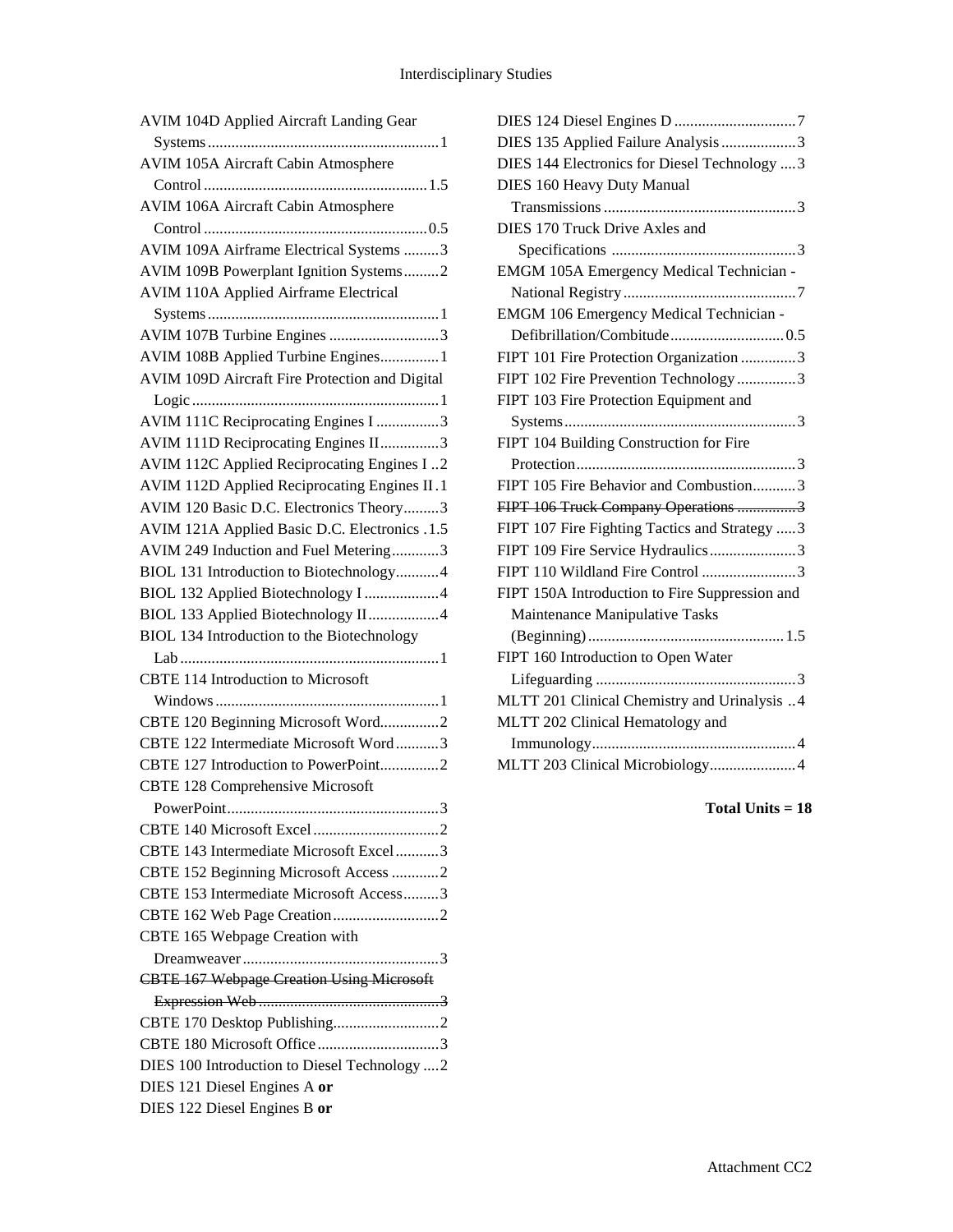AVIM 104D Applied Aircraft Landing Gear Systems ........ 1
AVIM 105A Aircraft Cabin Atmosphere Control ........ 1.5
AVIM 106A Aircraft Cabin Atmosphere Control ........ 0.5
AVIM 109A Airframe Electrical Systems ........ 3
AVIM 109B Powerplant Ignition Systems ........ 2
AVIM 110A Applied Airframe Electrical Systems ........ 1
AVIM 107B Turbine Engines ........ 3
AVIM 108B Applied Turbine Engines ........ 1
AVIM 109D Aircraft Fire Protection and Digital Logic ........ 1
AVIM 111C Reciprocating Engines I ........ 3
AVIM 111D Reciprocating Engines II ........ 3
AVIM 112C Applied Reciprocating Engines I ........ 2
AVIM 112D Applied Reciprocating Engines II ........ 1
AVIM 120 Basic D.C. Electronics Theory ........ 3
AVIM 121A Applied Basic D.C. Electronics ........ 1.5
AVIM 249 Induction and Fuel Metering ........ 3
BIOL 131 Introduction to Biotechnology ........ 4
BIOL 132 Applied Biotechnology I ........ 4
BIOL 133 Applied Biotechnology II ........ 4
BIOL 134 Introduction to the Biotechnology Lab ........ 1
CBTE 114 Introduction to Microsoft Windows ........ 1
CBTE 120 Beginning Microsoft Word ........ 2
CBTE 122 Intermediate Microsoft Word ........ 3
CBTE 127 Introduction to PowerPoint ........ 2
CBTE 128 Comprehensive Microsoft PowerPoint ........ 3
CBTE 140 Microsoft Excel ........ 2
CBTE 143 Intermediate Microsoft Excel ........ 3
CBTE 152 Beginning Microsoft Access ........ 2
CBTE 153 Intermediate Microsoft Access ........ 3
CBTE 162 Web Page Creation ........ 2
CBTE 165 Webpage Creation with Dreamweaver ........ 3
~~CBTE 167 Webpage Creation Using Microsoft Expression Web ........ 3~~
CBTE 170 Desktop Publishing ........ 2
CBTE 180 Microsoft Office ........ 3
DIES 100 Introduction to Diesel Technology ........ 2
DIES 121 Diesel Engines A **or**
DIES 122 Diesel Engines B **or**
DIES 124 Diesel Engines D ........ 7
DIES 135 Applied Failure Analysis ........ 3
DIES 144 Electronics for Diesel Technology ........ 3
DIES 160 Heavy Duty Manual Transmissions ........ 3
DIES 170 Truck Drive Axles and Specifications ........ 3
EMGM 105A Emergency Medical Technician - National Registry ........ 7
EMGM 106 Emergency Medical Technician - Defibrillation/Combitude ........ 0.5
FIPT 101 Fire Protection Organization ........ 3
FIPT 102 Fire Prevention Technology ........ 3
FIPT 103 Fire Protection Equipment and Systems ........ 3
FIPT 104 Building Construction for Fire Protection ........ 3
FIPT 105 Fire Behavior and Combustion ........ 3
~~FIPT 106 Truck Company Operations ........ 3~~
FIPT 107 Fire Fighting Tactics and Strategy ........ 3
FIPT 109 Fire Service Hydraulics ........ 3
FIPT 110 Wildland Fire Control ........ 3
FIPT 150A Introduction to Fire Suppression and Maintenance Manipulative Tasks (Beginning) ........ 1.5
FIPT 160 Introduction to Open Water Lifeguarding ........ 3
MLTT 201 Clinical Chemistry and Urinalysis ........ 4
MLTT 202 Clinical Hematology and Immunology ........ 4
MLTT 203 Clinical Microbiology ........ 4

**Total Units = 18**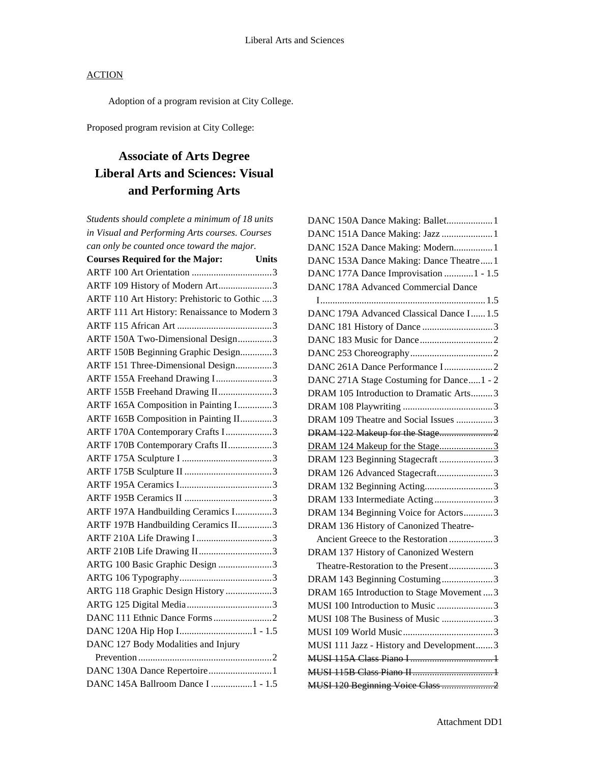ACTION

Adoption of a program revision at City College.

Proposed program revision at City College:

# Associate of Arts Degree
# Liberal Arts and Sciences: Visual and Performing Arts

*Students should complete a minimum of 18 units in Visual and Performing Arts courses. Courses can only be counted once toward the major.*

| Courses Required for the Major: | Units |
|---|---|
| ARTF 100 Art Orientation | 3 |
| ARTF 109 History of Modern Art | 3 |
| ARTF 110 Art History: Prehistoric to Gothic | 3 |
| ARTF 111 Art History: Renaissance to Modern | 3 |
| ARTF 115 African Art | 3 |
| ARTF 150A Two-Dimensional Design | 3 |
| ARTF 150B Beginning Graphic Design | 3 |
| ARTF 151 Three-Dimensional Design | 3 |
| ARTF 155A Freehand Drawing I | 3 |
| ARTF 155B Freehand Drawing II | 3 |
| ARTF 165A Composition in Painting I | 3 |
| ARTF 165B Composition in Painting II | 3 |
| ARTF 170A Contemporary Crafts I | 3 |
| ARTF 170B Contemporary Crafts II | 3 |
| ARTF 175A Sculpture I | 3 |
| ARTF 175B Sculpture II | 3 |
| ARTF 195A Ceramics I | 3 |
| ARTF 195B Ceramics II | 3 |
| ARTF 197A Handbuilding Ceramics I | 3 |
| ARTF 197B Handbuilding Ceramics II | 3 |
| ARTF 210A Life Drawing I | 3 |
| ARTF 210B Life Drawing II | 3 |
| ARTG 100 Basic Graphic Design | 3 |
| ARTG 106 Typography | 3 |
| ARTG 118 Graphic Design History | 3 |
| ARTG 125 Digital Media | 3 |
| DANC 111 Ethnic Dance Forms | 2 |
| DANC 120A Hip Hop I | 1 - 1.5 |
| DANC 127 Body Modalities and Injury Prevention | 2 |
| DANC 130A Dance Repertoire | 1 |
| DANC 145A Ballroom Dance I | 1 - 1.5 |
| DANC 150A Dance Making: Ballet | 1 |
| DANC 151A Dance Making: Jazz | 1 |
| DANC 152A Dance Making: Modern | 1 |
| DANC 153A Dance Making: Dance Theatre | 1 |
| DANC 177A Dance Improvisation | 1 - 1.5 |
| DANC 178A Advanced Commercial Dance I | 1.5 |
| DANC 179A Advanced Classical Dance I | 1.5 |
| DANC 181 History of Dance | 3 |
| DANC 183 Music for Dance | 2 |
| DANC 253 Choreography | 2 |
| DANC 261A Dance Performance I | 2 |
| DANC 271A Stage Costuming for Dance | 1 - 2 |
| DRAM 105 Introduction to Dramatic Arts | 3 |
| DRAM 108 Playwriting | 3 |
| DRAM 109 Theatre and Social Issues | 3 |
| ~~DRAM 122 Makeup for the Stage~~ | ~~2~~ |
| <u>DRAM 124 Makeup for the Stage</u> | <u>3</u> |
| DRAM 123 Beginning Stagecraft | 3 |
| DRAM 126 Advanced Stagecraft | 3 |
| DRAM 132 Beginning Acting | 3 |
| DRAM 133 Intermediate Acting | 3 |
| DRAM 134 Beginning Voice for Actors | 3 |
| DRAM 136 History of Canonized Theatre-Ancient Greece to the Restoration | 3 |
| DRAM 137 History of Canonized Western Theatre-Restoration to the Present | 3 |
| DRAM 143 Beginning Costuming | 3 |
| DRAM 165 Introduction to Stage Movement | 3 |
| MUSI 100 Introduction to Music | 3 |
| MUSI 108 The Business of Music | 3 |
| MUSI 109 World Music | 3 |
| MUSI 111 Jazz - History and Development | 3 |
| ~~MUSI 115A Class Piano I~~ | ~~1~~ |
| ~~MUSI 115B Class Piano II~~ | ~~1~~ |
| ~~MUSI 120 Beginning Voice Class~~ | ~~2~~ |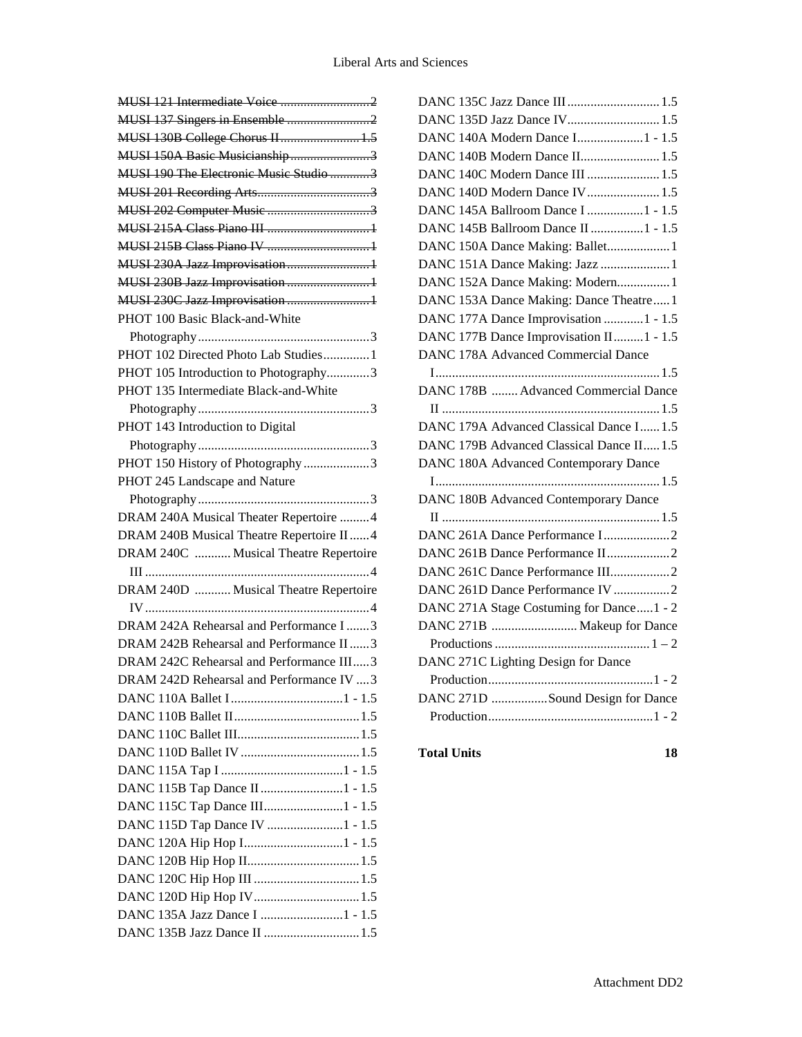~~MUSI 121 Intermediate Voice ... 2~~
~~MUSI 137 Singers in Ensemble ... 2~~
~~MUSI 130B College Chorus II ... 1.5~~
~~MUSI 150A Basic Musicianship ... 3~~
~~MUSI 190 The Electronic Music Studio ... 3~~
~~MUSI 201 Recording Arts ... 3~~
~~MUSI 202 Computer Music ... 3~~
~~MUSI 215A Class Piano III ... 1~~
~~MUSI 215B Class Piano IV ... 1~~
~~MUSI 230A Jazz Improvisation ... 1~~
~~MUSI 230B Jazz Improvisation ... 1~~
~~MUSI 230C Jazz Improvisation ... 1~~
PHOT 100 Basic Black-and-White Photography ... 3
PHOT 102 Directed Photo Lab Studies ... 1
PHOT 105 Introduction to Photography ... 3
PHOT 135 Intermediate Black-and-White Photography ... 3
PHOT 143 Introduction to Digital Photography ... 3
PHOT 150 History of Photography ... 3
PHOT 245 Landscape and Nature Photography ... 3
DRAM 240A Musical Theater Repertoire ... 4
DRAM 240B Musical Theatre Repertoire II ... 4
DRAM 240C Musical Theatre Repertoire III ... 4
DRAM 240D Musical Theatre Repertoire IV ... 4
DRAM 242A Rehearsal and Performance I ... 3
DRAM 242B Rehearsal and Performance II ... 3
DRAM 242C Rehearsal and Performance III ... 3
DRAM 242D Rehearsal and Performance IV ... 3
DANC 110A Ballet I ... 1 - 1.5
DANC 110B Ballet II ... 1.5
DANC 110C Ballet III ... 1.5
DANC 110D Ballet IV ... 1.5
DANC 115A Tap I ... 1 - 1.5
DANC 115B Tap Dance II ... 1 - 1.5
DANC 115C Tap Dance III ... 1 - 1.5
DANC 115D Tap Dance IV ... 1 - 1.5
DANC 120A Hip Hop I ... 1 - 1.5
DANC 120B Hip Hop II ... 1.5
DANC 120C Hip Hop III ... 1.5
DANC 120D Hip Hop IV ... 1.5
DANC 135A Jazz Dance I ... 1 - 1.5
DANC 135B Jazz Dance II ... 1.5
DANC 135C Jazz Dance III ... 1.5
DANC 135D Jazz Dance IV ... 1.5
DANC 140A Modern Dance I ... 1 - 1.5
DANC 140B Modern Dance II ... 1.5
DANC 140C Modern Dance III ... 1.5
DANC 140D Modern Dance IV ... 1.5
DANC 145A Ballroom Dance I ... 1 - 1.5
DANC 145B Ballroom Dance II ... 1 - 1.5
DANC 150A Dance Making: Ballet ... 1
DANC 151A Dance Making: Jazz ... 1
DANC 152A Dance Making: Modern ... 1
DANC 153A Dance Making: Dance Theatre ... 1
DANC 177A Dance Improvisation ... 1 - 1.5
DANC 177B Dance Improvisation II ... 1 - 1.5
DANC 178A Advanced Commercial Dance I ... 1.5
DANC 178B Advanced Commercial Dance II ... 1.5
DANC 179A Advanced Classical Dance I ... 1.5
DANC 179B Advanced Classical Dance II ... 1.5
DANC 180A Advanced Contemporary Dance I ... 1.5
DANC 180B Advanced Contemporary Dance II ... 1.5
DANC 261A Dance Performance I ... 2
DANC 261B Dance Performance II ... 2
DANC 261C Dance Performance III ... 2
DANC 261D Dance Performance IV ... 2
DANC 271A Stage Costuming for Dance ... 1 - 2
DANC 271B Makeup for Dance Productions ... 1 – 2
DANC 271C Lighting Design for Dance Production ... 1 - 2
DANC 271D Sound Design for Dance Production ... 1 - 2

**Total Units 18**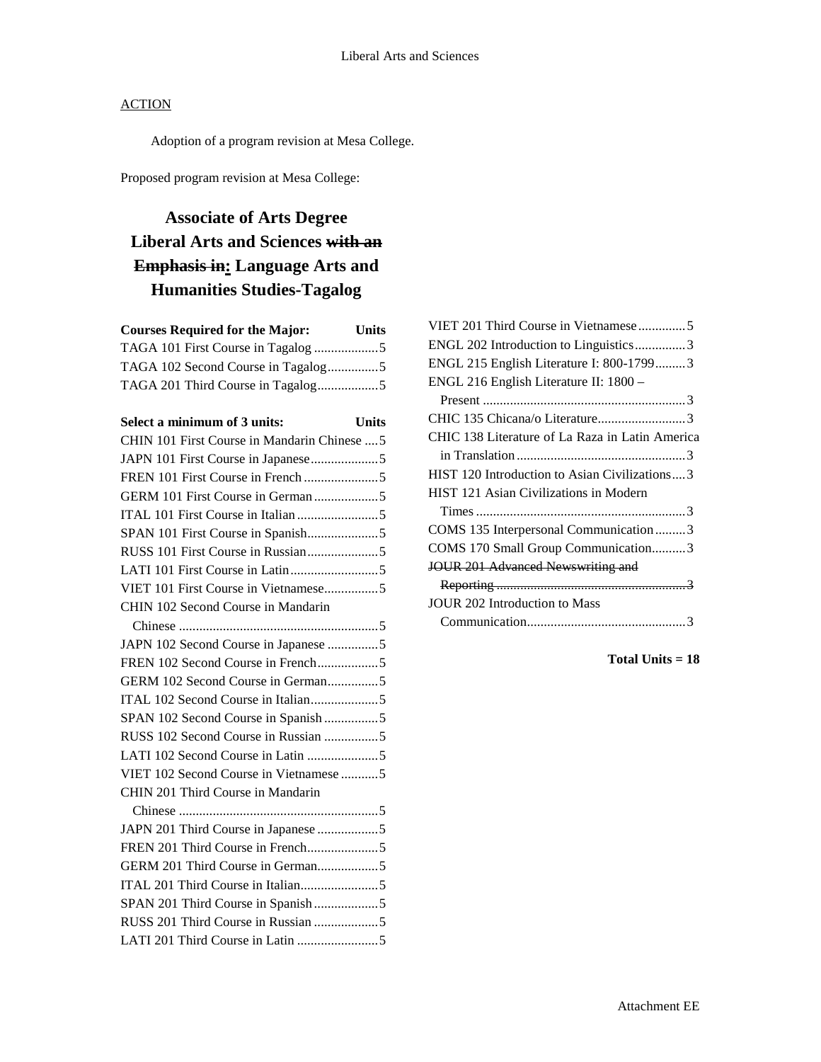ACTION

Adoption of a program revision at Mesa College.

Proposed program revision at Mesa College:

# Associate of Arts Degree Liberal Arts and Sciences ~~with an Emphasis in~~: Language Arts and Humanities Studies-Tagalog

| Courses Required for the Major: | Units |
|---|---|
| TAGA 101 First Course in Tagalog | 5 |
| TAGA 102 Second Course in Tagalog | 5 |
| TAGA 201 Third Course in Tagalog | 5 |

| Select a minimum of 3 units: | Units |
|---|---|
| CHIN 101 First Course in Mandarin Chinese | 5 |
| JAPN 101 First Course in Japanese | 5 |
| FREN 101 First Course in French | 5 |
| GERM 101 First Course in German | 5 |
| ITAL 101 First Course in Italian | 5 |
| SPAN 101 First Course in Spanish | 5 |
| RUSS 101 First Course in Russian | 5 |
| LATI 101 First Course in Latin | 5 |
| VIET 101 First Course in Vietnamese | 5 |
| CHIN 102 Second Course in Mandarin Chinese | 5 |
| JAPN 102 Second Course in Japanese | 5 |
| FREN 102 Second Course in French | 5 |
| GERM 102 Second Course in German | 5 |
| ITAL 102 Second Course in Italian | 5 |
| SPAN 102 Second Course in Spanish | 5 |
| RUSS 102 Second Course in Russian | 5 |
| LATI 102 Second Course in Latin | 5 |
| VIET 102 Second Course in Vietnamese | 5 |
| CHIN 201 Third Course in Mandarin Chinese | 5 |
| JAPN 201 Third Course in Japanese | 5 |
| FREN 201 Third Course in French | 5 |
| GERM 201 Third Course in German | 5 |
| ITAL 201 Third Course in Italian | 5 |
| SPAN 201 Third Course in Spanish | 5 |
| RUSS 201 Third Course in Russian | 5 |
| LATI 201 Third Course in Latin | 5 |
| VIET 201 Third Course in Vietnamese | 5 |
| ENGL 202 Introduction to Linguistics | 3 |
| ENGL 215 English Literature I: 800-1799 | 3 |
| ENGL 216 English Literature II: 1800 – Present | 3 |
| CHIC 135 Chicana/o Literature | 3 |
| CHIC 138 Literature of La Raza in Latin America in Translation | 3 |
| HIST 120 Introduction to Asian Civilizations | 3 |
| HIST 121 Asian Civilizations in Modern Times | 3 |
| COMS 135 Interpersonal Communication | 3 |
| COMS 170 Small Group Communication | 3 |
| ~~JOUR 201 Advanced Newswriting and Reporting~~ | ~~3~~ |
| JOUR 202 Introduction to Mass Communication | 3 |

**Total Units = 18**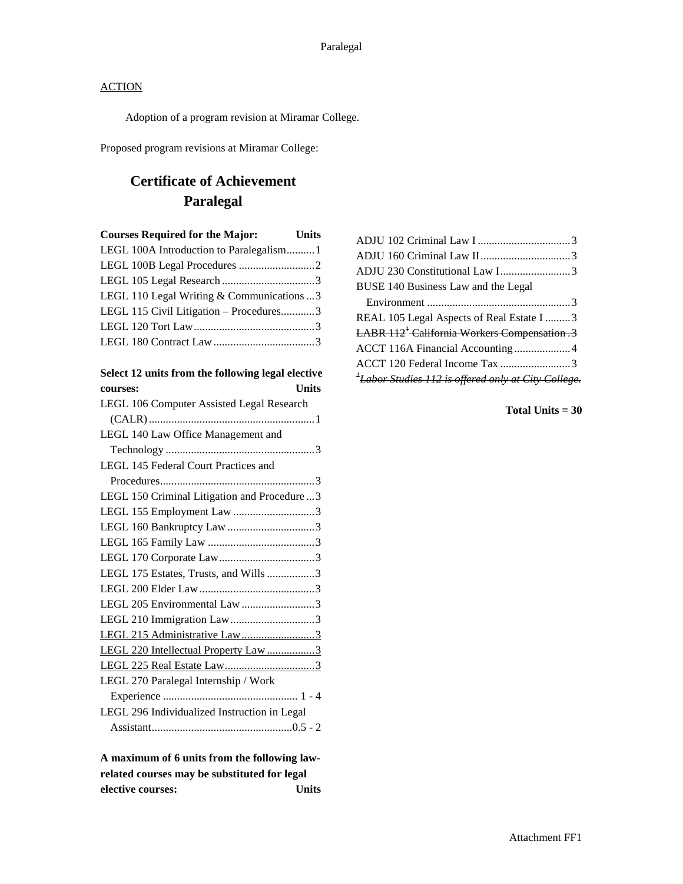Paralegal

ACTION

Adoption of a program revision at Miramar College.

Proposed program revisions at Miramar College:

# Certificate of Achievement
# Paralegal

| Courses Required for the Major: | Units |
|---|---|
| LEGL 100A Introduction to Paralegalism | 1 |
| LEGL 100B Legal Procedures | 2 |
| LEGL 105 Legal Research | 3 |
| LEGL 110 Legal Writing & Communications | 3 |
| LEGL 115 Civil Litigation – Procedures | 3 |
| LEGL 120 Tort Law | 3 |
| LEGL 180 Contract Law | 3 |

| Select 12 units from the following legal elective courses: | Units |
|---|---|
| LEGL 106 Computer Assisted Legal Research (CALR) | 1 |
| LEGL 140 Law Office Management and Technology | 3 |
| LEGL 145 Federal Court Practices and Procedures | 3 |
| LEGL 150 Criminal Litigation and Procedure | 3 |
| LEGL 155 Employment Law | 3 |
| LEGL 160 Bankruptcy Law | 3 |
| LEGL 165 Family Law | 3 |
| LEGL 170 Corporate Law | 3 |
| LEGL 175 Estates, Trusts, and Wills | 3 |
| LEGL 200 Elder Law | 3 |
| LEGL 205 Environmental Law | 3 |
| LEGL 210 Immigration Law | 3 |
| <u>LEGL 215 Administrative Law</u> | <u>3</u> |
| <u>LEGL 220 Intellectual Property Law</u> | <u>3</u> |
| <u>LEGL 225 Real Estate Law</u> | <u>3</u> |
| LEGL 270 Paralegal Internship / Work Experience | 1 - 4 |
| LEGL 296 Individualized Instruction in Legal Assistant | 0.5 - 2 |

| A maximum of 6 units from the following law-related courses may be substituted for legal elective courses: | Units |
|---|---|
| ADJU 102 Criminal Law I | 3 |
| ADJU 160 Criminal Law II | 3 |
| ADJU 230 Constitutional Law I | 3 |
| BUSE 140 Business Law and the Legal Environment | 3 |
| REAL 105 Legal Aspects of Real Estate I | 3 |
| ~~LABR 112[1] California Workers Compensation~~ | ~~3~~ |
| ACCT 116A Financial Accounting | 4 |
| ACCT 120 Federal Income Tax | 3 |

~~[1]*Labor Studies 112 is offered only at City College.*~~

**Total Units = 30**

Attachment FF1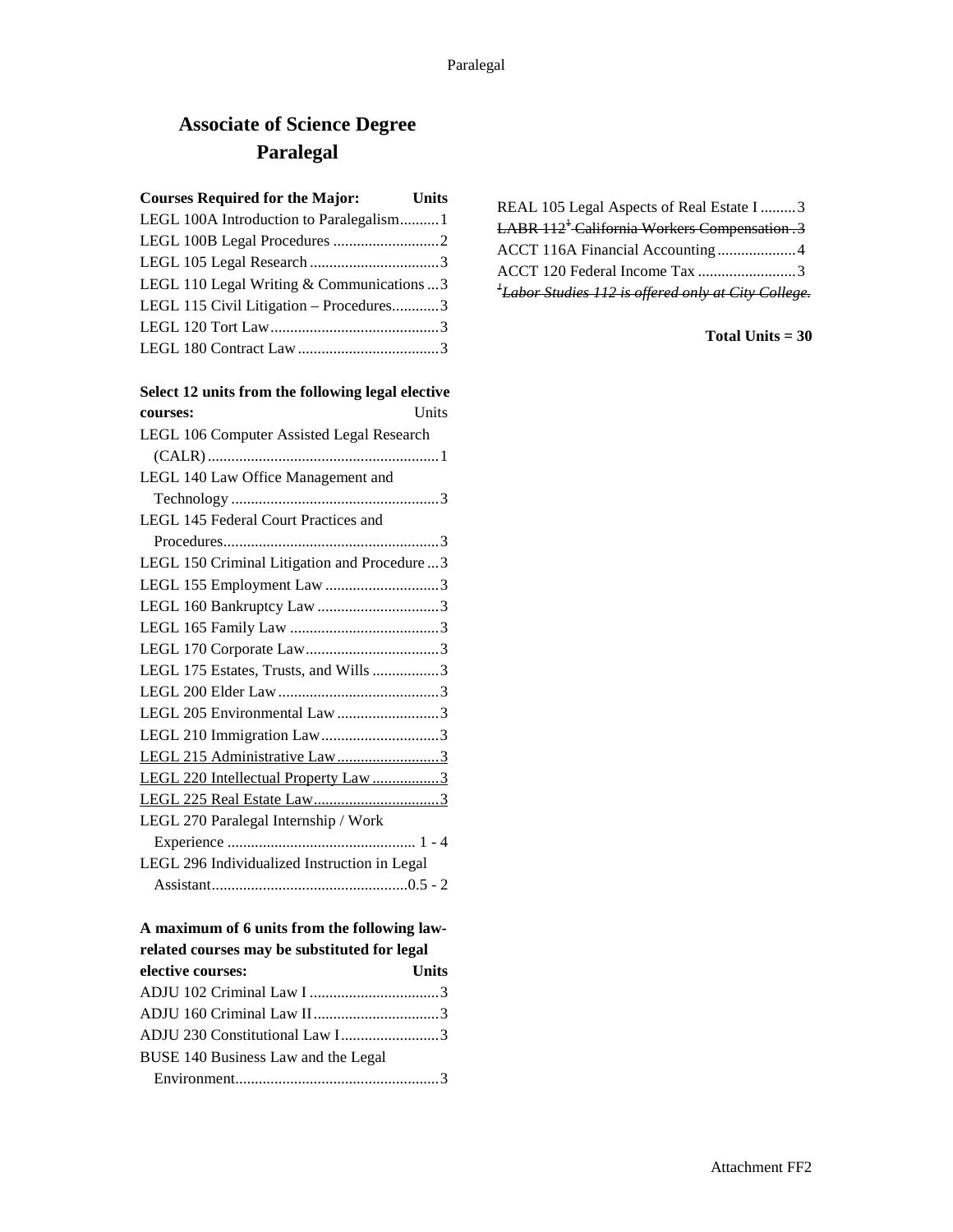# Associate of Science Degree
# Paralegal

| Courses Required for the Major: | Units |
| --- | --- |
| LEGL 100A Introduction to Paralegalism | 1 |
| LEGL 100B Legal Procedures | 2 |
| LEGL 105 Legal Research | 3 |
| LEGL 110 Legal Writing & Communications | 3 |
| LEGL 115 Civil Litigation – Procedures | 3 |
| LEGL 120 Tort Law | 3 |
| LEGL 180 Contract Law | 3 |

| Select 12 units from the following legal elective courses: | Units |
| --- | --- |
| LEGL 106 Computer Assisted Legal Research (CALR) | 1 |
| LEGL 140 Law Office Management and Technology | 3 |
| LEGL 145 Federal Court Practices and Procedures | 3 |
| LEGL 150 Criminal Litigation and Procedure | 3 |
| LEGL 155 Employment Law | 3 |
| LEGL 160 Bankruptcy Law | 3 |
| LEGL 165 Family Law | 3 |
| LEGL 170 Corporate Law | 3 |
| LEGL 175 Estates, Trusts, and Wills | 3 |
| LEGL 200 Elder Law | 3 |
| LEGL 205 Environmental Law | 3 |
| LEGL 210 Immigration Law | 3 |
| <u>LEGL 215 Administrative Law</u> | <u>3</u> |
| <u>LEGL 220 Intellectual Property Law</u> | <u>3</u> |
| <u>LEGL 225 Real Estate Law</u> | <u>3</u> |
| LEGL 270 Paralegal Internship / Work Experience | 1 - 4 |
| LEGL 296 Individualized Instruction in Legal Assistant | 0.5 - 2 |

| A maximum of 6 units from the following law-related courses may be substituted for legal elective courses: | Units |
| --- | --- |
| ADJU 102 Criminal Law I | 3 |
| ADJU 160 Criminal Law II | 3 |
| ADJU 230 Constitutional Law I | 3 |
| BUSE 140 Business Law and the Legal Environment | 3 |
| REAL 105 Legal Aspects of Real Estate I | 3 |
| ~~LABR 112[1] California Workers Compensation~~ | ~~3~~ |
| ACCT 116A Financial Accounting | 4 |
| ACCT 120 Federal Income Tax | 3 |

~~*[1]Labor Studies 112 is offered only at City College.*~~

**Total Units = 30**

Attachment FF2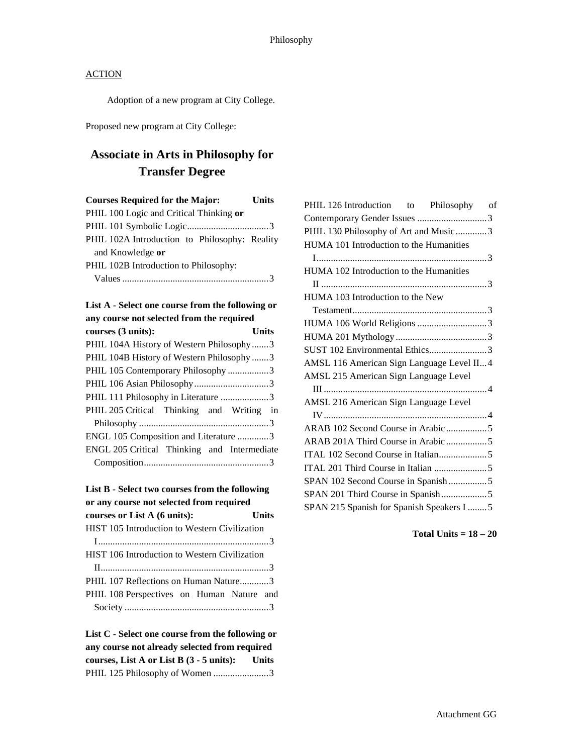ACTION

Adoption of a new program at City College.

Proposed new program at City College:

# Associate in Arts in Philosophy for Transfer Degree

**Courses Required for the Major: Units**

PHIL 100 Logic and Critical Thinking **or**
PHIL 101 Symbolic Logic..................................3
PHIL 102A Introduction to Philosophy: Reality and Knowledge **or**
PHIL 102B Introduction to Philosophy: Values .............................................................3

**List A - Select one course from the following or any course not selected from the required courses (3 units): Units**

PHIL 104A History of Western Philosophy.......3
PHIL 104B History of Western Philosophy.......3
PHIL 105 Contemporary Philosophy .................3
PHIL 106 Asian Philosophy...............................3
PHIL 111 Philosophy in Literature ....................3
PHIL 205 Critical Thinking and Writing in Philosophy ......................................................3
ENGL 105 Composition and Literature .............3
ENGL 205 Critical Thinking and Intermediate Composition....................................................3

**List B - Select two courses from the following or any course not selected from required courses or List A (6 units): Units**

HIST 105 Introduction to Western Civilization I.......................................................................3
HIST 106 Introduction to Western Civilization II......................................................................3
PHIL 107 Reflections on Human Nature............3
PHIL 108 Perspectives on Human Nature and Society ............................................................3

**List C - Select one course from the following or any course not already selected from required courses, List A or List B (3 - 5 units): Units**

PHIL 125 Philosophy of Women .......................3
PHIL 126 Introduction to Philosophy of Contemporary Gender Issues .............................3
PHIL 130 Philosophy of Art and Music.............3
HUMA 101 Introduction to the Humanities I.......................................................................3
HUMA 102 Introduction to the Humanities II .....................................................................3
HUMA 103 Introduction to the New Testament........................................................3
HUMA 106 World Religions .............................3
HUMA 201 Mythology......................................3
SUST 102 Environmental Ethics........................3
AMSL 116 American Sign Language Level II...4
AMSL 215 American Sign Language Level III ....................................................................4
AMSL 216 American Sign Language Level IV....................................................................4
ARAB 102 Second Course in Arabic.................5
ARAB 201A Third Course in Arabic.................5
ITAL 102 Second Course in Italian....................5
ITAL 201 Third Course in Italian ......................5
SPAN 102 Second Course in Spanish................5
SPAN 201 Third Course in Spanish...................5
SPAN 215 Spanish for Spanish Speakers I ........5

**Total Units = 18 – 20**

Attachment GG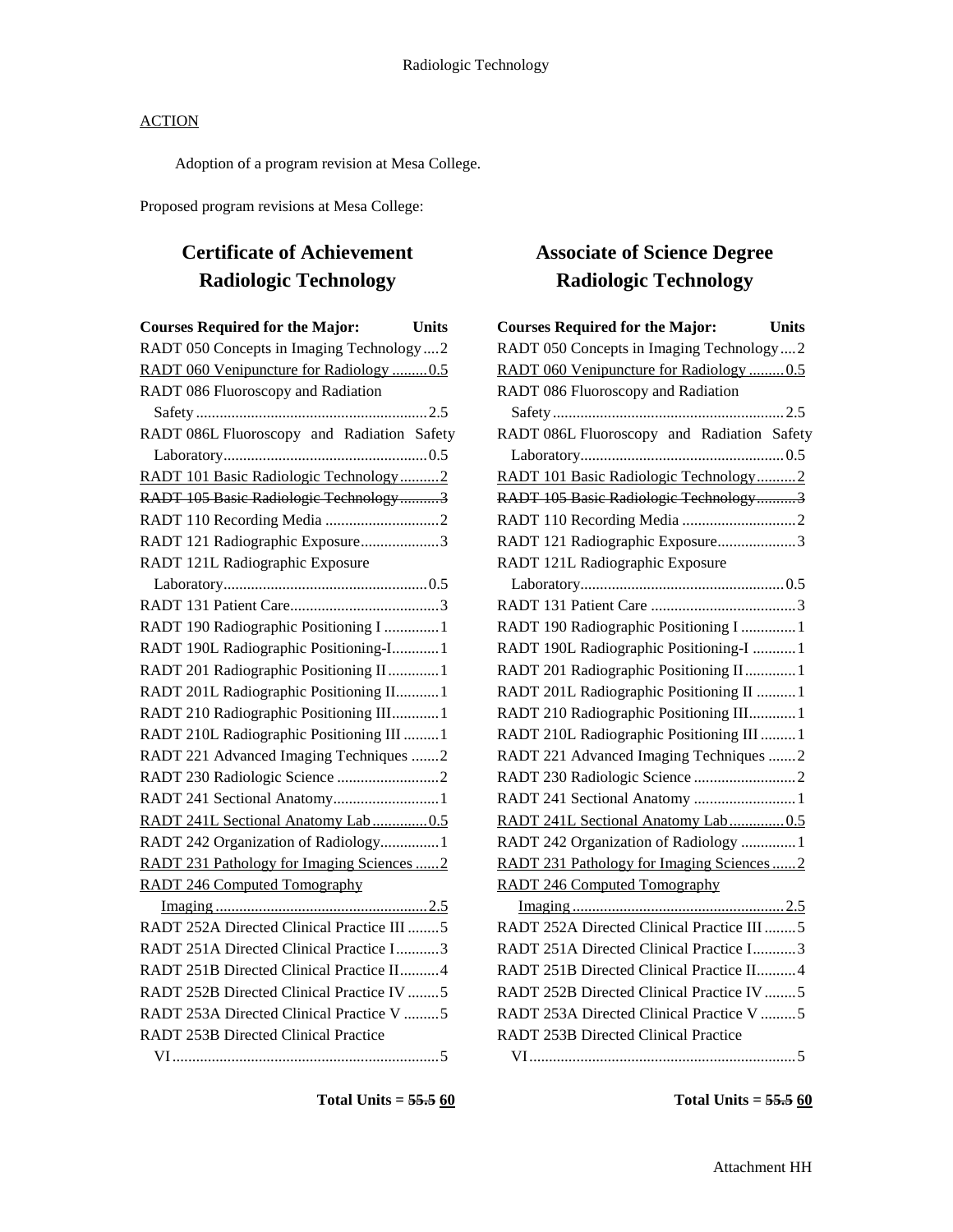ACTION

Adoption of a program revision at Mesa College.

Proposed program revisions at Mesa College:

## Certificate of Achievement Radiologic Technology

| Courses Required for the Major: | Units |
|---|---|
| RADT 050 Concepts in Imaging Technology | 2 |
| <u>RADT 060 Venipuncture for Radiology</u> | <u>0.5</u> |
| RADT 086 Fluoroscopy and Radiation Safety | 2.5 |
| RADT 086L Fluoroscopy and Radiation Safety Laboratory | 0.5 |
| <u>RADT 101 Basic Radiologic Technology</u> | <u>2</u> |
| ~~RADT 105 Basic Radiologic Technology~~ | ~~3~~ |
| RADT 110 Recording Media | 2 |
| RADT 121 Radiographic Exposure | 3 |
| RADT 121L Radiographic Exposure Laboratory | 0.5 |
| RADT 131 Patient Care | 3 |
| RADT 190 Radiographic Positioning I | 1 |
| RADT 190L Radiographic Positioning-I | 1 |
| RADT 201 Radiographic Positioning II | 1 |
| RADT 201L Radiographic Positioning II | 1 |
| RADT 210 Radiographic Positioning III | 1 |
| RADT 210L Radiographic Positioning III | 1 |
| RADT 221 Advanced Imaging Techniques | 2 |
| RADT 230 Radiologic Science | 2 |
| RADT 241 Sectional Anatomy | 1 |
| <u>RADT 241L Sectional Anatomy Lab</u> | <u>0.5</u> |
| RADT 242 Organization of Radiology | 1 |
| <u>RADT 231 Pathology for Imaging Sciences</u> | <u>2</u> |
| <u>RADT 246 Computed Tomography Imaging</u> | <u>2.5</u> |
| RADT 252A Directed Clinical Practice III | 5 |
| RADT 251A Directed Clinical Practice I | 3 |
| RADT 251B Directed Clinical Practice II | 4 |
| RADT 252B Directed Clinical Practice IV | 5 |
| RADT 253A Directed Clinical Practice V | 5 |
| RADT 253B Directed Clinical Practice VI | 5 |

**Total Units = ~~55.5~~ <u>60</u>**

## Associate of Science Degree Radiologic Technology

| Courses Required for the Major: | Units |
|---|---|
| RADT 050 Concepts in Imaging Technology | 2 |
| <u>RADT 060 Venipuncture for Radiology</u> | <u>0.5</u> |
| RADT 086 Fluoroscopy and Radiation Safety | 2.5 |
| RADT 086L Fluoroscopy and Radiation Safety Laboratory | 0.5 |
| <u>RADT 101 Basic Radiologic Technology</u> | <u>2</u> |
| ~~RADT 105 Basic Radiologic Technology~~ | ~~3~~ |
| RADT 110 Recording Media | 2 |
| RADT 121 Radiographic Exposure | 3 |
| RADT 121L Radiographic Exposure Laboratory | 0.5 |
| RADT 131 Patient Care | 3 |
| RADT 190 Radiographic Positioning I | 1 |
| RADT 190L Radiographic Positioning-I | 1 |
| RADT 201 Radiographic Positioning II | 1 |
| RADT 201L Radiographic Positioning II | 1 |
| RADT 210 Radiographic Positioning III | 1 |
| RADT 210L Radiographic Positioning III | 1 |
| RADT 221 Advanced Imaging Techniques | 2 |
| RADT 230 Radiologic Science | 2 |
| RADT 241 Sectional Anatomy | 1 |
| <u>RADT 241L Sectional Anatomy Lab</u> | <u>0.5</u> |
| RADT 242 Organization of Radiology | 1 |
| <u>RADT 231 Pathology for Imaging Sciences</u> | <u>2</u> |
| <u>RADT 246 Computed Tomography Imaging</u> | <u>2.5</u> |
| RADT 252A Directed Clinical Practice III | 5 |
| RADT 251A Directed Clinical Practice I | 3 |
| RADT 251B Directed Clinical Practice II | 4 |
| RADT 252B Directed Clinical Practice IV | 5 |
| RADT 253A Directed Clinical Practice V | 5 |
| RADT 253B Directed Clinical Practice VI | 5 |

**Total Units = ~~55.5~~ <u>60</u>**

Attachment HH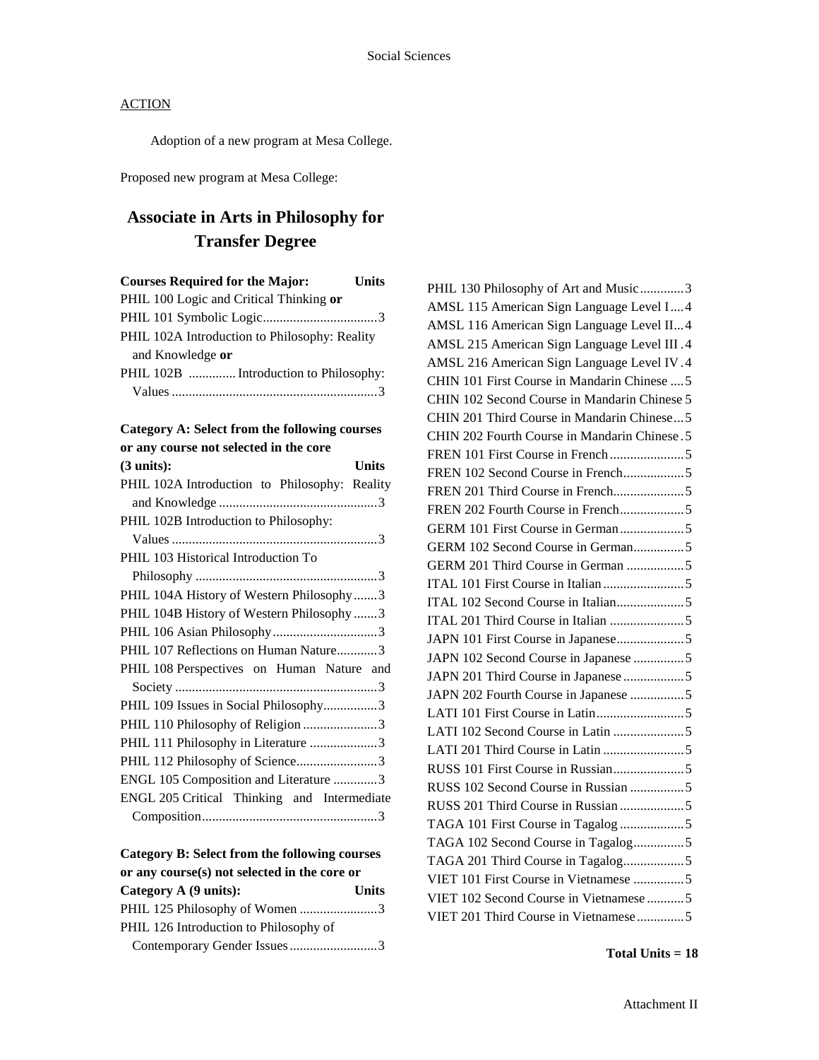ACTION

Adoption of a new program at Mesa College.

Proposed new program at Mesa College:

## Associate in Arts in Philosophy for Transfer Degree

| Courses Required for the Major: | Units |
|---|---|
| PHIL 100 Logic and Critical Thinking **or** | |
| PHIL 101 Symbolic Logic | 3 |
| PHIL 102A Introduction to Philosophy: Reality and Knowledge **or** | |
| PHIL 102B Introduction to Philosophy: Values | 3 |

| Category A: Select from the following courses or any course not selected in the core (3 units): | Units |
|---|---|
| PHIL 102A Introduction to Philosophy: Reality and Knowledge | 3 |
| PHIL 102B Introduction to Philosophy: Values | 3 |
| PHIL 103 Historical Introduction To Philosophy | 3 |
| PHIL 104A History of Western Philosophy | 3 |
| PHIL 104B History of Western Philosophy | 3 |
| PHIL 106 Asian Philosophy | 3 |
| PHIL 107 Reflections on Human Nature | 3 |
| PHIL 108 Perspectives on Human Nature and Society | 3 |
| PHIL 109 Issues in Social Philosophy | 3 |
| PHIL 110 Philosophy of Religion | 3 |
| PHIL 111 Philosophy in Literature | 3 |
| PHIL 112 Philosophy of Science | 3 |
| ENGL 105 Composition and Literature | 3 |
| ENGL 205 Critical Thinking and Intermediate Composition | 3 |

| Category B: Select from the following courses or any course(s) not selected in the core or Category A (9 units): | Units |
|---|---|
| PHIL 125 Philosophy of Women | 3 |
| PHIL 126 Introduction to Philosophy of Contemporary Gender Issues | 3 |
| PHIL 130 Philosophy of Art and Music | 3 |
| AMSL 115 American Sign Language Level I | 4 |
| AMSL 116 American Sign Language Level II | 4 |
| AMSL 215 American Sign Language Level III | 4 |
| AMSL 216 American Sign Language Level IV | 4 |
| CHIN 101 First Course in Mandarin Chinese | 5 |
| CHIN 102 Second Course in Mandarin Chinese | 5 |
| CHIN 201 Third Course in Mandarin Chinese | 5 |
| CHIN 202 Fourth Course in Mandarin Chinese | 5 |
| FREN 101 First Course in French | 5 |
| FREN 102 Second Course in French | 5 |
| FREN 201 Third Course in French | 5 |
| FREN 202 Fourth Course in French | 5 |
| GERM 101 First Course in German | 5 |
| GERM 102 Second Course in German | 5 |
| GERM 201 Third Course in German | 5 |
| ITAL 101 First Course in Italian | 5 |
| ITAL 102 Second Course in Italian | 5 |
| ITAL 201 Third Course in Italian | 5 |
| JAPN 101 First Course in Japanese | 5 |
| JAPN 102 Second Course in Japanese | 5 |
| JAPN 201 Third Course in Japanese | 5 |
| JAPN 202 Fourth Course in Japanese | 5 |
| LATI 101 First Course in Latin | 5 |
| LATI 102 Second Course in Latin | 5 |
| LATI 201 Third Course in Latin | 5 |
| RUSS 101 First Course in Russian | 5 |
| RUSS 102 Second Course in Russian | 5 |
| RUSS 201 Third Course in Russian | 5 |
| TAGA 101 First Course in Tagalog | 5 |
| TAGA 102 Second Course in Tagalog | 5 |
| TAGA 201 Third Course in Tagalog | 5 |
| VIET 101 First Course in Vietnamese | 5 |
| VIET 102 Second Course in Vietnamese | 5 |
| VIET 201 Third Course in Vietnamese | 5 |

**Total Units = 18**

Attachment II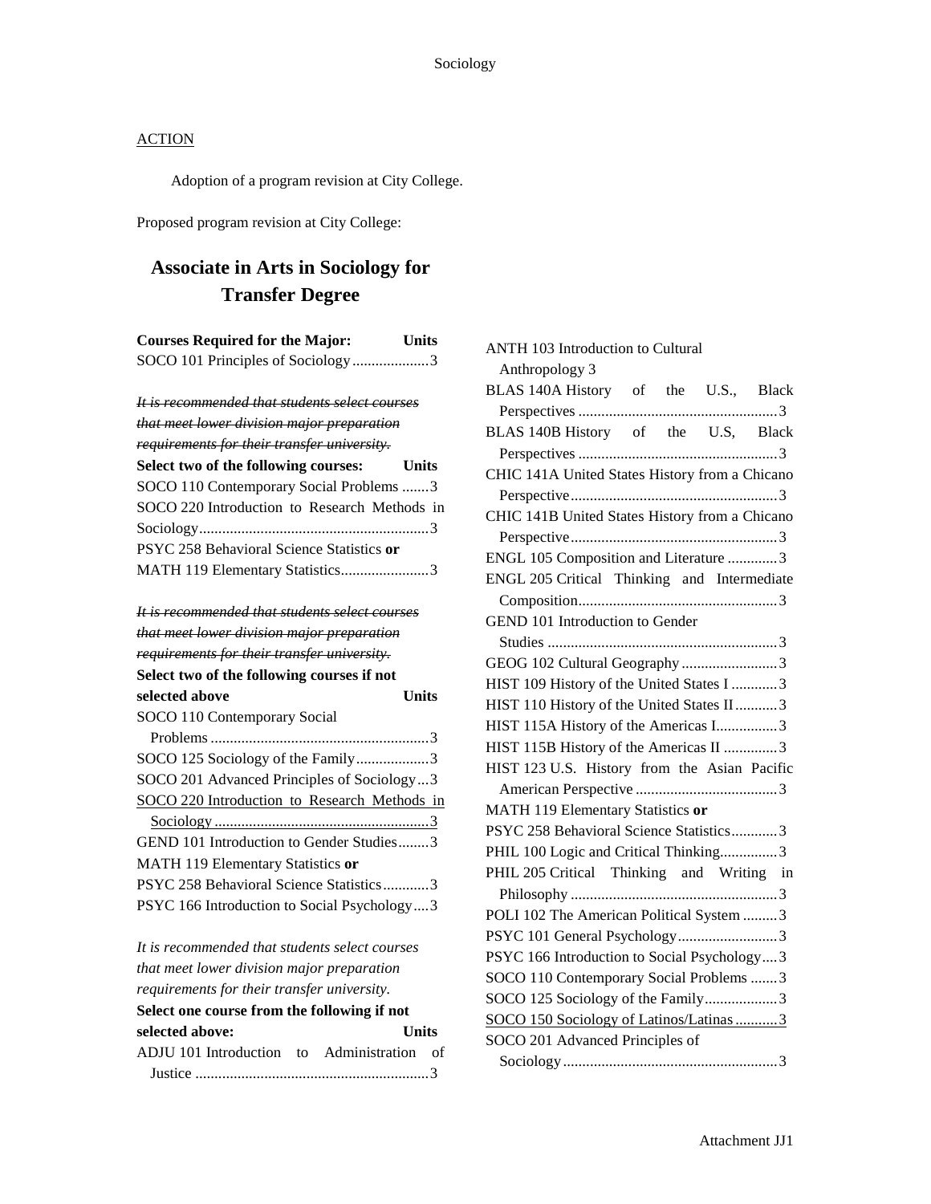ACTION

Adoption of a program revision at City College.

Proposed program revision at City College:

## Associate in Arts in Sociology for Transfer Degree

**Courses Required for the Major: Units**

SOCO 101 Principles of Sociology....................3

~~*It is recommended that students select courses that meet lower division major preparation requirements for their transfer university.*~~

**Select two of the following courses: Units**

SOCO 110 Contemporary Social Problems .......3
SOCO 220 Introduction to Research Methods in Sociology............................................................3
PSYC 258 Behavioral Science Statistics **or**
MATH 119 Elementary Statistics.......................3

~~*It is recommended that students select courses that meet lower division major preparation requirements for their transfer university.*~~

**Select two of the following courses if not selected above Units**

SOCO 110 Contemporary Social Problems .........................................................3
SOCO 125 Sociology of the Family...................3
SOCO 201 Advanced Principles of Sociology...3
<u>SOCO 220 Introduction to Research Methods in Sociology.........................................................3</u>
GEND 101 Introduction to Gender Studies........3
MATH 119 Elementary Statistics **or**
PSYC 258 Behavioral Science Statistics............3
PSYC 166 Introduction to Social Psychology....3

*It is recommended that students select courses that meet lower division major preparation requirements for their transfer university.*

**Select one course from the following if not selected above: Units**

ADJU 101 Introduction to Administration of Justice .............................................................3
ANTH 103 Introduction to Cultural Anthropology 3
BLAS 140A History of the U.S., Black Perspectives ....................................................3
BLAS 140B History of the U.S, Black Perspectives ....................................................3
CHIC 141A United States History from a Chicano Perspective......................................................3
CHIC 141B United States History from a Chicano Perspective......................................................3
ENGL 105 Composition and Literature .............3
ENGL 205 Critical Thinking and Intermediate Composition....................................................3
GEND 101 Introduction to Gender Studies ............................................................3
GEOG 102 Cultural Geography .........................3
HIST 109 History of the United States I ............3
HIST 110 History of the United States II...........3
HIST 115A History of the Americas I................3
HIST 115B History of the Americas II ..............3
HIST 123 U.S. History from the Asian Pacific American Perspective .....................................3
MATH 119 Elementary Statistics **or**
PSYC 258 Behavioral Science Statistics............3
PHIL 100 Logic and Critical Thinking...............3
PHIL 205 Critical Thinking and Writing in Philosophy ......................................................3
POLI 102 The American Political System .........3
PSYC 101 General Psychology..........................3
PSYC 166 Introduction to Social Psychology....3
SOCO 110 Contemporary Social Problems .......3
SOCO 125 Sociology of the Family...................3
<u>SOCO 150 Sociology of Latinos/Latinas ...........3</u>
SOCO 201 Advanced Principles of Sociology........................................................3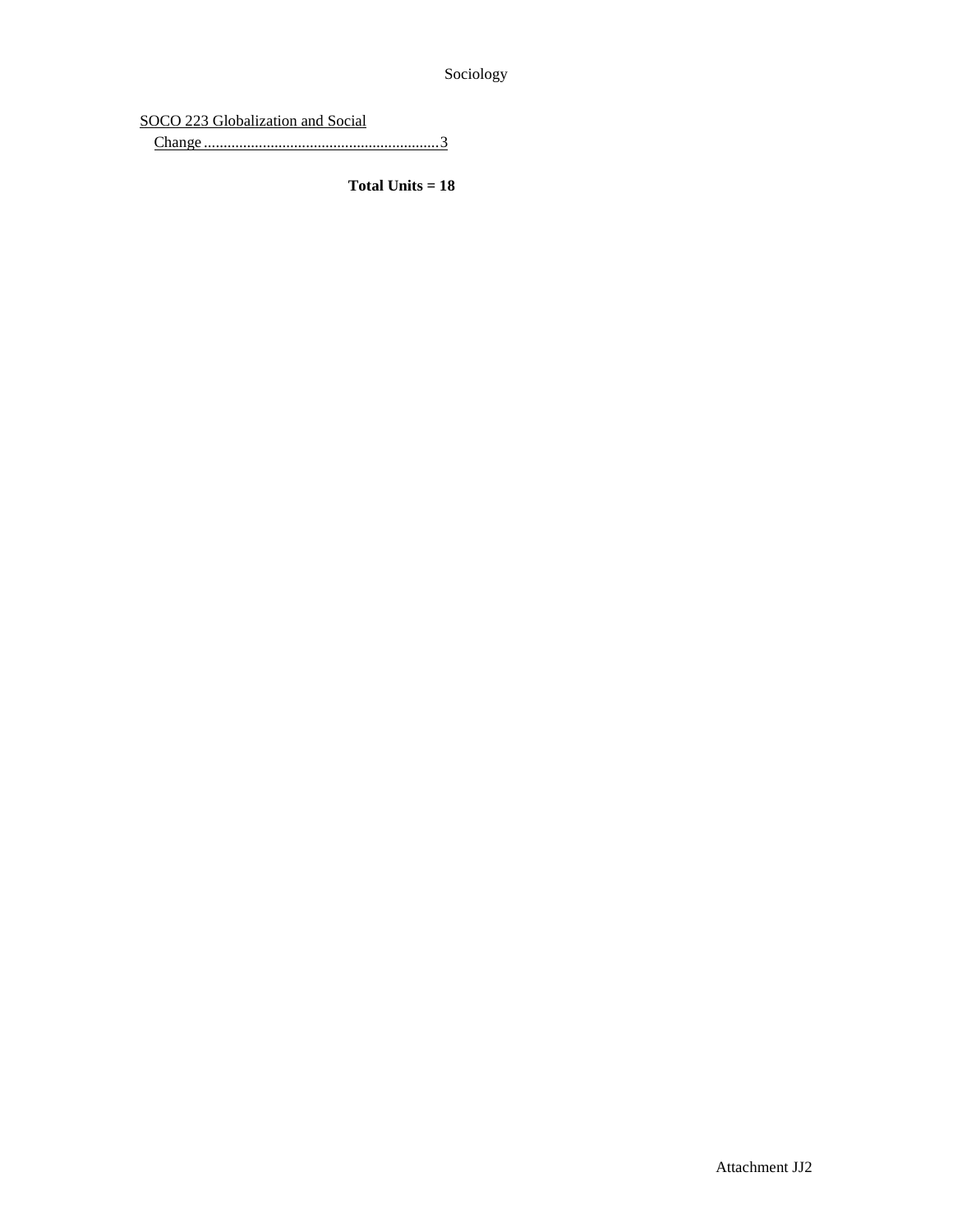SOCO 223 Globalization and Social Change ............................................................3

**Total Units = 18**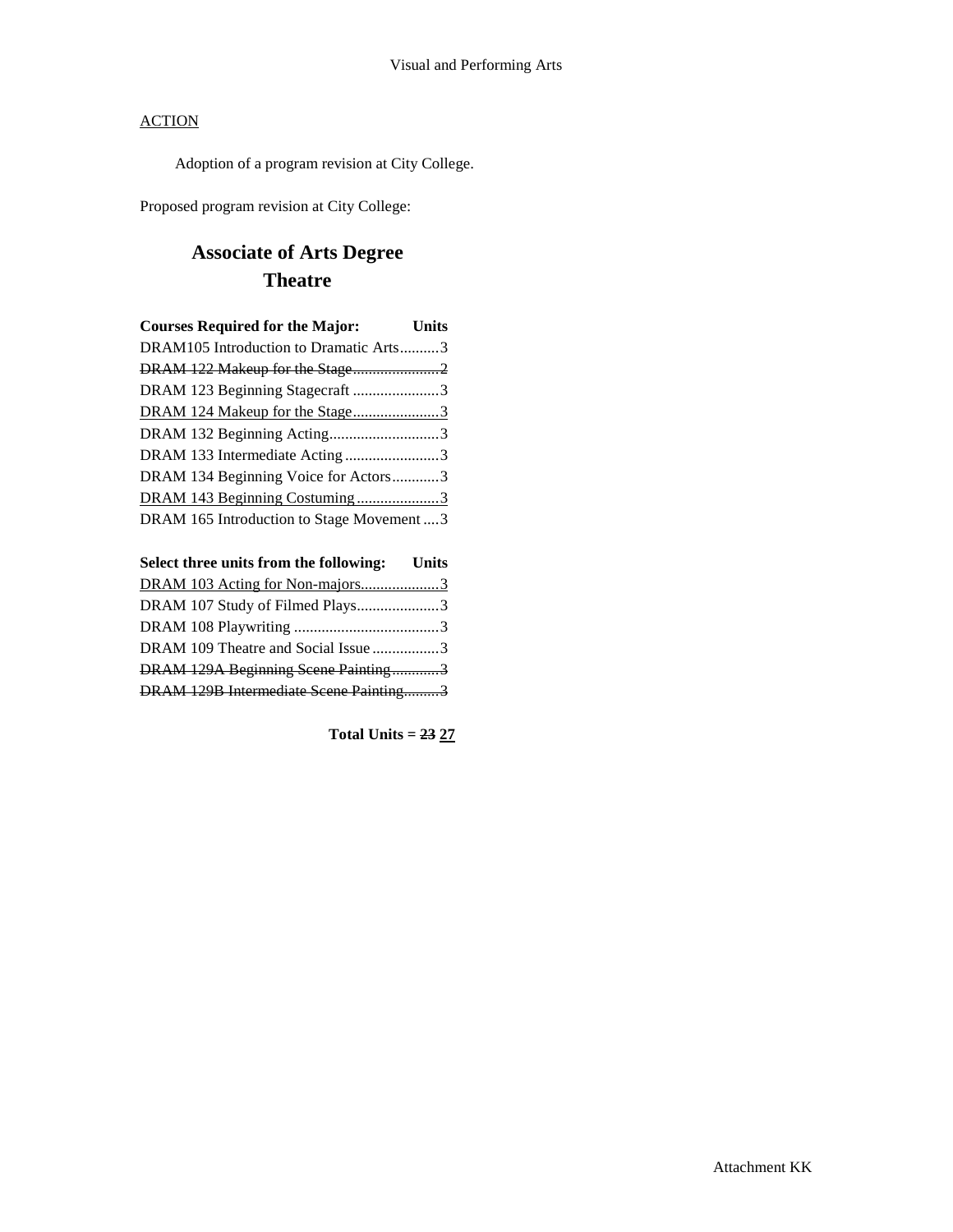Visual and Performing Arts

ACTION

Adoption of a program revision at City College.

Proposed program revision at City College:

## Associate of Arts Degree
## Theatre

| Courses Required for the Major: | Units |
|---|---|
| DRAM105 Introduction to Dramatic Arts | 3 |
| ~~DRAM 122 Makeup for the Stage~~ | ~~2~~ |
| DRAM 123 Beginning Stagecraft | 3 |
| <u>DRAM 124 Makeup for the Stage</u> | <u>3</u> |
| DRAM 132 Beginning Acting | 3 |
| DRAM 133 Intermediate Acting | 3 |
| DRAM 134 Beginning Voice for Actors | 3 |
| <u>DRAM 143 Beginning Costuming</u> | <u>3</u> |
| DRAM 165 Introduction to Stage Movement | 3 |

| Select three units from the following: | Units |
|---|---|
| <u>DRAM 103 Acting for Non-majors</u> | <u>3</u> |
| DRAM 107 Study of Filmed Plays | 3 |
| DRAM 108 Playwriting | 3 |
| DRAM 109 Theatre and Social Issue | 3 |
| ~~DRAM 129A Beginning Scene Painting~~ | ~~3~~ |
| ~~DRAM 129B Intermediate Scene Painting~~ | ~~3~~ |

**Total Units = ~~23~~ <u>27</u>**

Attachment KK